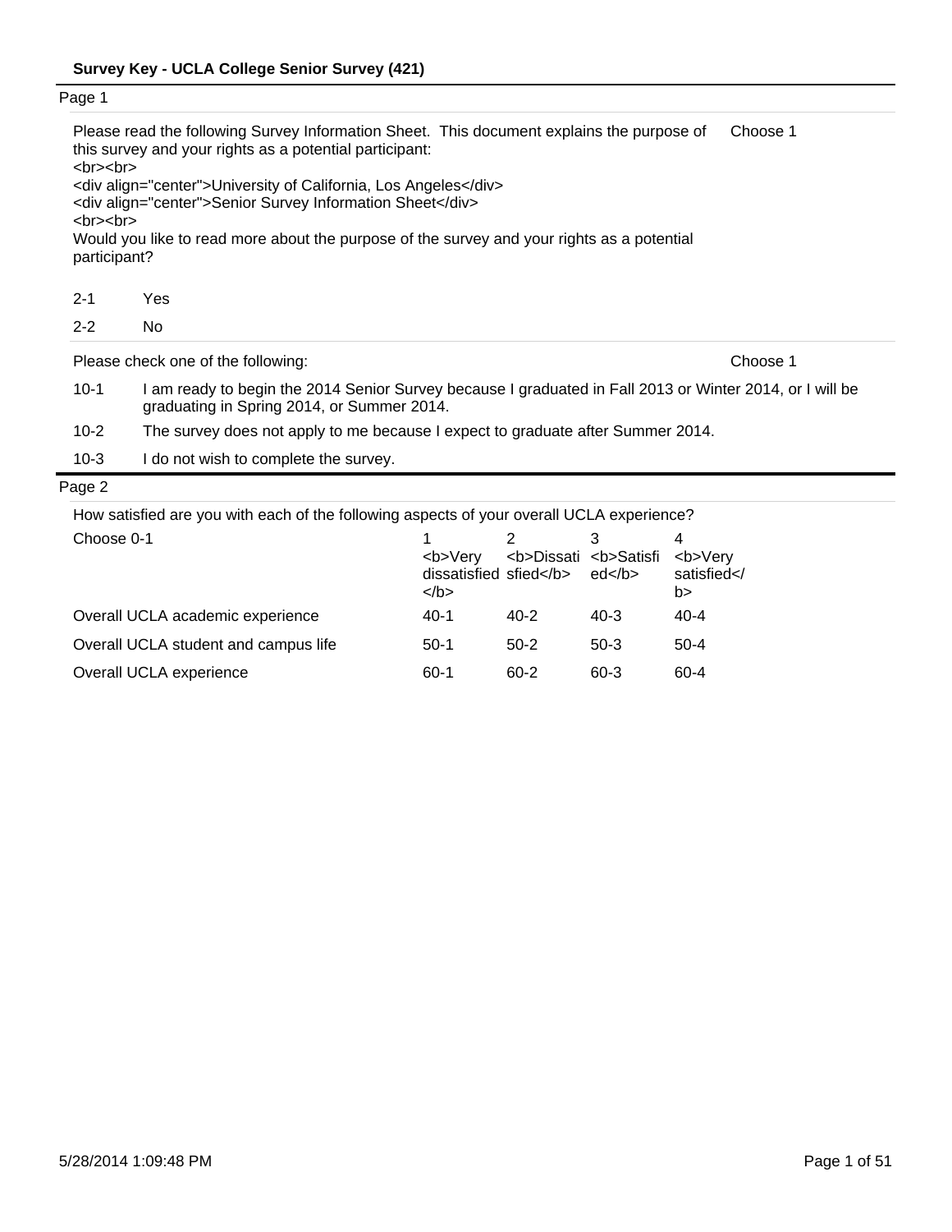**Survey Key - UCLA College Senior Survey (421)**

Page 1

Please read the following Survey Information Sheet. This document explains the purpose of this survey and your rights as a potential participant:
<br><br>
<div align="center">University of California, Los Angeles</div>
<div align="center">Senior Survey Information Sheet</div>
<br><br>
Would you like to read more about the purpose of the survey and your rights as a potential participant?

Choose 1

- 2-1 Yes
- 2-2 No

Please check one of the following:

Choose 1

- 10-1 I am ready to begin the 2014 Senior Survey because I graduated in Fall 2013 or Winter 2014, or I will be graduating in Spring 2014, or Summer 2014.
- 10-2 The survey does not apply to me because I expect to graduate after Summer 2014.
- 10-3 I do not wish to complete the survey.

Page 2

How satisfied are you with each of the following aspects of your overall UCLA experience?

| Choose 0-1 | 1 <b>Very dissatisfied</b> | 2 <b>Dissatisfied</b> | 3 <b>Satisfied</b> | 4 <b>Very satisfied</b> |
|---|---|---|---|---|
| Overall UCLA academic experience | 40-1 | 40-2 | 40-3 | 40-4 |
| Overall UCLA student and campus life | 50-1 | 50-2 | 50-3 | 50-4 |
| Overall UCLA experience | 60-1 | 60-2 | 60-3 | 60-4 |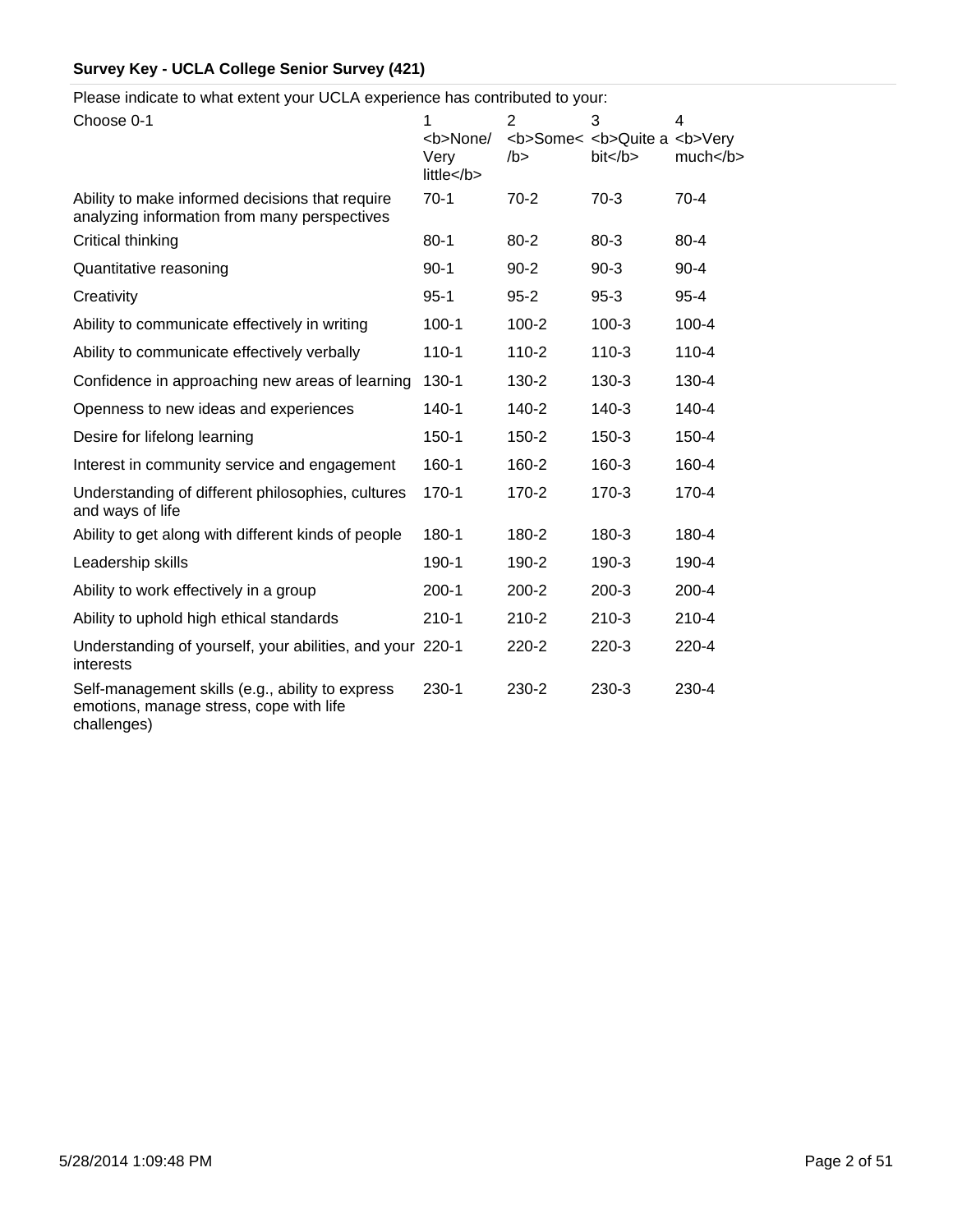**Survey Key - UCLA College Senior Survey (421)**

Please indicate to what extent your UCLA experience has contributed to your:

| Choose 0-1 | 1 <b>None/ Very little</b> | 2 <b>Some</b> | 3 <b>Quite a bit</b> | 4 <b>Very much</b> |
|---|---|---|---|---|
| Ability to make informed decisions that require analyzing information from many perspectives | 70-1 | 70-2 | 70-3 | 70-4 |
| Critical thinking | 80-1 | 80-2 | 80-3 | 80-4 |
| Quantitative reasoning | 90-1 | 90-2 | 90-3 | 90-4 |
| Creativity | 95-1 | 95-2 | 95-3 | 95-4 |
| Ability to communicate effectively in writing | 100-1 | 100-2 | 100-3 | 100-4 |
| Ability to communicate effectively verbally | 110-1 | 110-2 | 110-3 | 110-4 |
| Confidence in approaching new areas of learning | 130-1 | 130-2 | 130-3 | 130-4 |
| Openness to new ideas and experiences | 140-1 | 140-2 | 140-3 | 140-4 |
| Desire for lifelong learning | 150-1 | 150-2 | 150-3 | 150-4 |
| Interest in community service and engagement | 160-1 | 160-2 | 160-3 | 160-4 |
| Understanding of different philosophies, cultures and ways of life | 170-1 | 170-2 | 170-3 | 170-4 |
| Ability to get along with different kinds of people | 180-1 | 180-2 | 180-3 | 180-4 |
| Leadership skills | 190-1 | 190-2 | 190-3 | 190-4 |
| Ability to work effectively in a group | 200-1 | 200-2 | 200-3 | 200-4 |
| Ability to uphold high ethical standards | 210-1 | 210-2 | 210-3 | 210-4 |
| Understanding of yourself, your abilities, and your interests | 220-1 | 220-2 | 220-3 | 220-4 |
| Self-management skills (e.g., ability to express emotions, manage stress, cope with life challenges) | 230-1 | 230-2 | 230-3 | 230-4 |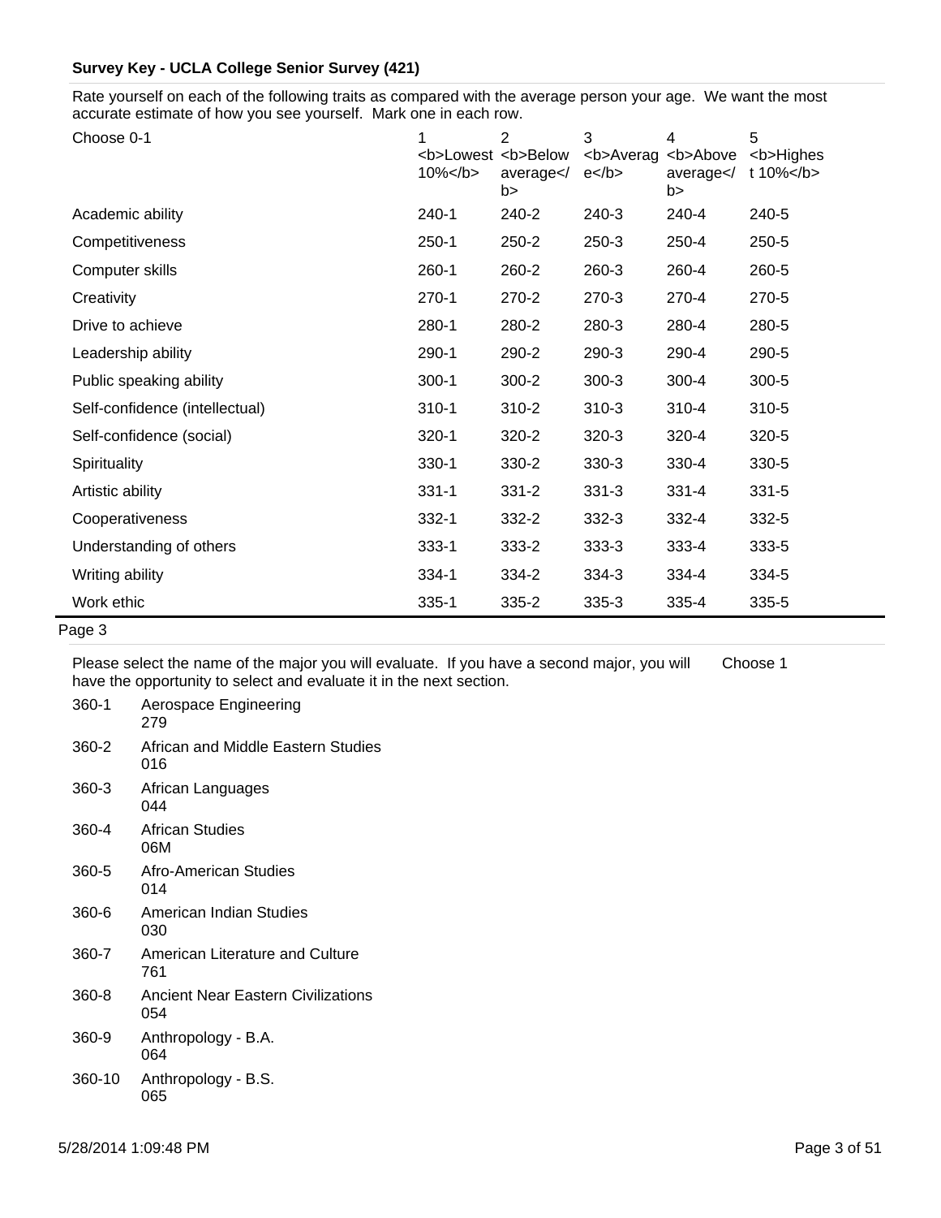**Survey Key - UCLA College Senior Survey (421)**

Rate yourself on each of the following traits as compared with the average person your age. We want the most accurate estimate of how you see yourself. Mark one in each row.

| Choose 0-1 | 1 <b>Lowest 10%</b> | 2 <b>Below average</b> | 3 <b>Average</b> | 4 <b>Above average</b> | 5 <b>Highest 10%</b> |
|---|---|---|---|---|---|
| Academic ability | 240-1 | 240-2 | 240-3 | 240-4 | 240-5 |
| Competitiveness | 250-1 | 250-2 | 250-3 | 250-4 | 250-5 |
| Computer skills | 260-1 | 260-2 | 260-3 | 260-4 | 260-5 |
| Creativity | 270-1 | 270-2 | 270-3 | 270-4 | 270-5 |
| Drive to achieve | 280-1 | 280-2 | 280-3 | 280-4 | 280-5 |
| Leadership ability | 290-1 | 290-2 | 290-3 | 290-4 | 290-5 |
| Public speaking ability | 300-1 | 300-2 | 300-3 | 300-4 | 300-5 |
| Self-confidence (intellectual) | 310-1 | 310-2 | 310-3 | 310-4 | 310-5 |
| Self-confidence (social) | 320-1 | 320-2 | 320-3 | 320-4 | 320-5 |
| Spirituality | 330-1 | 330-2 | 330-3 | 330-4 | 330-5 |
| Artistic ability | 331-1 | 331-2 | 331-3 | 331-4 | 331-5 |
| Cooperativeness | 332-1 | 332-2 | 332-3 | 332-4 | 332-5 |
| Understanding of others | 333-1 | 333-2 | 333-3 | 333-4 | 333-5 |
| Writing ability | 334-1 | 334-2 | 334-3 | 334-4 | 334-5 |
| Work ethic | 335-1 | 335-2 | 335-3 | 335-4 | 335-5 |

Page 3

Please select the name of the major you will evaluate. If you have a second major, you will have the opportunity to select and evaluate it in the next section. Choose 1

| Code | Major |
|---|---|
| 360-1 | Aerospace Engineering 279 |
| 360-2 | African and Middle Eastern Studies 016 |
| 360-3 | African Languages 044 |
| 360-4 | African Studies 06M |
| 360-5 | Afro-American Studies 014 |
| 360-6 | American Indian Studies 030 |
| 360-7 | American Literature and Culture 761 |
| 360-8 | Ancient Near Eastern Civilizations 054 |
| 360-9 | Anthropology - B.A. 064 |
| 360-10 | Anthropology - B.S. 065 |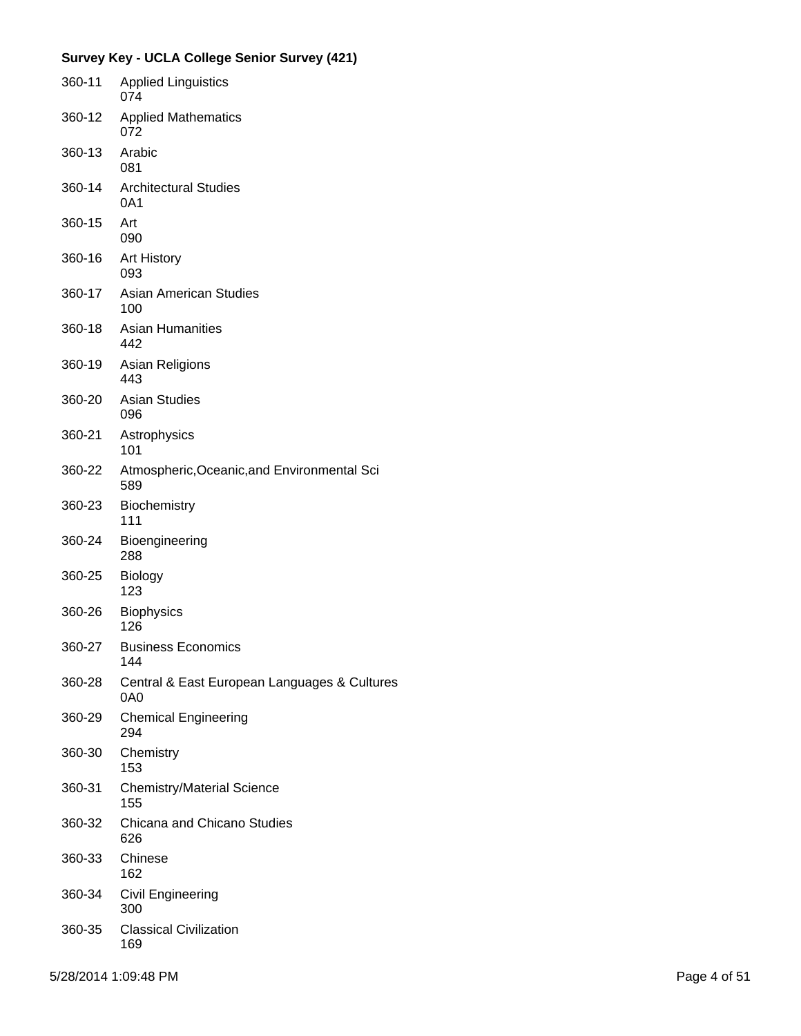**Survey Key - UCLA College Senior Survey (421)**

| Code | Major |
|---|---|
| 360-11 | Applied Linguistics<br>074 |
| 360-12 | Applied Mathematics<br>072 |
| 360-13 | Arabic<br>081 |
| 360-14 | Architectural Studies<br>0A1 |
| 360-15 | Art<br>090 |
| 360-16 | Art History<br>093 |
| 360-17 | Asian American Studies<br>100 |
| 360-18 | Asian Humanities<br>442 |
| 360-19 | Asian Religions<br>443 |
| 360-20 | Asian Studies<br>096 |
| 360-21 | Astrophysics<br>101 |
| 360-22 | Atmospheric,Oceanic,and Environmental Sci<br>589 |
| 360-23 | Biochemistry<br>111 |
| 360-24 | Bioengineering<br>288 |
| 360-25 | Biology<br>123 |
| 360-26 | Biophysics<br>126 |
| 360-27 | Business Economics<br>144 |
| 360-28 | Central & East European Languages & Cultures<br>0A0 |
| 360-29 | Chemical Engineering<br>294 |
| 360-30 | Chemistry<br>153 |
| 360-31 | Chemistry/Material Science<br>155 |
| 360-32 | Chicana and Chicano Studies<br>626 |
| 360-33 | Chinese<br>162 |
| 360-34 | Civil Engineering<br>300 |
| 360-35 | Classical Civilization<br>169 |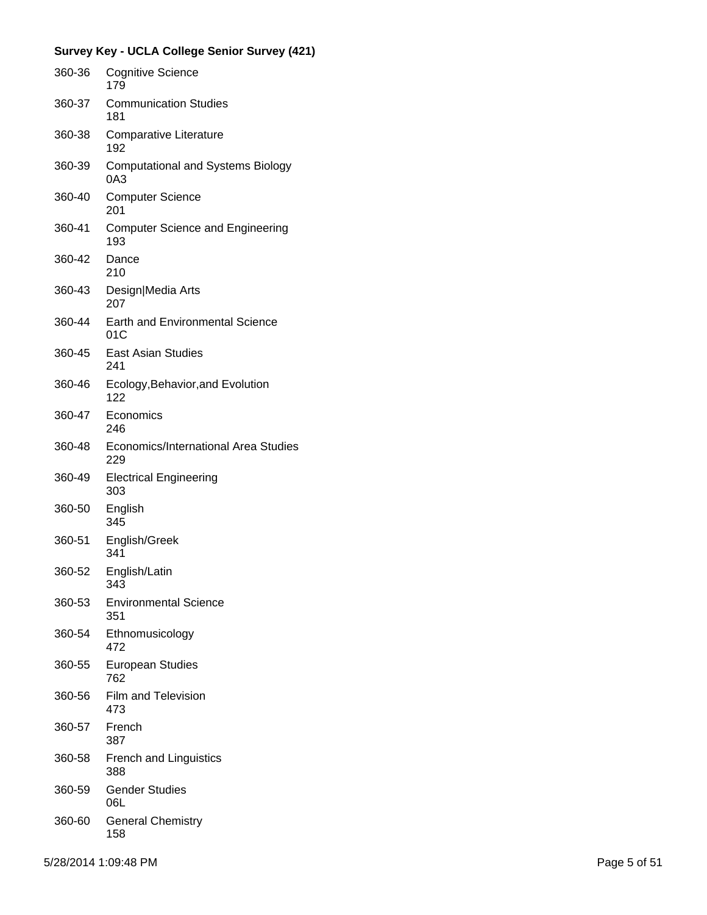**Survey Key - UCLA College Senior Survey (421)**

| | |
|---|---|
| 360-36 | Cognitive Science<br>179 |
| 360-37 | Communication Studies<br>181 |
| 360-38 | Comparative Literature<br>192 |
| 360-39 | Computational and Systems Biology<br>0A3 |
| 360-40 | Computer Science<br>201 |
| 360-41 | Computer Science and Engineering<br>193 |
| 360-42 | Dance<br>210 |
| 360-43 | Design\|Media Arts<br>207 |
| 360-44 | Earth and Environmental Science<br>01C |
| 360-45 | East Asian Studies<br>241 |
| 360-46 | Ecology,Behavior,and Evolution<br>122 |
| 360-47 | Economics<br>246 |
| 360-48 | Economics/International Area Studies<br>229 |
| 360-49 | Electrical Engineering<br>303 |
| 360-50 | English<br>345 |
| 360-51 | English/Greek<br>341 |
| 360-52 | English/Latin<br>343 |
| 360-53 | Environmental Science<br>351 |
| 360-54 | Ethnomusicology<br>472 |
| 360-55 | European Studies<br>762 |
| 360-56 | Film and Television<br>473 |
| 360-57 | French<br>387 |
| 360-58 | French and Linguistics<br>388 |
| 360-59 | Gender Studies<br>06L |
| 360-60 | General Chemistry<br>158 |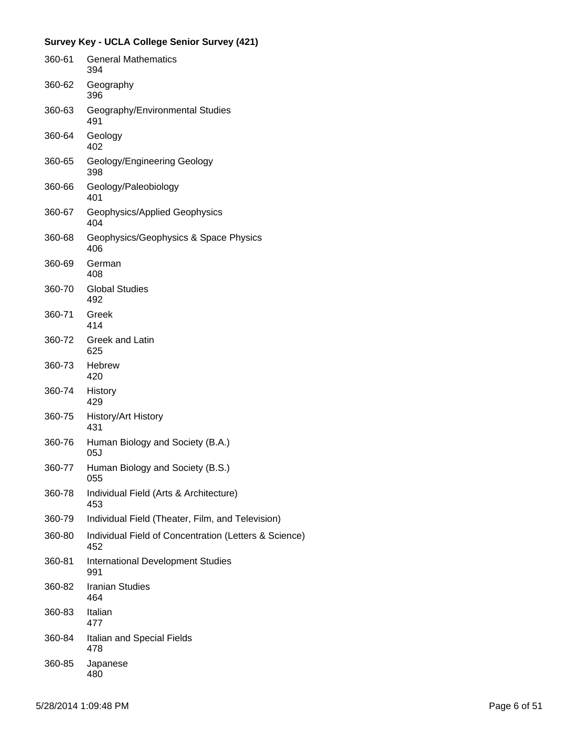**Survey Key - UCLA College Senior Survey (421)**

| | |
|---|---|
| 360-61 | General Mathematics<br>394 |
| 360-62 | Geography<br>396 |
| 360-63 | Geography/Environmental Studies<br>491 |
| 360-64 | Geology<br>402 |
| 360-65 | Geology/Engineering Geology<br>398 |
| 360-66 | Geology/Paleobiology<br>401 |
| 360-67 | Geophysics/Applied Geophysics<br>404 |
| 360-68 | Geophysics/Geophysics & Space Physics<br>406 |
| 360-69 | German<br>408 |
| 360-70 | Global Studies<br>492 |
| 360-71 | Greek<br>414 |
| 360-72 | Greek and Latin<br>625 |
| 360-73 | Hebrew<br>420 |
| 360-74 | History<br>429 |
| 360-75 | History/Art History<br>431 |
| 360-76 | Human Biology and Society (B.A.)<br>05J |
| 360-77 | Human Biology and Society (B.S.)<br>055 |
| 360-78 | Individual Field (Arts & Architecture)<br>453 |
| 360-79 | Individual Field (Theater, Film, and Television) |
| 360-80 | Individual Field of Concentration (Letters & Science)<br>452 |
| 360-81 | International Development Studies<br>991 |
| 360-82 | Iranian Studies<br>464 |
| 360-83 | Italian<br>477 |
| 360-84 | Italian and Special Fields<br>478 |
| 360-85 | Japanese<br>480 |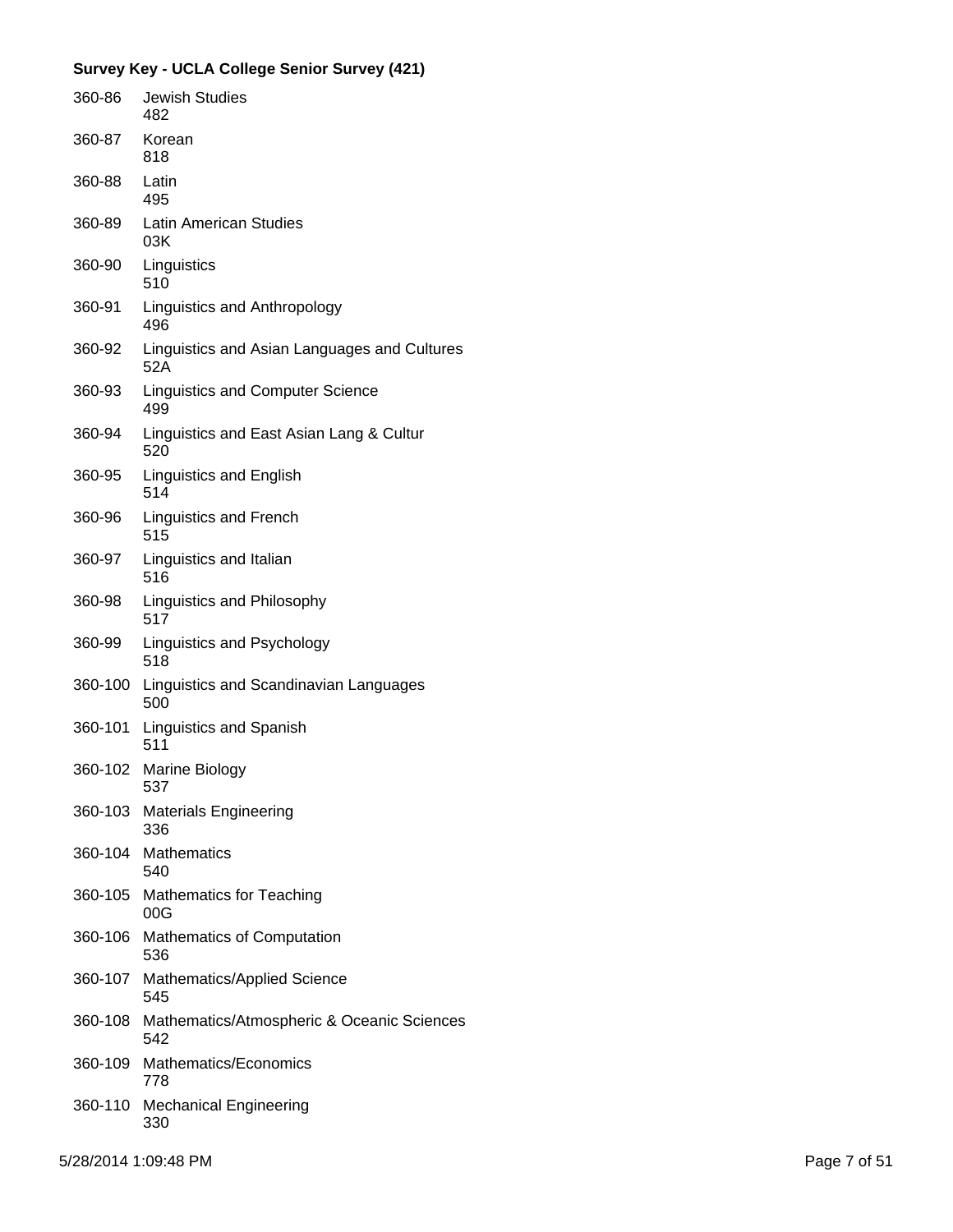**Survey Key - UCLA College Senior Survey (421)**

| Code | Major |
|---|---|
| 360-86 | Jewish Studies<br>482 |
| 360-87 | Korean<br>818 |
| 360-88 | Latin<br>495 |
| 360-89 | Latin American Studies<br>03K |
| 360-90 | Linguistics<br>510 |
| 360-91 | Linguistics and Anthropology<br>496 |
| 360-92 | Linguistics and Asian Languages and Cultures<br>52A |
| 360-93 | Linguistics and Computer Science<br>499 |
| 360-94 | Linguistics and East Asian Lang & Cultur<br>520 |
| 360-95 | Linguistics and English<br>514 |
| 360-96 | Linguistics and French<br>515 |
| 360-97 | Linguistics and Italian<br>516 |
| 360-98 | Linguistics and Philosophy<br>517 |
| 360-99 | Linguistics and Psychology<br>518 |
| 360-100 | Linguistics and Scandinavian Languages<br>500 |
| 360-101 | Linguistics and Spanish<br>511 |
| 360-102 | Marine Biology<br>537 |
| 360-103 | Materials Engineering<br>336 |
| 360-104 | Mathematics<br>540 |
| 360-105 | Mathematics for Teaching<br>00G |
| 360-106 | Mathematics of Computation<br>536 |
| 360-107 | Mathematics/Applied Science<br>545 |
| 360-108 | Mathematics/Atmospheric & Oceanic Sciences<br>542 |
| 360-109 | Mathematics/Economics<br>778 |
| 360-110 | Mechanical Engineering<br>330 |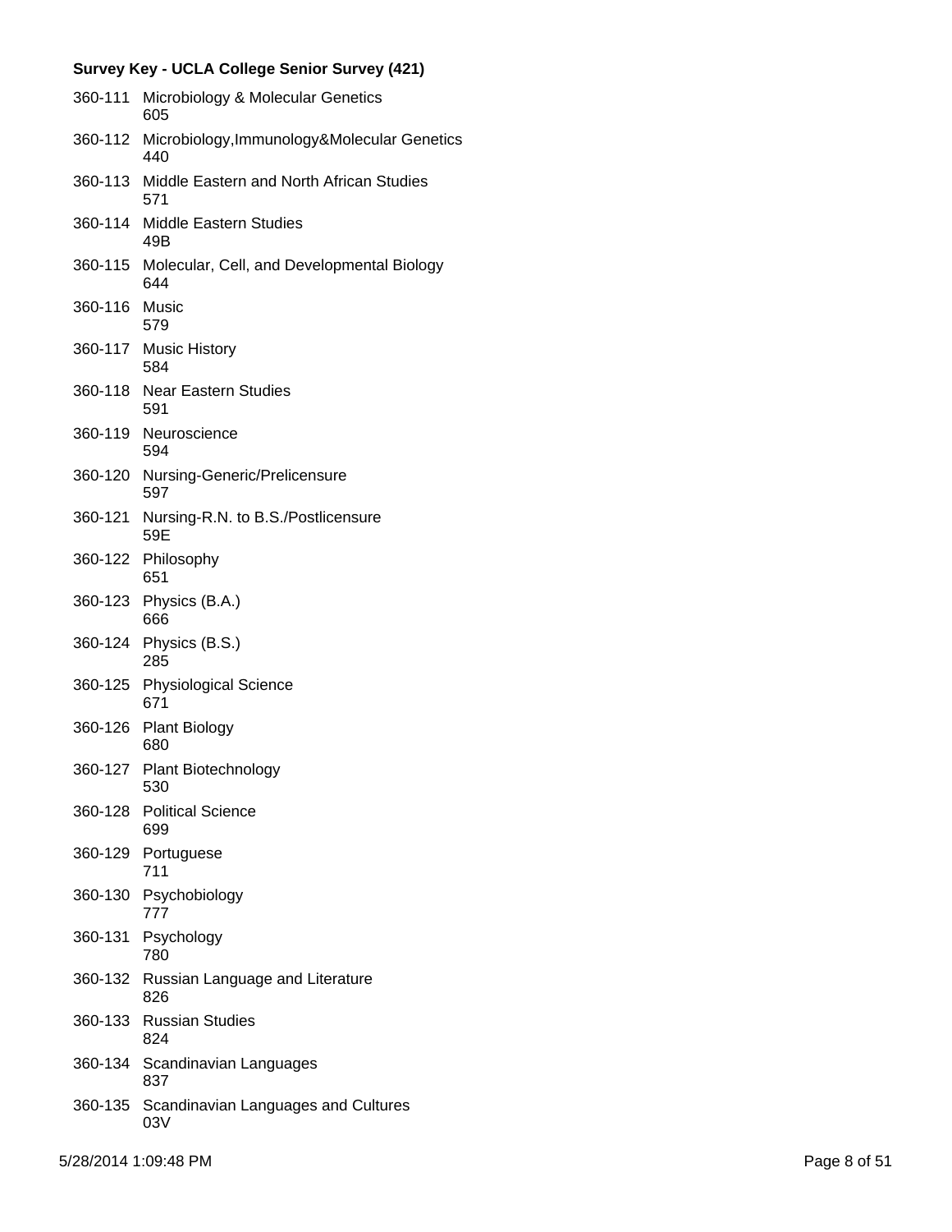**Survey Key - UCLA College Senior Survey (421)**

360-111 Microbiology & Molecular Genetics
605

360-112 Microbiology,Immunology&Molecular Genetics
440

360-113 Middle Eastern and North African Studies
571

360-114 Middle Eastern Studies
49B

360-115 Molecular, Cell, and Developmental Biology
644

360-116 Music
579

360-117 Music History
584

360-118 Near Eastern Studies
591

360-119 Neuroscience
594

360-120 Nursing-Generic/Prelicensure
597

360-121 Nursing-R.N. to B.S./Postlicensure
59E

360-122 Philosophy
651

360-123 Physics (B.A.)
666

360-124 Physics (B.S.)
285

360-125 Physiological Science
671

360-126 Plant Biology
680

360-127 Plant Biotechnology
530

360-128 Political Science
699

360-129 Portuguese
711

360-130 Psychobiology
777

360-131 Psychology
780

360-132 Russian Language and Literature
826

360-133 Russian Studies
824

360-134 Scandinavian Languages
837

360-135 Scandinavian Languages and Cultures
03V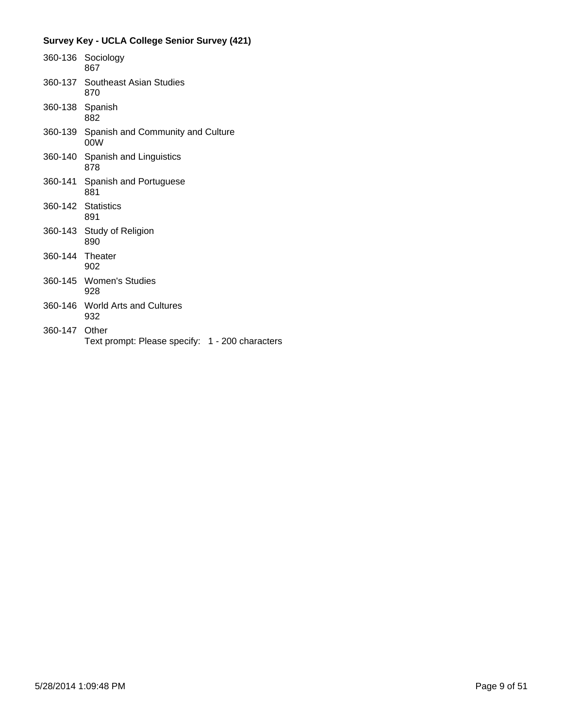**Survey Key - UCLA College Senior Survey (421)**

360-136 Sociology
867

360-137 Southeast Asian Studies
870

360-138 Spanish
882

360-139 Spanish and Community and Culture
00W

360-140 Spanish and Linguistics
878

360-141 Spanish and Portuguese
881

360-142 Statistics
891

360-143 Study of Religion
890

360-144 Theater
902

360-145 Women's Studies
928

360-146 World Arts and Cultures
932

360-147 Other
Text prompt: Please specify: 1 - 200 characters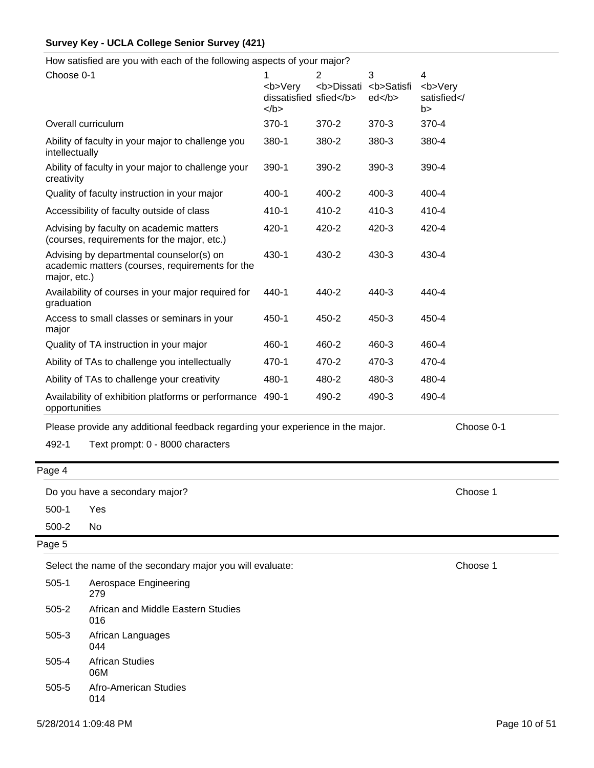**Survey Key - UCLA College Senior Survey (421)**

How satisfied are you with each of the following aspects of your major?

| Choose 0-1 | 1 <b>Very dissatisfied</b> | 2 <b>Dissatisfied</b> | 3 <b>Satisfied</b> | 4 <b>Very satisfied</b> |
|---|---|---|---|---|
| Overall curriculum | 370-1 | 370-2 | 370-3 | 370-4 |
| Ability of faculty in your major to challenge you intellectually | 380-1 | 380-2 | 380-3 | 380-4 |
| Ability of faculty in your major to challenge your creativity | 390-1 | 390-2 | 390-3 | 390-4 |
| Quality of faculty instruction in your major | 400-1 | 400-2 | 400-3 | 400-4 |
| Accessibility of faculty outside of class | 410-1 | 410-2 | 410-3 | 410-4 |
| Advising by faculty on academic matters (courses, requirements for the major, etc.) | 420-1 | 420-2 | 420-3 | 420-4 |
| Advising by departmental counselor(s) on academic matters (courses, requirements for the major, etc.) | 430-1 | 430-2 | 430-3 | 430-4 |
| Availability of courses in your major required for graduation | 440-1 | 440-2 | 440-3 | 440-4 |
| Access to small classes or seminars in your major | 450-1 | 450-2 | 450-3 | 450-4 |
| Quality of TA instruction in your major | 460-1 | 460-2 | 460-3 | 460-4 |
| Ability of TAs to challenge you intellectually | 470-1 | 470-2 | 470-3 | 470-4 |
| Ability of TAs to challenge your creativity | 480-1 | 480-2 | 480-3 | 480-4 |
| Availability of exhibition platforms or performance opportunities | 490-1 | 490-2 | 490-3 | 490-4 |

Please provide any additional feedback regarding your experience in the major. — Choose 0-1

492-1 Text prompt: 0 - 8000 characters

Page 4

Do you have a secondary major? — Choose 1

500-1 Yes

500-2 No

Page 5

Select the name of the secondary major you will evaluate: — Choose 1

505-1 Aerospace Engineering 279

505-2 African and Middle Eastern Studies 016

505-3 African Languages 044

505-4 African Studies 06M

505-5 Afro-American Studies 014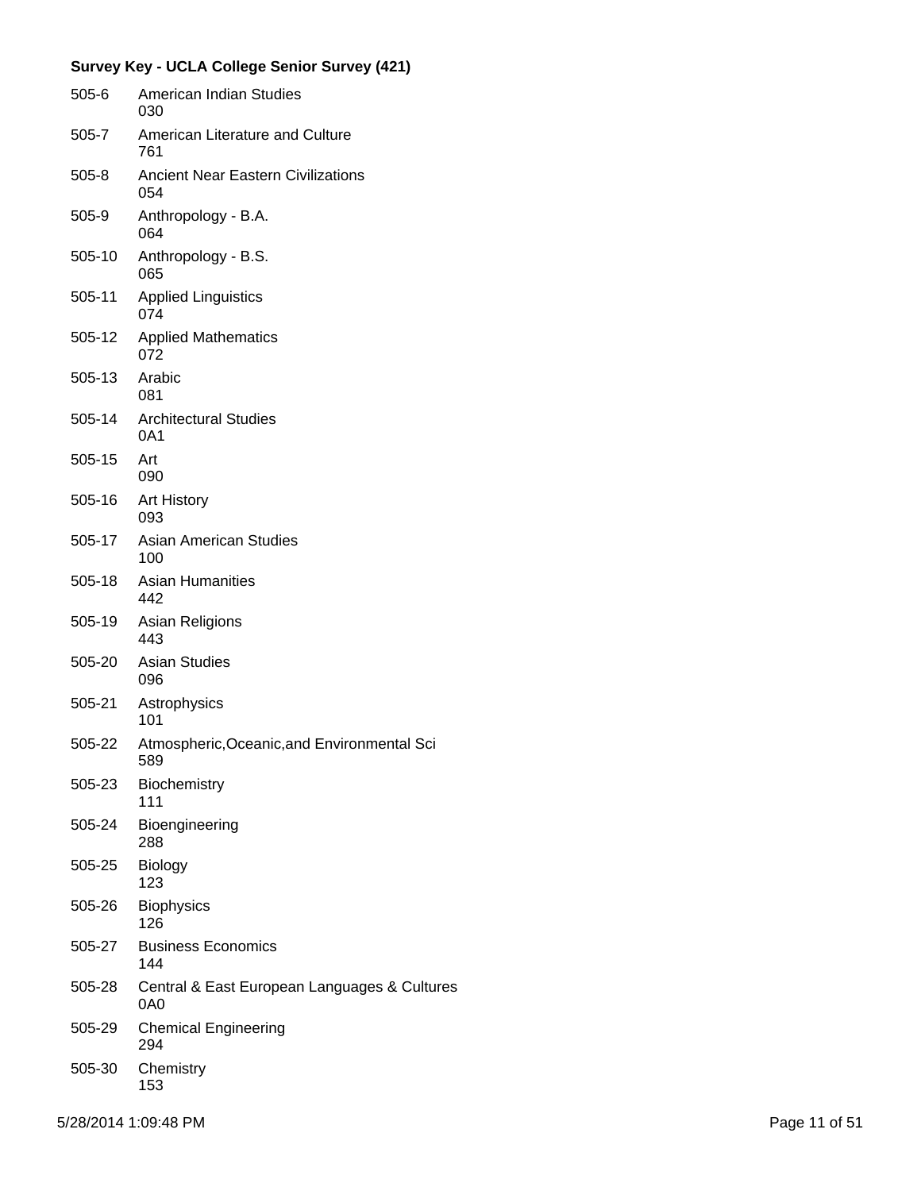**Survey Key - UCLA College Senior Survey (421)**

| | |
|---|---|
| 505-6 | American Indian Studies<br>030 |
| 505-7 | American Literature and Culture<br>761 |
| 505-8 | Ancient Near Eastern Civilizations<br>054 |
| 505-9 | Anthropology - B.A.<br>064 |
| 505-10 | Anthropology - B.S.<br>065 |
| 505-11 | Applied Linguistics<br>074 |
| 505-12 | Applied Mathematics<br>072 |
| 505-13 | Arabic<br>081 |
| 505-14 | Architectural Studies<br>0A1 |
| 505-15 | Art<br>090 |
| 505-16 | Art History<br>093 |
| 505-17 | Asian American Studies<br>100 |
| 505-18 | Asian Humanities<br>442 |
| 505-19 | Asian Religions<br>443 |
| 505-20 | Asian Studies<br>096 |
| 505-21 | Astrophysics<br>101 |
| 505-22 | Atmospheric,Oceanic,and Environmental Sci<br>589 |
| 505-23 | Biochemistry<br>111 |
| 505-24 | Bioengineering<br>288 |
| 505-25 | Biology<br>123 |
| 505-26 | Biophysics<br>126 |
| 505-27 | Business Economics<br>144 |
| 505-28 | Central & East European Languages & Cultures<br>0A0 |
| 505-29 | Chemical Engineering<br>294 |
| 505-30 | Chemistry<br>153 |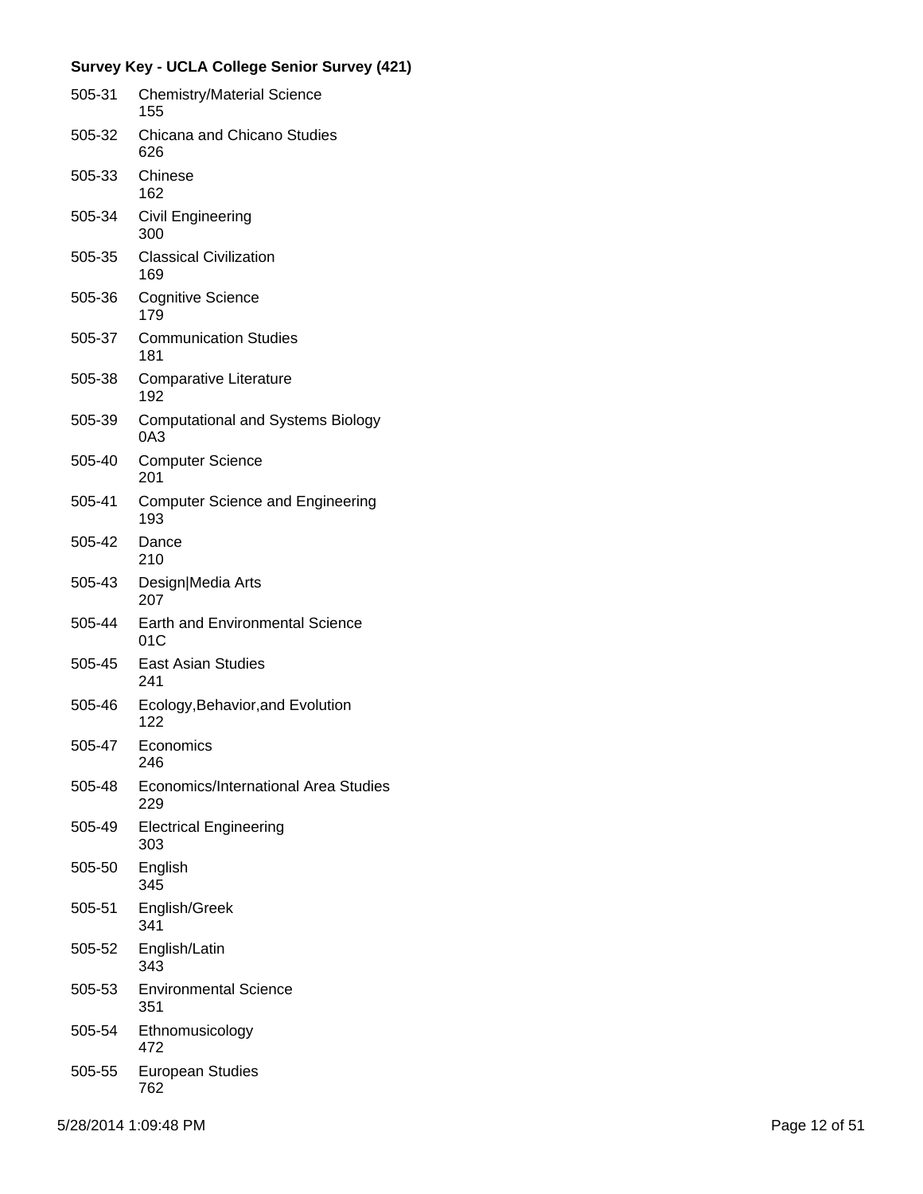**Survey Key - UCLA College Senior Survey (421)**

| Code | Description |
|---|---|
| 505-31 | Chemistry/Material Science<br>155 |
| 505-32 | Chicana and Chicano Studies<br>626 |
| 505-33 | Chinese<br>162 |
| 505-34 | Civil Engineering<br>300 |
| 505-35 | Classical Civilization<br>169 |
| 505-36 | Cognitive Science<br>179 |
| 505-37 | Communication Studies<br>181 |
| 505-38 | Comparative Literature<br>192 |
| 505-39 | Computational and Systems Biology<br>0A3 |
| 505-40 | Computer Science<br>201 |
| 505-41 | Computer Science and Engineering<br>193 |
| 505-42 | Dance<br>210 |
| 505-43 | Design\|Media Arts<br>207 |
| 505-44 | Earth and Environmental Science<br>01C |
| 505-45 | East Asian Studies<br>241 |
| 505-46 | Ecology,Behavior,and Evolution<br>122 |
| 505-47 | Economics<br>246 |
| 505-48 | Economics/International Area Studies<br>229 |
| 505-49 | Electrical Engineering<br>303 |
| 505-50 | English<br>345 |
| 505-51 | English/Greek<br>341 |
| 505-52 | English/Latin<br>343 |
| 505-53 | Environmental Science<br>351 |
| 505-54 | Ethnomusicology<br>472 |
| 505-55 | European Studies<br>762 |

5/28/2014 1:09:48 PM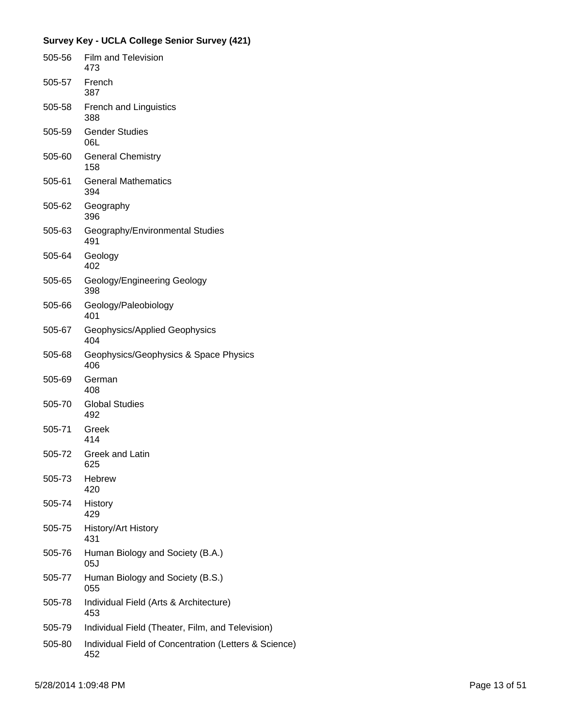**Survey Key - UCLA College Senior Survey (421)**

| Code | Label |
|---|---|
| 505-56 | Film and Television<br>473 |
| 505-57 | French<br>387 |
| 505-58 | French and Linguistics<br>388 |
| 505-59 | Gender Studies<br>06L |
| 505-60 | General Chemistry<br>158 |
| 505-61 | General Mathematics<br>394 |
| 505-62 | Geography<br>396 |
| 505-63 | Geography/Environmental Studies<br>491 |
| 505-64 | Geology<br>402 |
| 505-65 | Geology/Engineering Geology<br>398 |
| 505-66 | Geology/Paleobiology<br>401 |
| 505-67 | Geophysics/Applied Geophysics<br>404 |
| 505-68 | Geophysics/Geophysics & Space Physics<br>406 |
| 505-69 | German<br>408 |
| 505-70 | Global Studies<br>492 |
| 505-71 | Greek<br>414 |
| 505-72 | Greek and Latin<br>625 |
| 505-73 | Hebrew<br>420 |
| 505-74 | History<br>429 |
| 505-75 | History/Art History<br>431 |
| 505-76 | Human Biology and Society (B.A.)<br>05J |
| 505-77 | Human Biology and Society (B.S.)<br>055 |
| 505-78 | Individual Field (Arts & Architecture)<br>453 |
| 505-79 | Individual Field (Theater, Film, and Television) |
| 505-80 | Individual Field of Concentration (Letters & Science)<br>452 |

5/28/2014 1:09:48 PM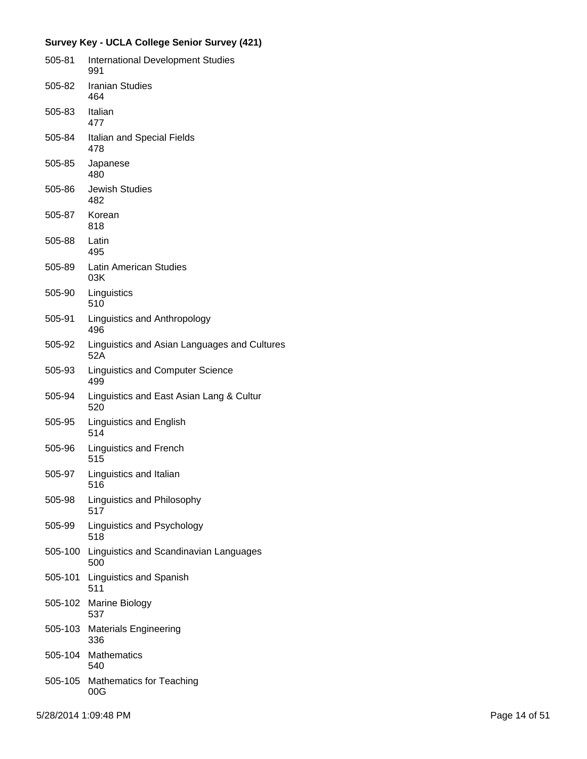**Survey Key - UCLA College Senior Survey (421)**

| Code | Major |
|---|---|
| 505-81 | International Development Studies<br>991 |
| 505-82 | Iranian Studies<br>464 |
| 505-83 | Italian<br>477 |
| 505-84 | Italian and Special Fields<br>478 |
| 505-85 | Japanese<br>480 |
| 505-86 | Jewish Studies<br>482 |
| 505-87 | Korean<br>818 |
| 505-88 | Latin<br>495 |
| 505-89 | Latin American Studies<br>03K |
| 505-90 | Linguistics<br>510 |
| 505-91 | Linguistics and Anthropology<br>496 |
| 505-92 | Linguistics and Asian Languages and Cultures<br>52A |
| 505-93 | Linguistics and Computer Science<br>499 |
| 505-94 | Linguistics and East Asian Lang & Cultur<br>520 |
| 505-95 | Linguistics and English<br>514 |
| 505-96 | Linguistics and French<br>515 |
| 505-97 | Linguistics and Italian<br>516 |
| 505-98 | Linguistics and Philosophy<br>517 |
| 505-99 | Linguistics and Psychology<br>518 |
| 505-100 | Linguistics and Scandinavian Languages<br>500 |
| 505-101 | Linguistics and Spanish<br>511 |
| 505-102 | Marine Biology<br>537 |
| 505-103 | Materials Engineering<br>336 |
| 505-104 | Mathematics<br>540 |
| 505-105 | Mathematics for Teaching<br>00G |

5/28/2014 1:09:48 PM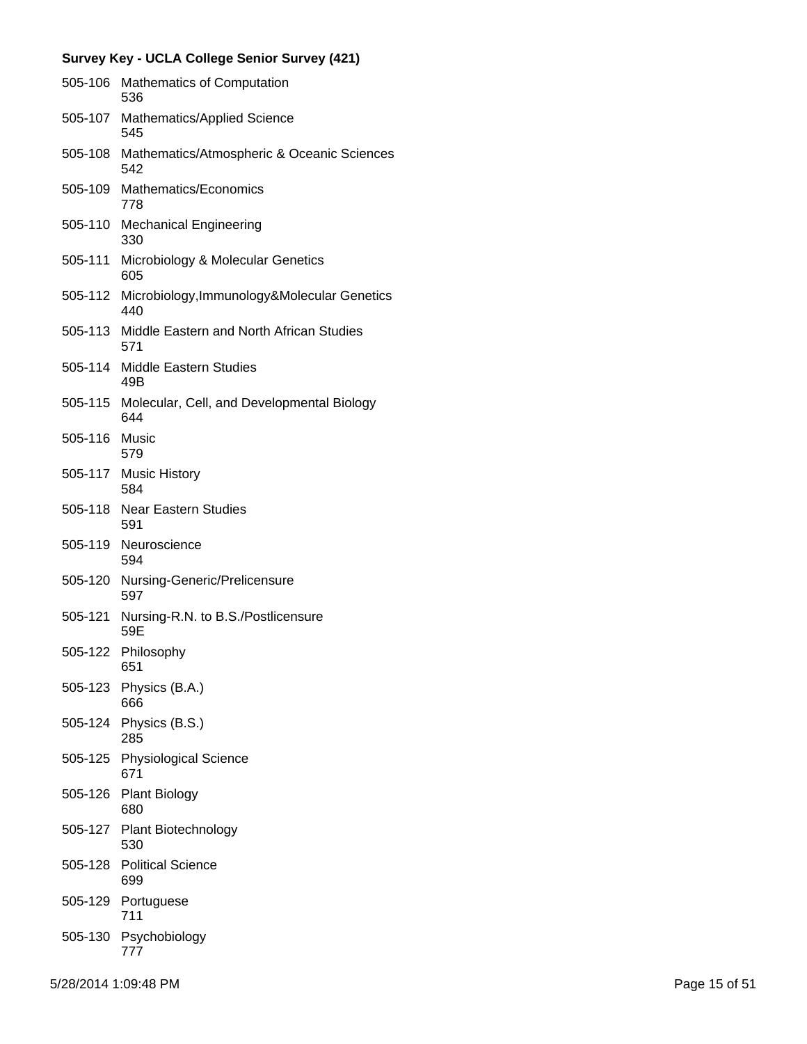**Survey Key - UCLA College Senior Survey (421)**

505-106 Mathematics of Computation
536

505-107 Mathematics/Applied Science
545

505-108 Mathematics/Atmospheric & Oceanic Sciences
542

505-109 Mathematics/Economics
778

505-110 Mechanical Engineering
330

505-111 Microbiology & Molecular Genetics
605

505-112 Microbiology,Immunology&Molecular Genetics
440

505-113 Middle Eastern and North African Studies
571

505-114 Middle Eastern Studies
49B

505-115 Molecular, Cell, and Developmental Biology
644

505-116 Music
579

505-117 Music History
584

505-118 Near Eastern Studies
591

505-119 Neuroscience
594

505-120 Nursing-Generic/Prelicensure
597

505-121 Nursing-R.N. to B.S./Postlicensure
59E

505-122 Philosophy
651

505-123 Physics (B.A.)
666

505-124 Physics (B.S.)
285

505-125 Physiological Science
671

505-126 Plant Biology
680

505-127 Plant Biotechnology
530

505-128 Political Science
699

505-129 Portuguese
711

505-130 Psychobiology
777

5/28/2014 1:09:48 PM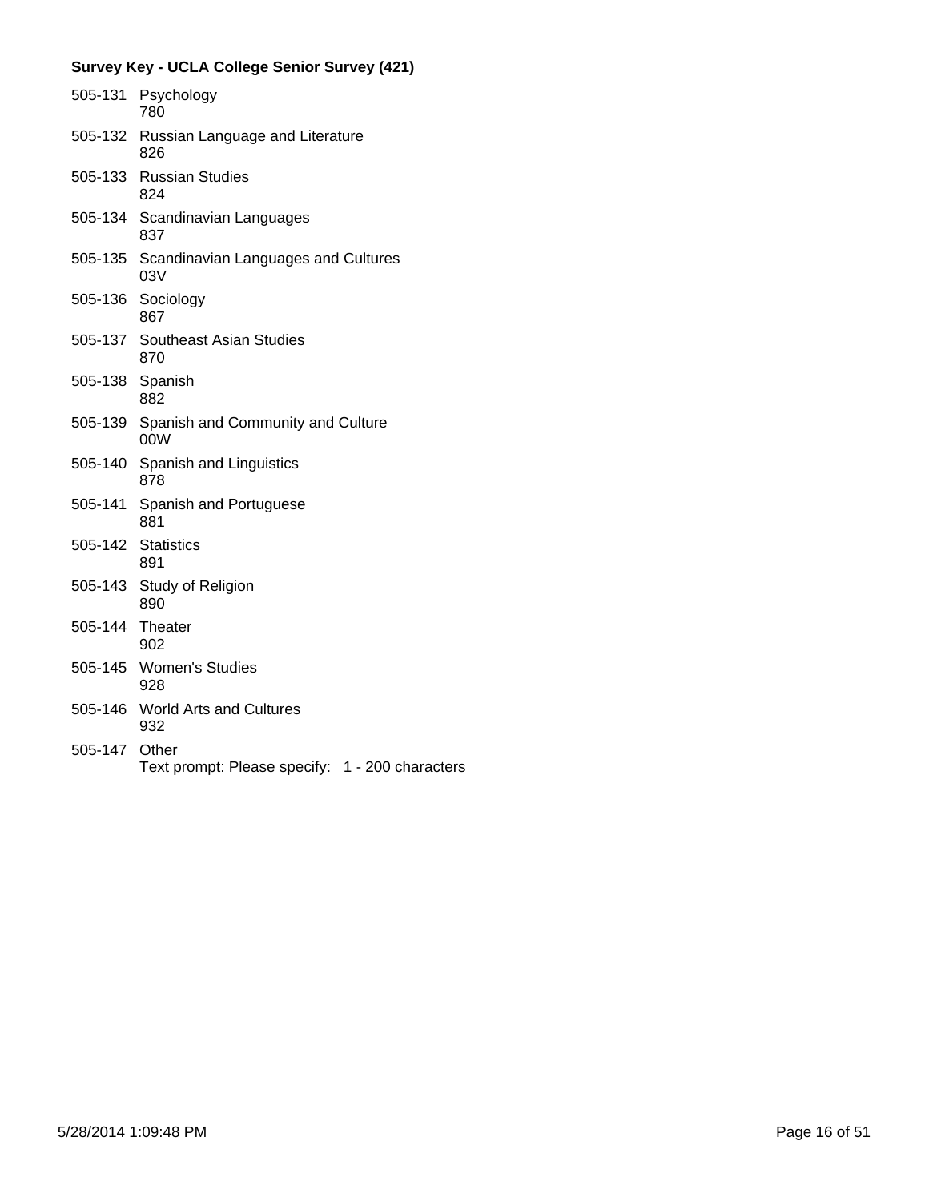**Survey Key - UCLA College Senior Survey (421)**

505-131 Psychology
780

505-132 Russian Language and Literature
826

505-133 Russian Studies
824

505-134 Scandinavian Languages
837

505-135 Scandinavian Languages and Cultures
03V

505-136 Sociology
867

505-137 Southeast Asian Studies
870

505-138 Spanish
882

505-139 Spanish and Community and Culture
00W

505-140 Spanish and Linguistics
878

505-141 Spanish and Portuguese
881

505-142 Statistics
891

505-143 Study of Religion
890

505-144 Theater
902

505-145 Women's Studies
928

505-146 World Arts and Cultures
932

505-147 Other
Text prompt: Please specify: 1 - 200 characters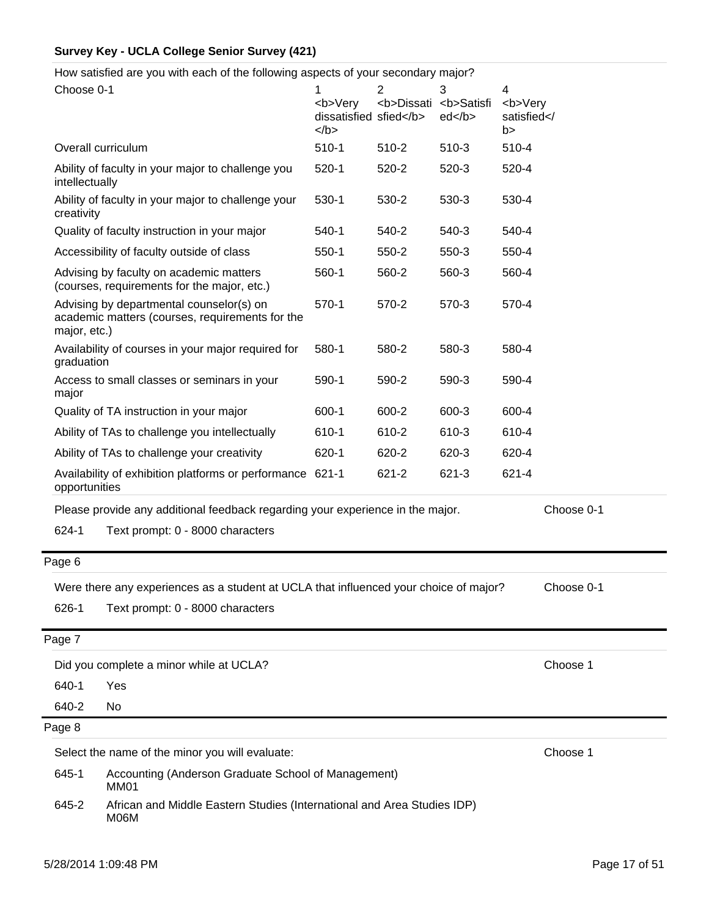**Survey Key - UCLA College Senior Survey (421)**

How satisfied are you with each of the following aspects of your secondary major?

| Choose 0-1 | 1 <b>Very dissatisfied</b> | 2 <b>Dissatisfied</b> | 3 <b>Satisfied</b> | 4 <b>Very satisfied</b> |
|---|---|---|---|---|
| Overall curriculum | 510-1 | 510-2 | 510-3 | 510-4 |
| Ability of faculty in your major to challenge you intellectually | 520-1 | 520-2 | 520-3 | 520-4 |
| Ability of faculty in your major to challenge your creativity | 530-1 | 530-2 | 530-3 | 530-4 |
| Quality of faculty instruction in your major | 540-1 | 540-2 | 540-3 | 540-4 |
| Accessibility of faculty outside of class | 550-1 | 550-2 | 550-3 | 550-4 |
| Advising by faculty on academic matters (courses, requirements for the major, etc.) | 560-1 | 560-2 | 560-3 | 560-4 |
| Advising by departmental counselor(s) on academic matters (courses, requirements for the major, etc.) | 570-1 | 570-2 | 570-3 | 570-4 |
| Availability of courses in your major required for graduation | 580-1 | 580-2 | 580-3 | 580-4 |
| Access to small classes or seminars in your major | 590-1 | 590-2 | 590-3 | 590-4 |
| Quality of TA instruction in your major | 600-1 | 600-2 | 600-3 | 600-4 |
| Ability of TAs to challenge you intellectually | 610-1 | 610-2 | 610-3 | 610-4 |
| Ability of TAs to challenge your creativity | 620-1 | 620-2 | 620-3 | 620-4 |
| Availability of exhibition platforms or performance opportunities | 621-1 | 621-2 | 621-3 | 621-4 |

Please provide any additional feedback regarding your experience in the major. — Choose 0-1

624-1 Text prompt: 0 - 8000 characters

Page 6

Were there any experiences as a student at UCLA that influenced your choice of major? — Choose 0-1

626-1 Text prompt: 0 - 8000 characters

Page 7

Did you complete a minor while at UCLA? — Choose 1

640-1 Yes

640-2 No

Page 8

Select the name of the minor you will evaluate: — Choose 1

645-1 Accounting (Anderson Graduate School of Management) MM01

645-2 African and Middle Eastern Studies (International and Area Studies IDP) M06M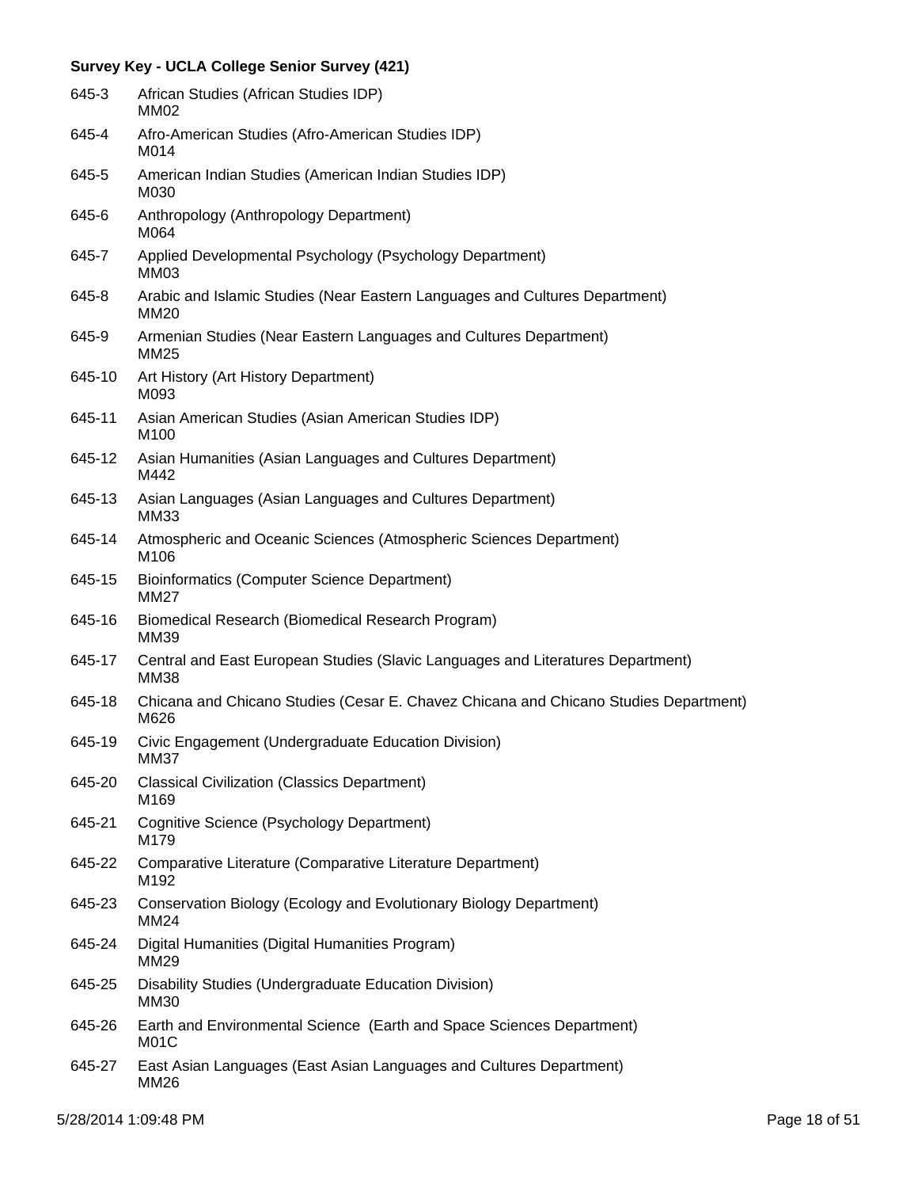**Survey Key - UCLA College Senior Survey (421)**

| | |
|---|---|
| 645-3 | African Studies (African Studies IDP)<br>MM02 |
| 645-4 | Afro-American Studies (Afro-American Studies IDP)<br>M014 |
| 645-5 | American Indian Studies (American Indian Studies IDP)<br>M030 |
| 645-6 | Anthropology (Anthropology Department)<br>M064 |
| 645-7 | Applied Developmental Psychology (Psychology Department)<br>MM03 |
| 645-8 | Arabic and Islamic Studies (Near Eastern Languages and Cultures Department)<br>MM20 |
| 645-9 | Armenian Studies (Near Eastern Languages and Cultures Department)<br>MM25 |
| 645-10 | Art History (Art History Department)<br>M093 |
| 645-11 | Asian American Studies (Asian American Studies IDP)<br>M100 |
| 645-12 | Asian Humanities (Asian Languages and Cultures Department)<br>M442 |
| 645-13 | Asian Languages (Asian Languages and Cultures Department)<br>MM33 |
| 645-14 | Atmospheric and Oceanic Sciences (Atmospheric Sciences Department)<br>M106 |
| 645-15 | Bioinformatics (Computer Science Department)<br>MM27 |
| 645-16 | Biomedical Research (Biomedical Research Program)<br>MM39 |
| 645-17 | Central and East European Studies (Slavic Languages and Literatures Department)<br>MM38 |
| 645-18 | Chicana and Chicano Studies (Cesar E. Chavez Chicana and Chicano Studies Department)<br>M626 |
| 645-19 | Civic Engagement (Undergraduate Education Division)<br>MM37 |
| 645-20 | Classical Civilization (Classics Department)<br>M169 |
| 645-21 | Cognitive Science (Psychology Department)<br>M179 |
| 645-22 | Comparative Literature (Comparative Literature Department)<br>M192 |
| 645-23 | Conservation Biology (Ecology and Evolutionary Biology Department)<br>MM24 |
| 645-24 | Digital Humanities (Digital Humanities Program)<br>MM29 |
| 645-25 | Disability Studies (Undergraduate Education Division)<br>MM30 |
| 645-26 | Earth and Environmental Science (Earth and Space Sciences Department)<br>M01C |
| 645-27 | East Asian Languages (East Asian Languages and Cultures Department)<br>MM26 |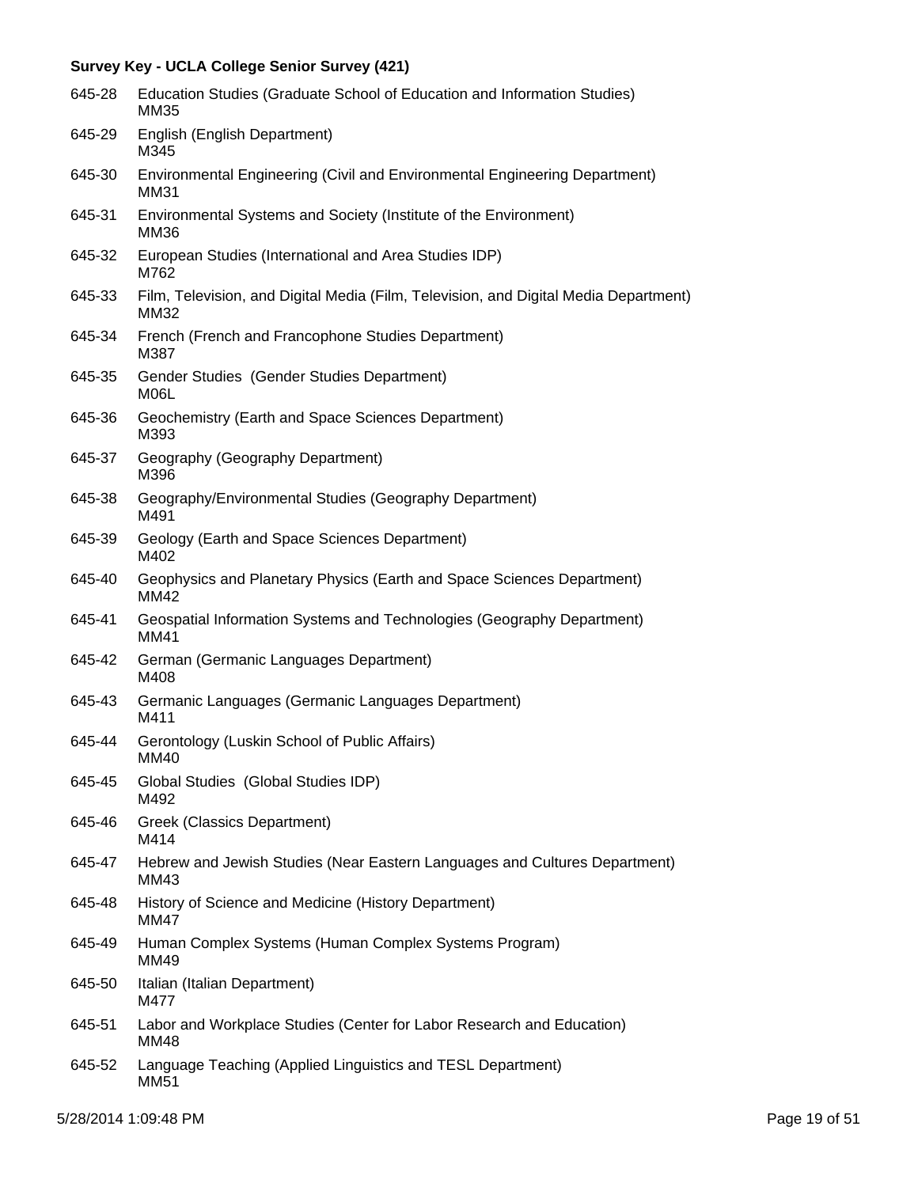**Survey Key - UCLA College Senior Survey (421)**

645-28 Education Studies (Graduate School of Education and Information Studies)
MM35

645-29 English (English Department)
M345

645-30 Environmental Engineering (Civil and Environmental Engineering Department)
MM31

645-31 Environmental Systems and Society (Institute of the Environment)
MM36

645-32 European Studies (International and Area Studies IDP)
M762

645-33 Film, Television, and Digital Media (Film, Television, and Digital Media Department)
MM32

645-34 French (French and Francophone Studies Department)
M387

645-35 Gender Studies (Gender Studies Department)
M06L

645-36 Geochemistry (Earth and Space Sciences Department)
M393

645-37 Geography (Geography Department)
M396

645-38 Geography/Environmental Studies (Geography Department)
M491

645-39 Geology (Earth and Space Sciences Department)
M402

645-40 Geophysics and Planetary Physics (Earth and Space Sciences Department)
MM42

645-41 Geospatial Information Systems and Technologies (Geography Department)
MM41

645-42 German (Germanic Languages Department)
M408

645-43 Germanic Languages (Germanic Languages Department)
M411

645-44 Gerontology (Luskin School of Public Affairs)
MM40

645-45 Global Studies (Global Studies IDP)
M492

645-46 Greek (Classics Department)
M414

645-47 Hebrew and Jewish Studies (Near Eastern Languages and Cultures Department)
MM43

645-48 History of Science and Medicine (History Department)
MM47

645-49 Human Complex Systems (Human Complex Systems Program)
MM49

645-50 Italian (Italian Department)
M477

645-51 Labor and Workplace Studies (Center for Labor Research and Education)
MM48

645-52 Language Teaching (Applied Linguistics and TESL Department)
MM51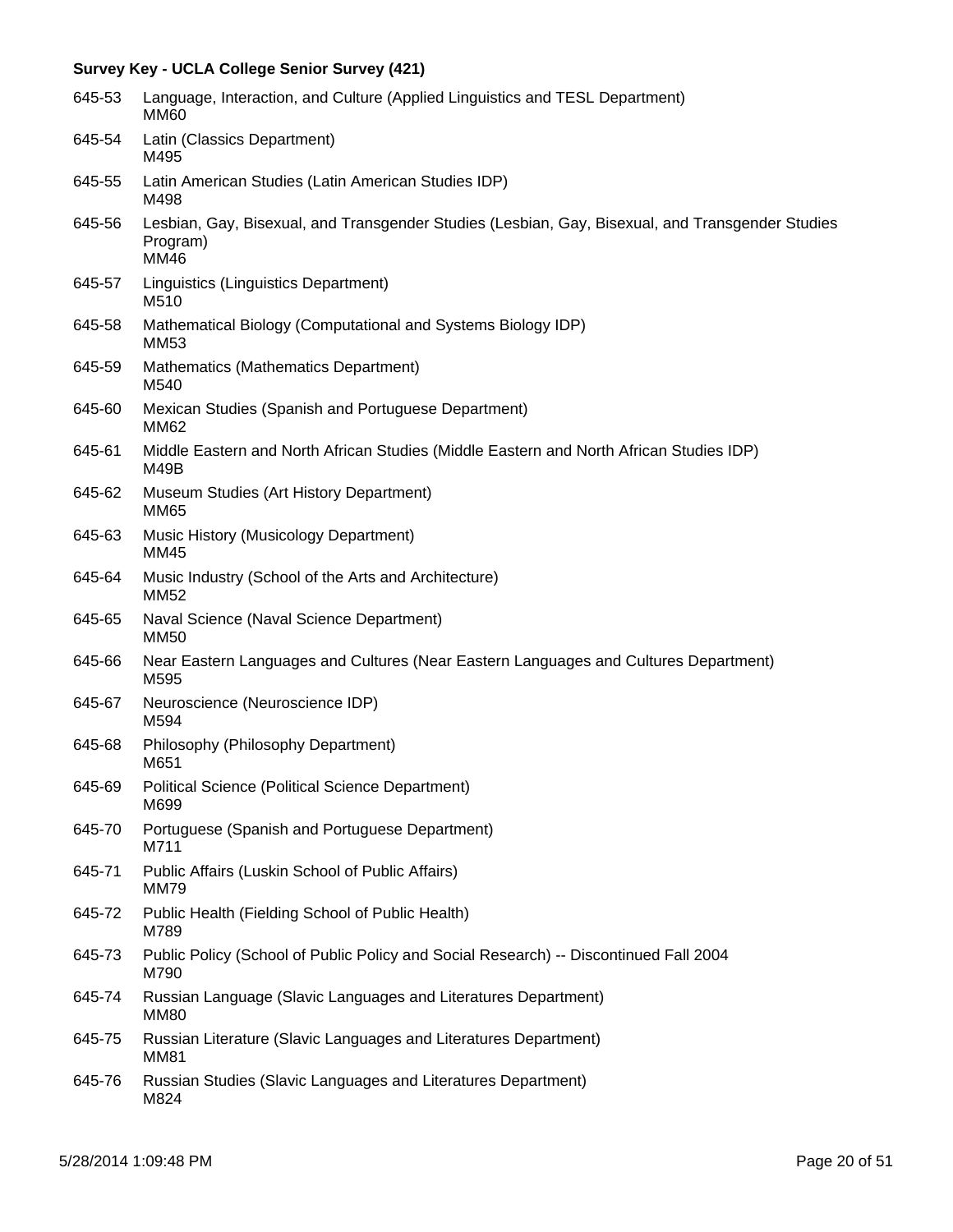**Survey Key - UCLA College Senior Survey (421)**

645-53 Language, Interaction, and Culture (Applied Linguistics and TESL Department)
MM60

645-54 Latin (Classics Department)
M495

645-55 Latin American Studies (Latin American Studies IDP)
M498

645-56 Lesbian, Gay, Bisexual, and Transgender Studies (Lesbian, Gay, Bisexual, and Transgender Studies Program)
MM46

645-57 Linguistics (Linguistics Department)
M510

645-58 Mathematical Biology (Computational and Systems Biology IDP)
MM53

645-59 Mathematics (Mathematics Department)
M540

645-60 Mexican Studies (Spanish and Portuguese Department)
MM62

645-61 Middle Eastern and North African Studies (Middle Eastern and North African Studies IDP)
M49B

645-62 Museum Studies (Art History Department)
MM65

645-63 Music History (Musicology Department)
MM45

645-64 Music Industry (School of the Arts and Architecture)
MM52

645-65 Naval Science (Naval Science Department)
MM50

645-66 Near Eastern Languages and Cultures (Near Eastern Languages and Cultures Department)
M595

645-67 Neuroscience (Neuroscience IDP)
M594

645-68 Philosophy (Philosophy Department)
M651

645-69 Political Science (Political Science Department)
M699

645-70 Portuguese (Spanish and Portuguese Department)
M711

645-71 Public Affairs (Luskin School of Public Affairs)
MM79

645-72 Public Health (Fielding School of Public Health)
M789

645-73 Public Policy (School of Public Policy and Social Research) -- Discontinued Fall 2004
M790

645-74 Russian Language (Slavic Languages and Literatures Department)
MM80

645-75 Russian Literature (Slavic Languages and Literatures Department)
MM81

645-76 Russian Studies (Slavic Languages and Literatures Department)
M824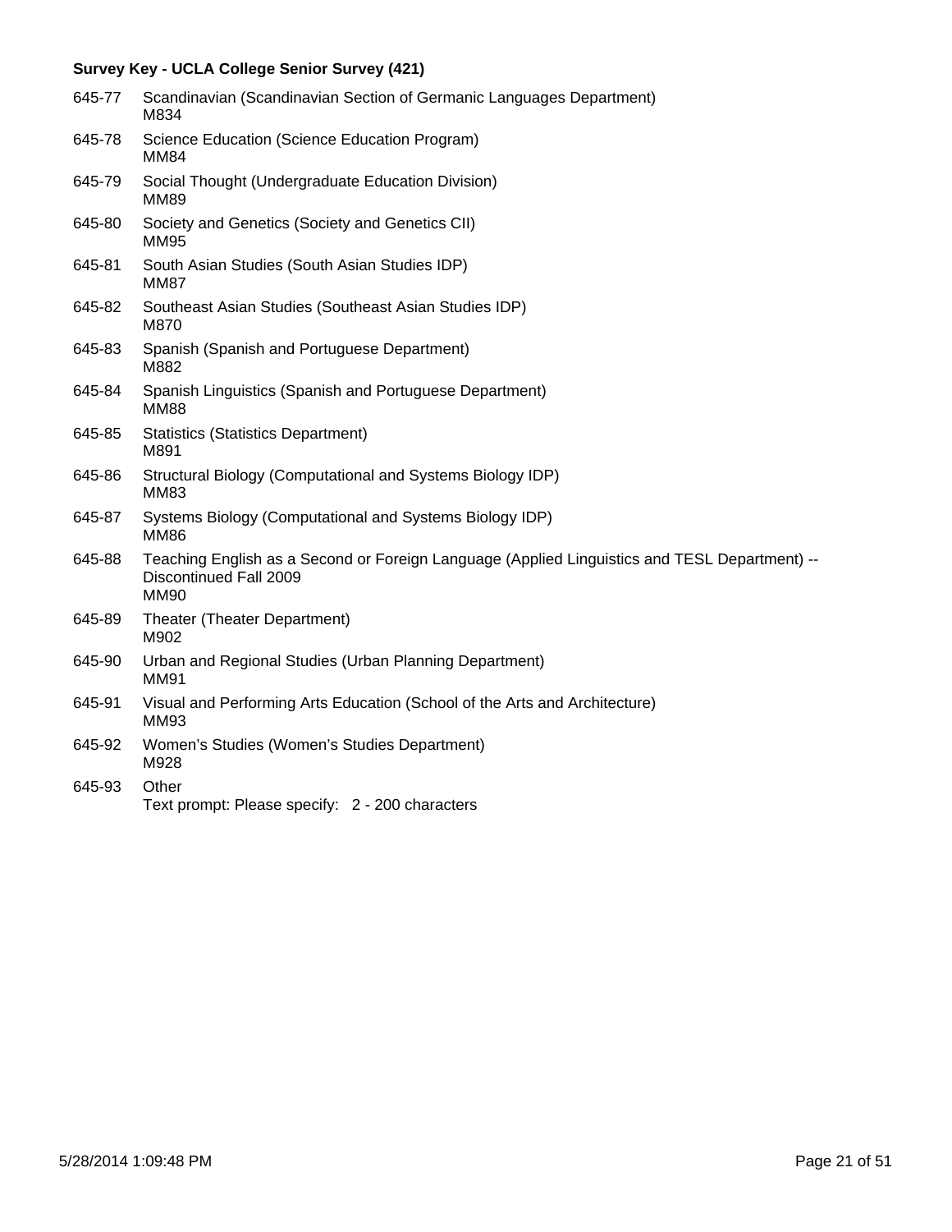**Survey Key - UCLA College Senior Survey (421)**

645-77 Scandinavian (Scandinavian Section of Germanic Languages Department)
M834

645-78 Science Education (Science Education Program)
MM84

645-79 Social Thought (Undergraduate Education Division)
MM89

645-80 Society and Genetics (Society and Genetics CII)
MM95

645-81 South Asian Studies (South Asian Studies IDP)
MM87

645-82 Southeast Asian Studies (Southeast Asian Studies IDP)
M870

645-83 Spanish (Spanish and Portuguese Department)
M882

645-84 Spanish Linguistics (Spanish and Portuguese Department)
MM88

645-85 Statistics (Statistics Department)
M891

645-86 Structural Biology (Computational and Systems Biology IDP)
MM83

645-87 Systems Biology (Computational and Systems Biology IDP)
MM86

645-88 Teaching English as a Second or Foreign Language (Applied Linguistics and TESL Department) -- Discontinued Fall 2009
MM90

645-89 Theater (Theater Department)
M902

645-90 Urban and Regional Studies (Urban Planning Department)
MM91

645-91 Visual and Performing Arts Education (School of the Arts and Architecture)
MM93

645-92 Women's Studies (Women's Studies Department)
M928

645-93 Other
Text prompt: Please specify: 2 - 200 characters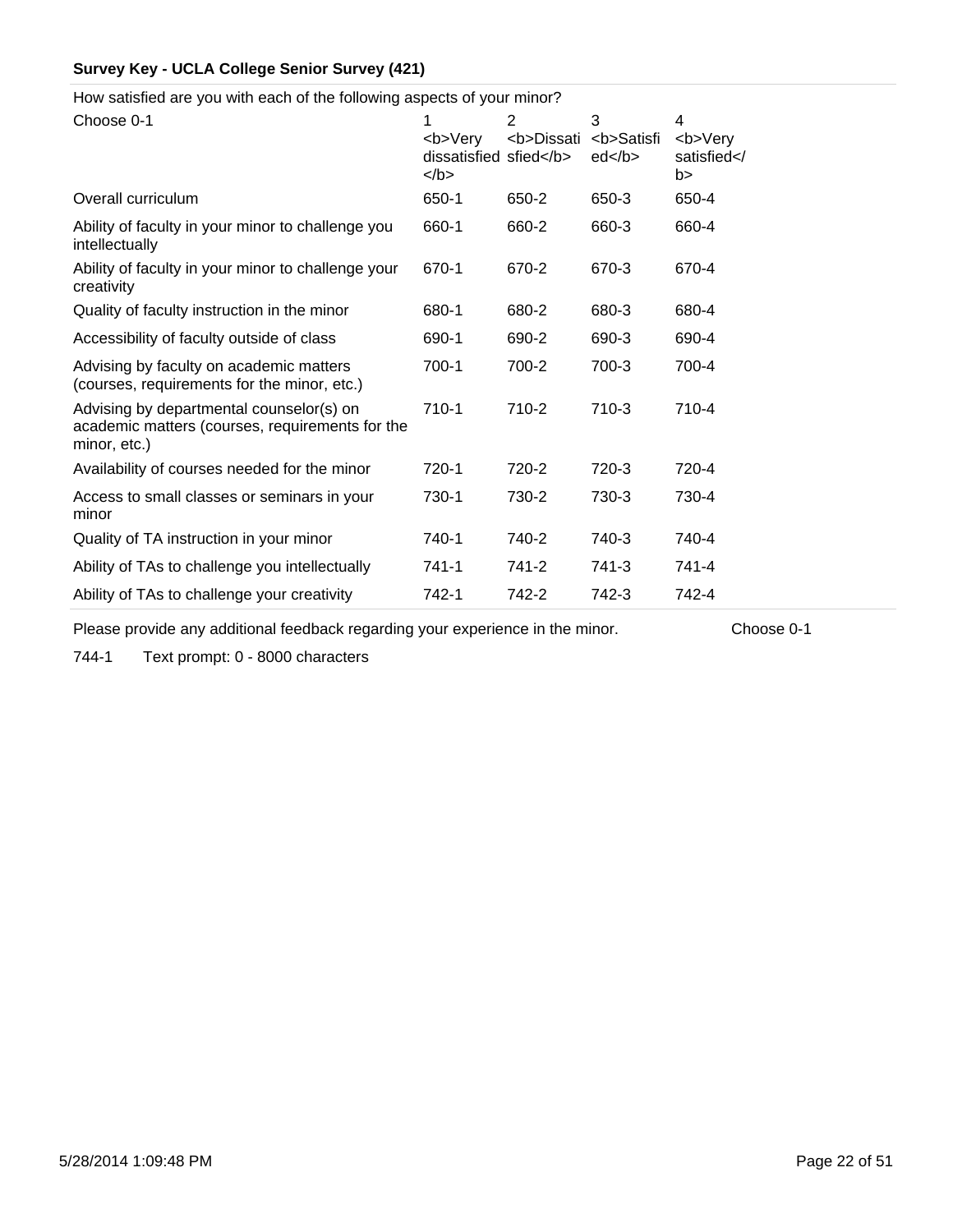**Survey Key - UCLA College Senior Survey (421)**

How satisfied are you with each of the following aspects of your minor?

| Choose 0-1 | 1 <b>Very dissatisfied </b> | 2 <b>Dissatisfied</b> | 3 <b>Satisfied</b> | 4 <b>Very satisfied</b> |
|---|---|---|---|---|
| Overall curriculum | 650-1 | 650-2 | 650-3 | 650-4 |
| Ability of faculty in your minor to challenge you intellectually | 660-1 | 660-2 | 660-3 | 660-4 |
| Ability of faculty in your minor to challenge your creativity | 670-1 | 670-2 | 670-3 | 670-4 |
| Quality of faculty instruction in the minor | 680-1 | 680-2 | 680-3 | 680-4 |
| Accessibility of faculty outside of class | 690-1 | 690-2 | 690-3 | 690-4 |
| Advising by faculty on academic matters (courses, requirements for the minor, etc.) | 700-1 | 700-2 | 700-3 | 700-4 |
| Advising by departmental counselor(s) on academic matters (courses, requirements for the minor, etc.) | 710-1 | 710-2 | 710-3 | 710-4 |
| Availability of courses needed for the minor | 720-1 | 720-2 | 720-3 | 720-4 |
| Access to small classes or seminars in your minor | 730-1 | 730-2 | 730-3 | 730-4 |
| Quality of TA instruction in your minor | 740-1 | 740-2 | 740-3 | 740-4 |
| Ability of TAs to challenge you intellectually | 741-1 | 741-2 | 741-3 | 741-4 |
| Ability of TAs to challenge your creativity | 742-1 | 742-2 | 742-3 | 742-4 |

Please provide any additional feedback regarding your experience in the minor. Choose 0-1

744-1 Text prompt: 0 - 8000 characters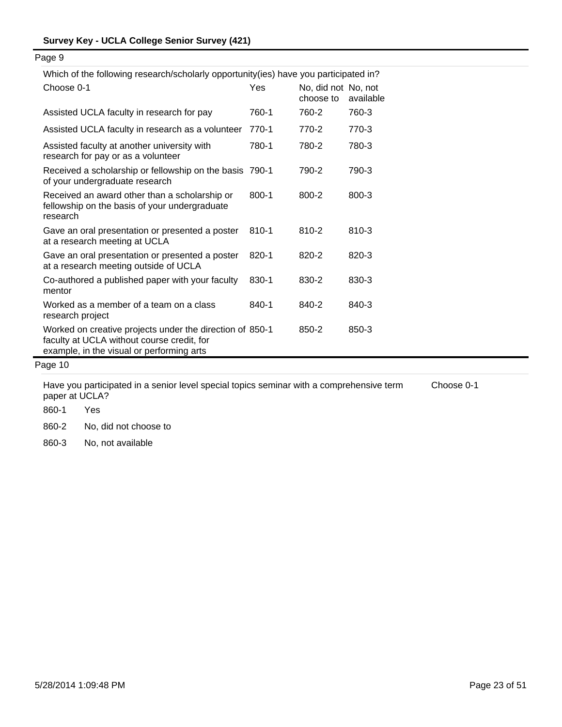## Page 9

Which of the following research/scholarly opportunity(ies) have you participated in?

| Choose 0-1 | Yes | No, did not choose to | No, not available |
|---|---|---|---|
| Assisted UCLA faculty in research for pay | 760-1 | 760-2 | 760-3 |
| Assisted UCLA faculty in research as a volunteer | 770-1 | 770-2 | 770-3 |
| Assisted faculty at another university with research for pay or as a volunteer | 780-1 | 780-2 | 780-3 |
| Received a scholarship or fellowship on the basis of your undergraduate research | 790-1 | 790-2 | 790-3 |
| Received an award other than a scholarship or fellowship on the basis of your undergraduate research | 800-1 | 800-2 | 800-3 |
| Gave an oral presentation or presented a poster at a research meeting at UCLA | 810-1 | 810-2 | 810-3 |
| Gave an oral presentation or presented a poster at a research meeting outside of UCLA | 820-1 | 820-2 | 820-3 |
| Co-authored a published paper with your faculty mentor | 830-1 | 830-2 | 830-3 |
| Worked as a member of a team on a class research project | 840-1 | 840-2 | 840-3 |
| Worked on creative projects under the direction of faculty at UCLA without course credit, for example, in the visual or performing arts | 850-1 | 850-2 | 850-3 |

## Page 10

Have you participated in a senior level special topics seminar with a comprehensive term paper at UCLA? Choose 0-1

860-1 Yes

860-2 No, did not choose to

860-3 No, not available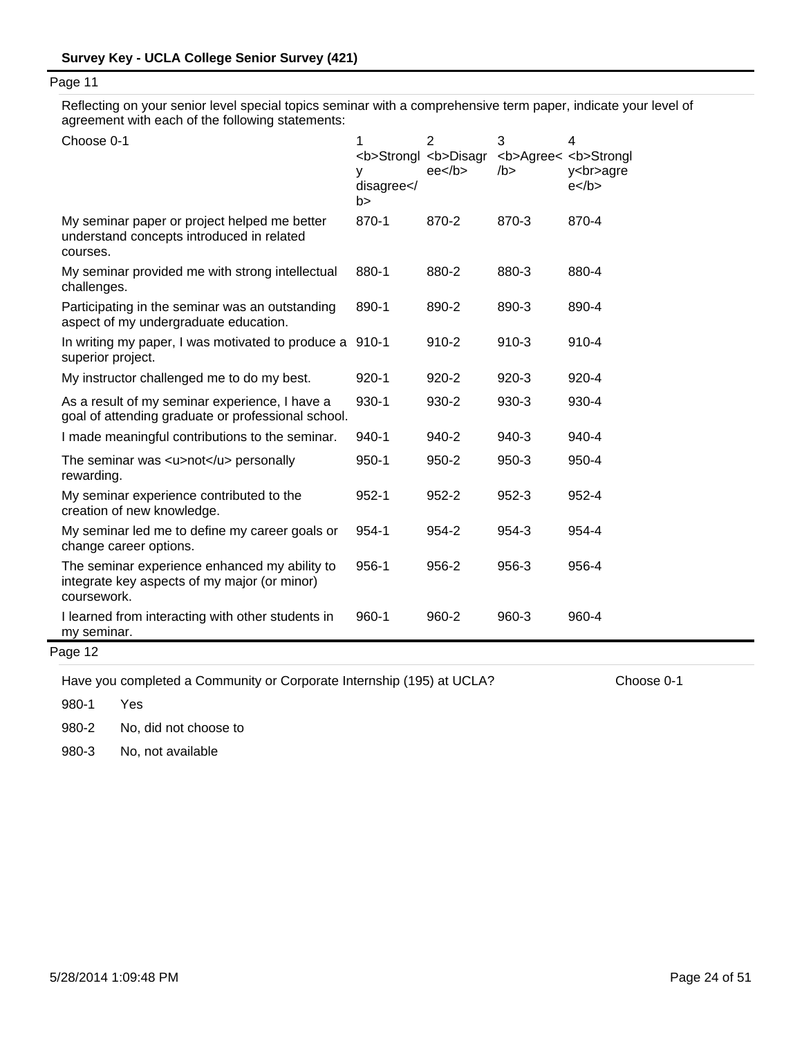Page 11

Reflecting on your senior level special topics seminar with a comprehensive term paper, indicate your level of agreement with each of the following statements:

| Choose 0-1 | 1 <b>Strongly disagree</b> | 2 <b>Disagree</b> | 3 <b>Agree</b> | 4 <b>Strongly<br>agree</b> |
|---|---|---|---|---|
| My seminar paper or project helped me better understand concepts introduced in related courses. | 870-1 | 870-2 | 870-3 | 870-4 |
| My seminar provided me with strong intellectual challenges. | 880-1 | 880-2 | 880-3 | 880-4 |
| Participating in the seminar was an outstanding aspect of my undergraduate education. | 890-1 | 890-2 | 890-3 | 890-4 |
| In writing my paper, I was motivated to produce a superior project. | 910-1 | 910-2 | 910-3 | 910-4 |
| My instructor challenged me to do my best. | 920-1 | 920-2 | 920-3 | 920-4 |
| As a result of my seminar experience, I have a goal of attending graduate or professional school. | 930-1 | 930-2 | 930-3 | 930-4 |
| I made meaningful contributions to the seminar. | 940-1 | 940-2 | 940-3 | 940-4 |
| The seminar was <u>not</u> personally rewarding. | 950-1 | 950-2 | 950-3 | 950-4 |
| My seminar experience contributed to the creation of new knowledge. | 952-1 | 952-2 | 952-3 | 952-4 |
| My seminar led me to define my career goals or change career options. | 954-1 | 954-2 | 954-3 | 954-4 |
| The seminar experience enhanced my ability to integrate key aspects of my major (or minor) coursework. | 956-1 | 956-2 | 956-3 | 956-4 |
| I learned from interacting with other students in my seminar. | 960-1 | 960-2 | 960-3 | 960-4 |

Page 12

Have you completed a Community or Corporate Internship (195) at UCLA? Choose 0-1

980-1 Yes

980-2 No, did not choose to

980-3 No, not available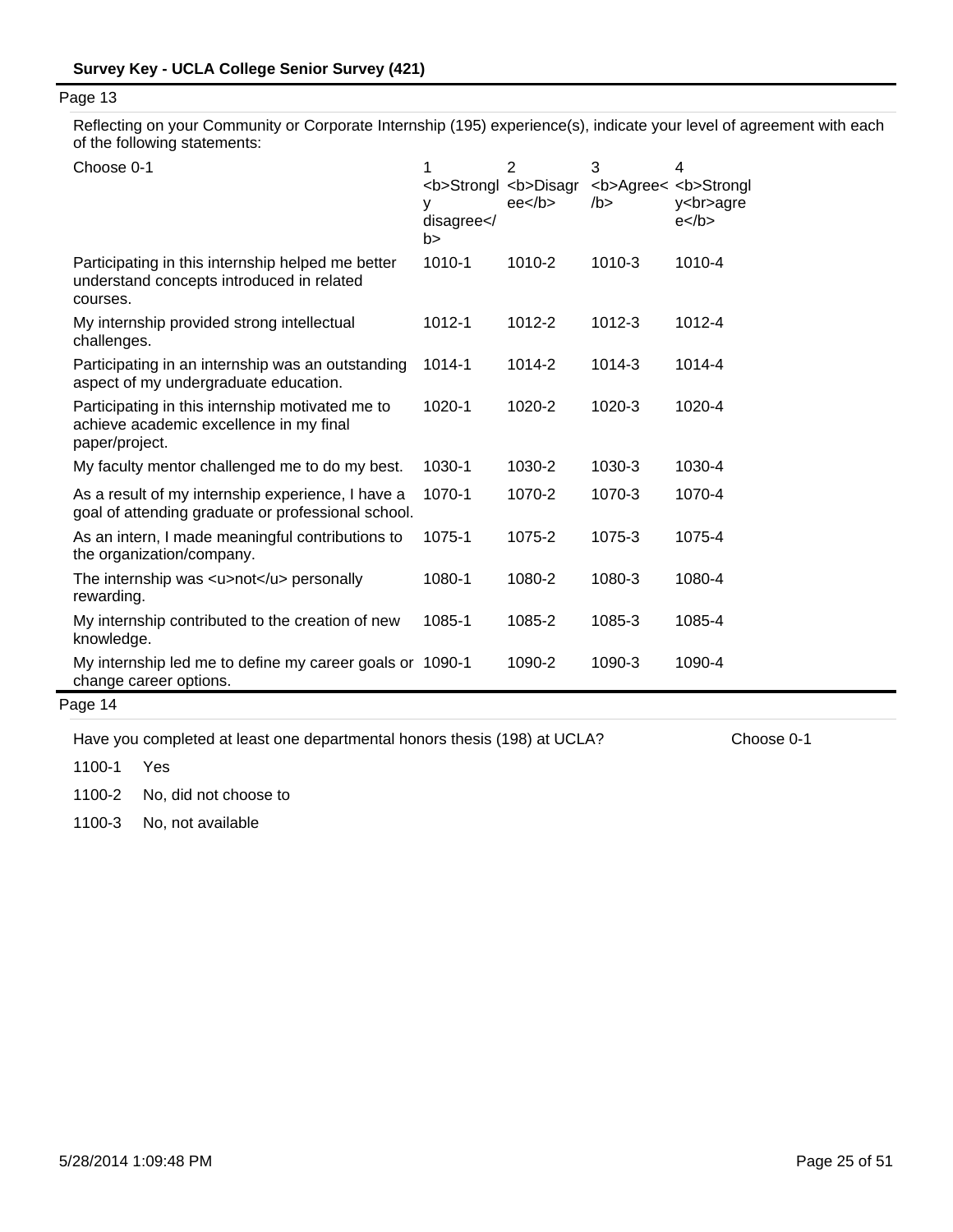Page 13

Reflecting on your Community or Corporate Internship (195) experience(s), indicate your level of agreement with each of the following statements:

| Choose 0-1 | 1 <b>Strongly disagree</b> | 2 <b>Disagree</b> | 3 <b>Agree</b> | 4 <b>Strongly<br>agree</b> |
|---|---|---|---|---|
| Participating in this internship helped me better understand concepts introduced in related courses. | 1010-1 | 1010-2 | 1010-3 | 1010-4 |
| My internship provided strong intellectual challenges. | 1012-1 | 1012-2 | 1012-3 | 1012-4 |
| Participating in an internship was an outstanding aspect of my undergraduate education. | 1014-1 | 1014-2 | 1014-3 | 1014-4 |
| Participating in this internship motivated me to achieve academic excellence in my final paper/project. | 1020-1 | 1020-2 | 1020-3 | 1020-4 |
| My faculty mentor challenged me to do my best. | 1030-1 | 1030-2 | 1030-3 | 1030-4 |
| As a result of my internship experience, I have a goal of attending graduate or professional school. | 1070-1 | 1070-2 | 1070-3 | 1070-4 |
| As an intern, I made meaningful contributions to the organization/company. | 1075-1 | 1075-2 | 1075-3 | 1075-4 |
| The internship was <u>not</u> personally rewarding. | 1080-1 | 1080-2 | 1080-3 | 1080-4 |
| My internship contributed to the creation of new knowledge. | 1085-1 | 1085-2 | 1085-3 | 1085-4 |
| My internship led me to define my career goals or change career options. | 1090-1 | 1090-2 | 1090-3 | 1090-4 |

Page 14

Have you completed at least one departmental honors thesis (198) at UCLA? Choose 0-1

1100-1 Yes

1100-2 No, did not choose to

1100-3 No, not available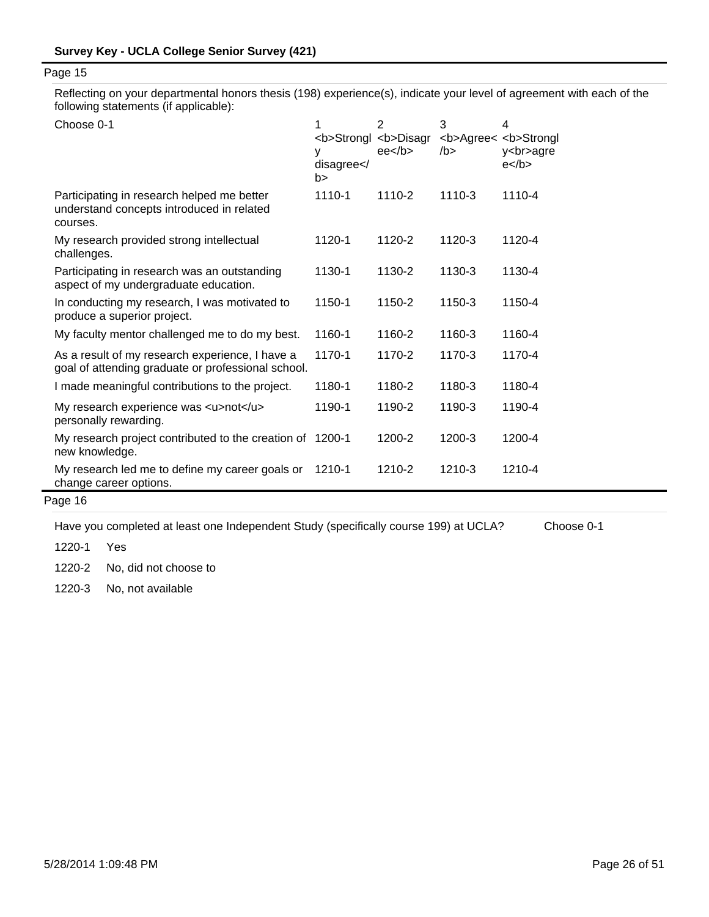**Survey Key - UCLA College Senior Survey (421)**

Page 15

Reflecting on your departmental honors thesis (198) experience(s), indicate your level of agreement with each of the following statements (if applicable):

| Choose 0-1 | 1 <b>Strongly disagree</b> | 2 <b>Disagree</b> | 3 <b>Agree</b> | 4 <b>Strongly<br>agree</b> |
|---|---|---|---|---|
| Participating in research helped me better understand concepts introduced in related courses. | 1110-1 | 1110-2 | 1110-3 | 1110-4 |
| My research provided strong intellectual challenges. | 1120-1 | 1120-2 | 1120-3 | 1120-4 |
| Participating in research was an outstanding aspect of my undergraduate education. | 1130-1 | 1130-2 | 1130-3 | 1130-4 |
| In conducting my research, I was motivated to produce a superior project. | 1150-1 | 1150-2 | 1150-3 | 1150-4 |
| My faculty mentor challenged me to do my best. | 1160-1 | 1160-2 | 1160-3 | 1160-4 |
| As a result of my research experience, I have a goal of attending graduate or professional school. | 1170-1 | 1170-2 | 1170-3 | 1170-4 |
| I made meaningful contributions to the project. | 1180-1 | 1180-2 | 1180-3 | 1180-4 |
| My research experience was <u>not</u> personally rewarding. | 1190-1 | 1190-2 | 1190-3 | 1190-4 |
| My research project contributed to the creation of new knowledge. | 1200-1 | 1200-2 | 1200-3 | 1200-4 |
| My research led me to define my career goals or change career options. | 1210-1 | 1210-2 | 1210-3 | 1210-4 |

Page 16

Have you completed at least one Independent Study (specifically course 199) at UCLA? Choose 0-1

1220-1 Yes

1220-2 No, did not choose to

1220-3 No, not available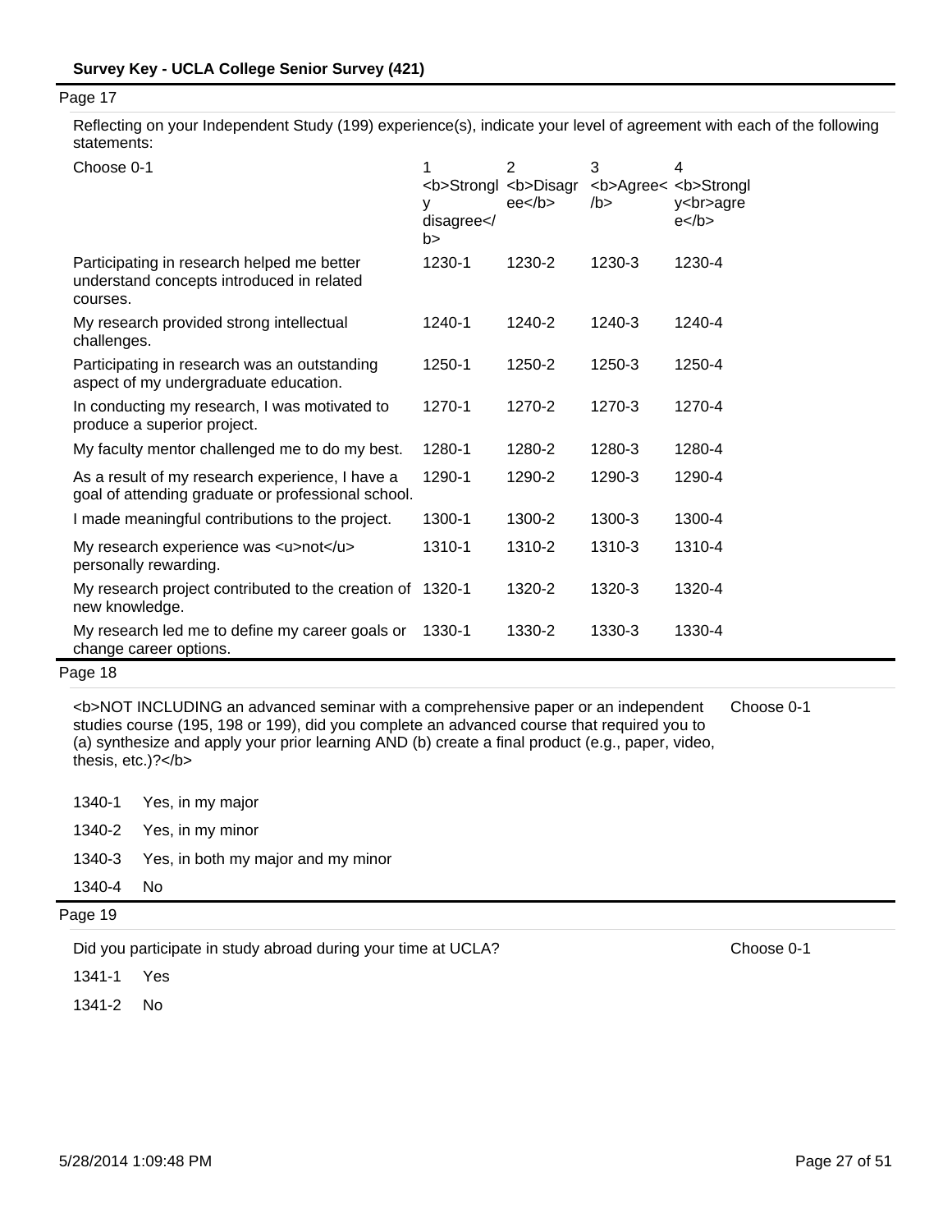Page 17

Reflecting on your Independent Study (199) experience(s), indicate your level of agreement with each of the following statements:

| Choose 0-1 | 1 <b>Strongly disagree</b> | 2 <b>Disagree</b> | 3 <b>Agree</b> | 4 <b>Strongly<br>agree</b> |
|---|---|---|---|---|
| Participating in research helped me better understand concepts introduced in related courses. | 1230-1 | 1230-2 | 1230-3 | 1230-4 |
| My research provided strong intellectual challenges. | 1240-1 | 1240-2 | 1240-3 | 1240-4 |
| Participating in research was an outstanding aspect of my undergraduate education. | 1250-1 | 1250-2 | 1250-3 | 1250-4 |
| In conducting my research, I was motivated to produce a superior project. | 1270-1 | 1270-2 | 1270-3 | 1270-4 |
| My faculty mentor challenged me to do my best. | 1280-1 | 1280-2 | 1280-3 | 1280-4 |
| As a result of my research experience, I have a goal of attending graduate or professional school. | 1290-1 | 1290-2 | 1290-3 | 1290-4 |
| I made meaningful contributions to the project. | 1300-1 | 1300-2 | 1300-3 | 1300-4 |
| My research experience was <u>not</u> personally rewarding. | 1310-1 | 1310-2 | 1310-3 | 1310-4 |
| My research project contributed to the creation of new knowledge. | 1320-1 | 1320-2 | 1320-3 | 1320-4 |
| My research led me to define my career goals or change career options. | 1330-1 | 1330-2 | 1330-3 | 1330-4 |

Page 18

<b>NOT INCLUDING an advanced seminar with a comprehensive paper or an independent studies course (195, 198 or 199), did you complete an advanced course that required you to (a) synthesize and apply your prior learning AND (b) create a final product (e.g., paper, video, thesis, etc.)?</b> — Choose 0-1

| | |
|---|---|
| 1340-1 | Yes, in my major |
| 1340-2 | Yes, in my minor |
| 1340-3 | Yes, in both my major and my minor |
| 1340-4 | No |

Page 19

Did you participate in study abroad during your time at UCLA? — Choose 0-1

| | |
|---|---|
| 1341-1 | Yes |
| 1341-2 | No |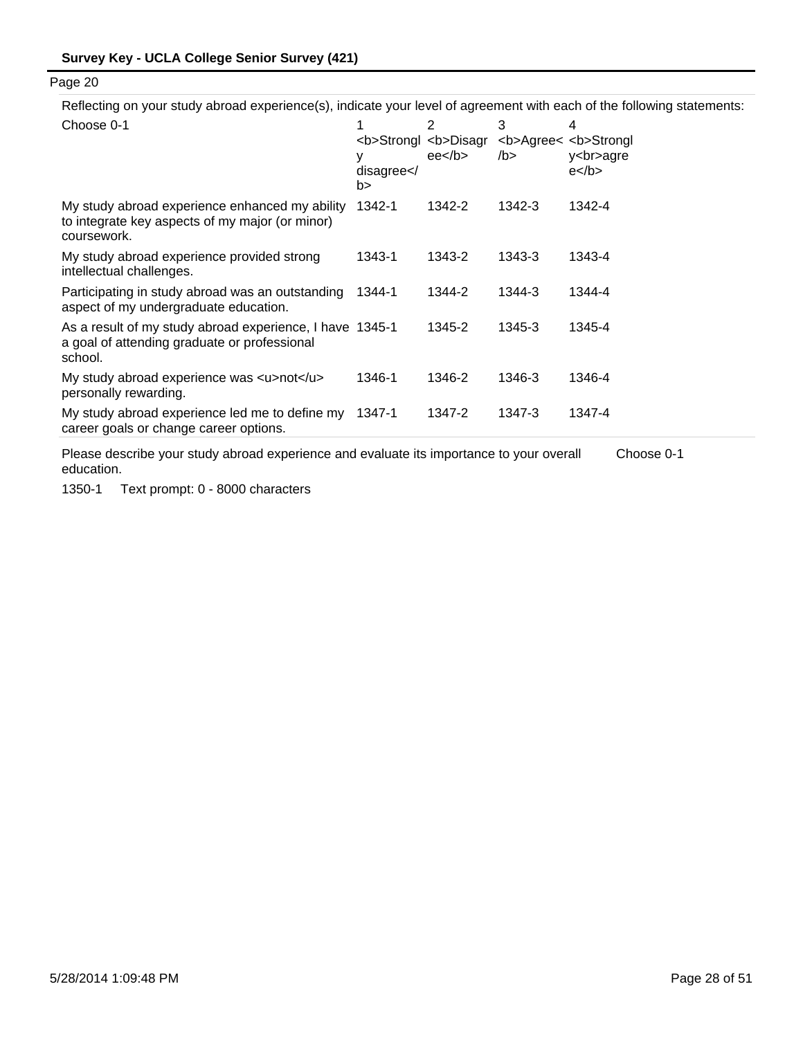Page 20

Reflecting on your study abroad experience(s), indicate your level of agreement with each of the following statements:

| Choose 0-1 | 1 <b>Strongly disagree</b> | 2 <b>Disagree</b> | 3 <b>Agree</b> | 4 <b>Strongly<br>agree</b> |
|---|---|---|---|---|
| My study abroad experience enhanced my ability to integrate key aspects of my major (or minor) coursework. | 1342-1 | 1342-2 | 1342-3 | 1342-4 |
| My study abroad experience provided strong intellectual challenges. | 1343-1 | 1343-2 | 1343-3 | 1343-4 |
| Participating in study abroad was an outstanding aspect of my undergraduate education. | 1344-1 | 1344-2 | 1344-3 | 1344-4 |
| As a result of my study abroad experience, I have a goal of attending graduate or professional school. | 1345-1 | 1345-2 | 1345-3 | 1345-4 |
| My study abroad experience was <u>not</u> personally rewarding. | 1346-1 | 1346-2 | 1346-3 | 1346-4 |
| My study abroad experience led me to define my career goals or change career options. | 1347-1 | 1347-2 | 1347-3 | 1347-4 |

Please describe your study abroad experience and evaluate its importance to your overall education. Choose 0-1

1350-1 Text prompt: 0 - 8000 characters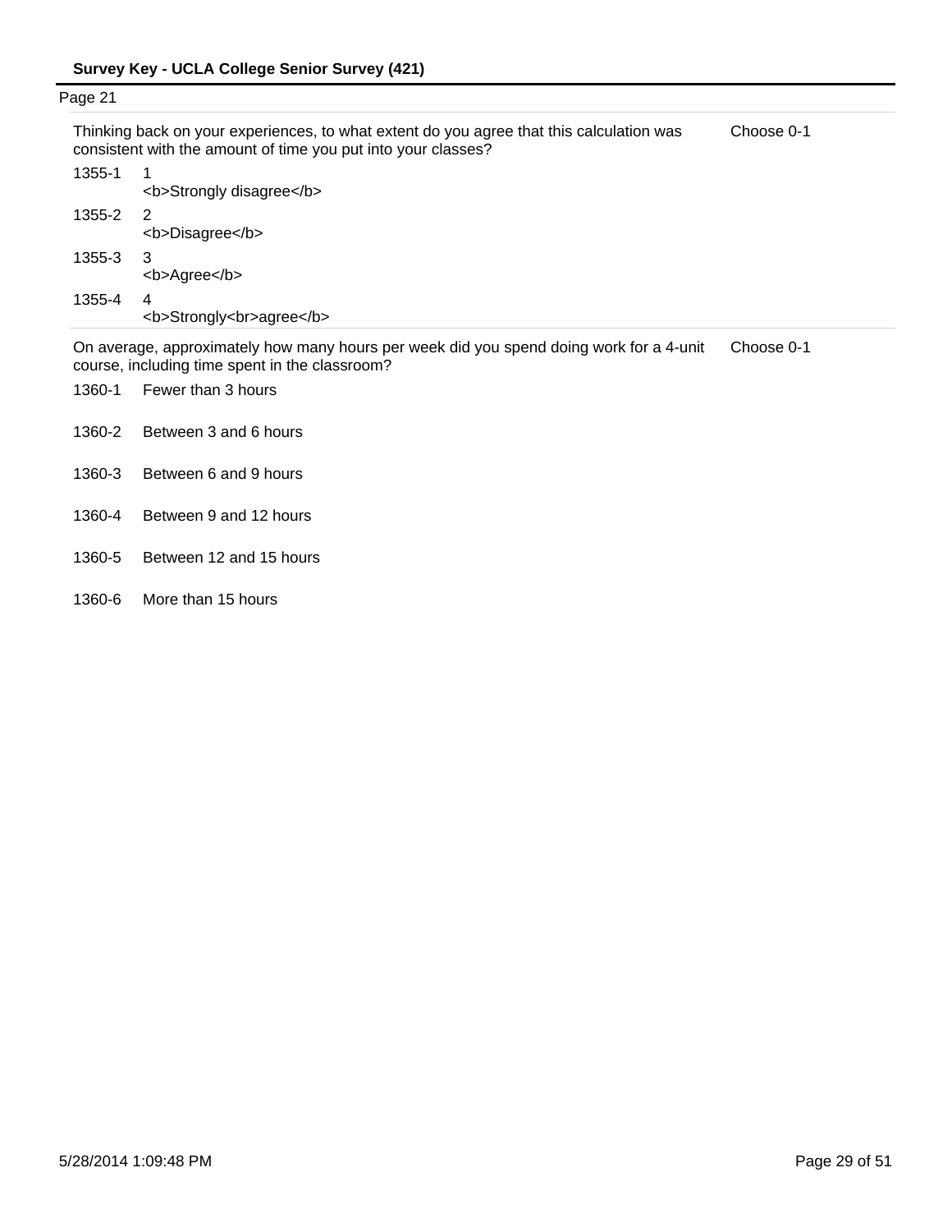Page 21

| | Thinking back on your experiences, to what extent do you agree that this calculation was consistent with the amount of time you put into your classes? | Choose 0-1 |
|---|---|---|
| 1355-1 | 1<br><b>Strongly disagree</b> | |
| 1355-2 | 2<br><b>Disagree</b> | |
| 1355-3 | 3<br><b>Agree</b> | |
| 1355-4 | 4<br><b>Strongly<br>agree</b> | |

| | On average, approximately how many hours per week did you spend doing work for a 4-unit course, including time spent in the classroom? | Choose 0-1 |
|---|---|---|
| 1360-1 | Fewer than 3 hours | |
| 1360-2 | Between 3 and 6 hours | |
| 1360-3 | Between 6 and 9 hours | |
| 1360-4 | Between 9 and 12 hours | |
| 1360-5 | Between 12 and 15 hours | |
| 1360-6 | More than 15 hours | |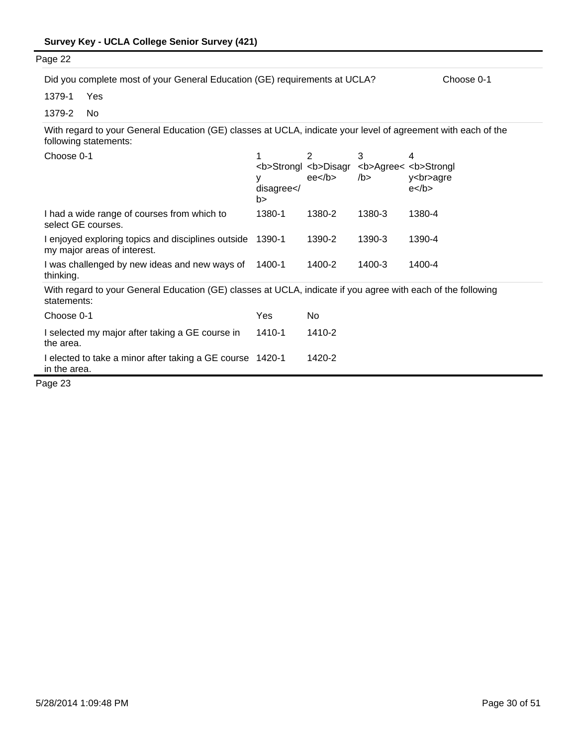Page 22

Did you complete most of your General Education (GE) requirements at UCLA? Choose 0-1

1379-1 Yes

1379-2 No

With regard to your General Education (GE) classes at UCLA, indicate your level of agreement with each of the following statements:

| Choose 0-1 | 1 <b>Strongly disagree</b> | 2 <b>Disagree</b> | 3 <b>Agree</b> | 4 <b>Strongly<br>agree</b> |
|---|---|---|---|---|
| I had a wide range of courses from which to select GE courses. | 1380-1 | 1380-2 | 1380-3 | 1380-4 |
| I enjoyed exploring topics and disciplines outside my major areas of interest. | 1390-1 | 1390-2 | 1390-3 | 1390-4 |
| I was challenged by new ideas and new ways of thinking. | 1400-1 | 1400-2 | 1400-3 | 1400-4 |

With regard to your General Education (GE) classes at UCLA, indicate if you agree with each of the following statements:

| Choose 0-1 | Yes | No |
|---|---|---|
| I selected my major after taking a GE course in the area. | 1410-1 | 1410-2 |
| I elected to take a minor after taking a GE course in the area. | 1420-1 | 1420-2 |

Page 23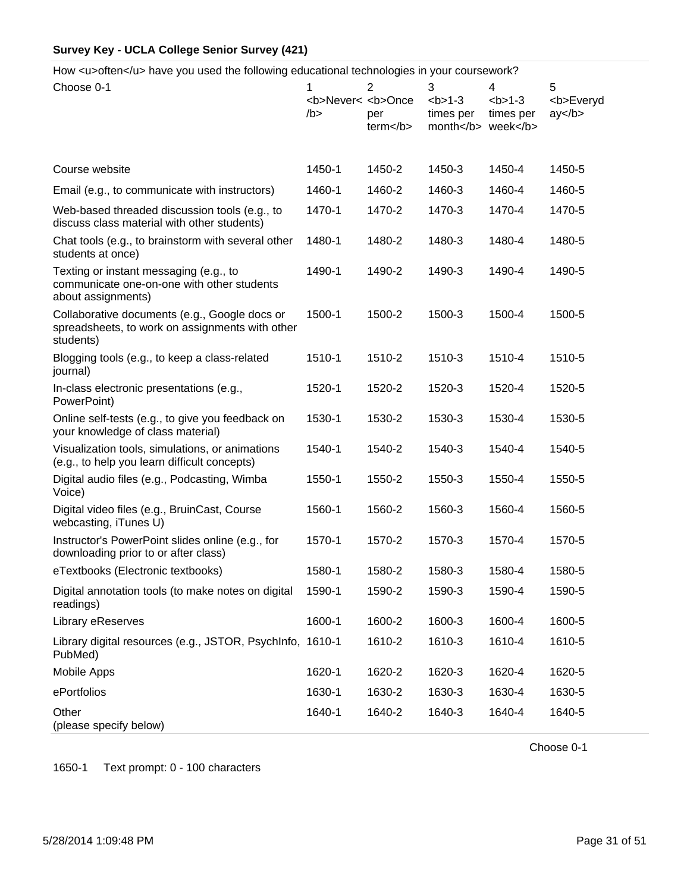**Survey Key - UCLA College Senior Survey (421)**

How <u>often</u> have you used the following educational technologies in your coursework?

| Choose 0-1 | 1 <b>Never</b> | 2 <b>Once per term</b> | 3 <b>1-3 times per month</b> | 4 <b>1-3 times per week</b> | 5 <b>Everyday</b> |
|---|---|---|---|---|---|
| Course website | 1450-1 | 1450-2 | 1450-3 | 1450-4 | 1450-5 |
| Email (e.g., to communicate with instructors) | 1460-1 | 1460-2 | 1460-3 | 1460-4 | 1460-5 |
| Web-based threaded discussion tools (e.g., to discuss class material with other students) | 1470-1 | 1470-2 | 1470-3 | 1470-4 | 1470-5 |
| Chat tools (e.g., to brainstorm with several other students at once) | 1480-1 | 1480-2 | 1480-3 | 1480-4 | 1480-5 |
| Texting or instant messaging (e.g., to communicate one-on-one with other students about assignments) | 1490-1 | 1490-2 | 1490-3 | 1490-4 | 1490-5 |
| Collaborative documents (e.g., Google docs or spreadsheets, to work on assignments with other students) | 1500-1 | 1500-2 | 1500-3 | 1500-4 | 1500-5 |
| Blogging tools (e.g., to keep a class-related journal) | 1510-1 | 1510-2 | 1510-3 | 1510-4 | 1510-5 |
| In-class electronic presentations (e.g., PowerPoint) | 1520-1 | 1520-2 | 1520-3 | 1520-4 | 1520-5 |
| Online self-tests (e.g., to give you feedback on your knowledge of class material) | 1530-1 | 1530-2 | 1530-3 | 1530-4 | 1530-5 |
| Visualization tools, simulations, or animations (e.g., to help you learn difficult concepts) | 1540-1 | 1540-2 | 1540-3 | 1540-4 | 1540-5 |
| Digital audio files (e.g., Podcasting, Wimba Voice) | 1550-1 | 1550-2 | 1550-3 | 1550-4 | 1550-5 |
| Digital video files (e.g., BruinCast, Course webcasting, iTunes U) | 1560-1 | 1560-2 | 1560-3 | 1560-4 | 1560-5 |
| Instructor's PowerPoint slides online (e.g., for downloading prior to or after class) | 1570-1 | 1570-2 | 1570-3 | 1570-4 | 1570-5 |
| eTextbooks (Electronic textbooks) | 1580-1 | 1580-2 | 1580-3 | 1580-4 | 1580-5 |
| Digital annotation tools (to make notes on digital readings) | 1590-1 | 1590-2 | 1590-3 | 1590-4 | 1590-5 |
| Library eReserves | 1600-1 | 1600-2 | 1600-3 | 1600-4 | 1600-5 |
| Library digital resources (e.g., JSTOR, PsychInfo, PubMed) | 1610-1 | 1610-2 | 1610-3 | 1610-4 | 1610-5 |
| Mobile Apps | 1620-1 | 1620-2 | 1620-3 | 1620-4 | 1620-5 |
| ePortfolios | 1630-1 | 1630-2 | 1630-3 | 1630-4 | 1630-5 |
| Other (please specify below) | 1640-1 | 1640-2 | 1640-3 | 1640-4 | 1640-5 |

Choose 0-1

1650-1 Text prompt: 0 - 100 characters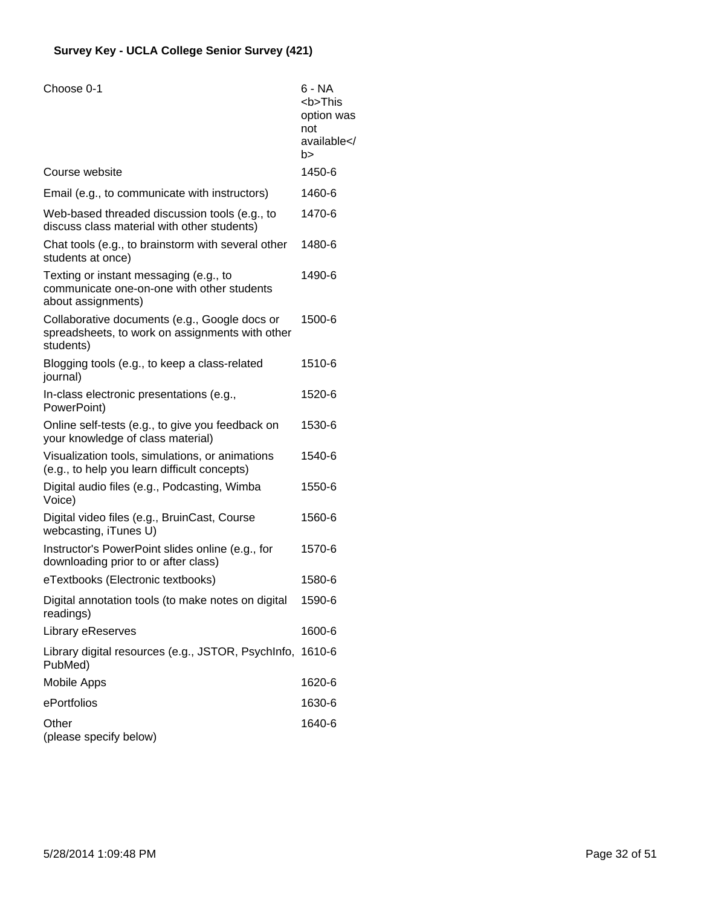**Survey Key - UCLA College Senior Survey (421)**

| Choose 0-1 | 6 - NA <b>This option was not available</b> |
| --- | --- |
| Course website | 1450-6 |
| Email (e.g., to communicate with instructors) | 1460-6 |
| Web-based threaded discussion tools (e.g., to discuss class material with other students) | 1470-6 |
| Chat tools (e.g., to brainstorm with several other students at once) | 1480-6 |
| Texting or instant messaging (e.g., to communicate one-on-one with other students about assignments) | 1490-6 |
| Collaborative documents (e.g., Google docs or spreadsheets, to work on assignments with other students) | 1500-6 |
| Blogging tools (e.g., to keep a class-related journal) | 1510-6 |
| In-class electronic presentations (e.g., PowerPoint) | 1520-6 |
| Online self-tests (e.g., to give you feedback on your knowledge of class material) | 1530-6 |
| Visualization tools, simulations, or animations (e.g., to help you learn difficult concepts) | 1540-6 |
| Digital audio files (e.g., Podcasting, Wimba Voice) | 1550-6 |
| Digital video files (e.g., BruinCast, Course webcasting, iTunes U) | 1560-6 |
| Instructor's PowerPoint slides online (e.g., for downloading prior to or after class) | 1570-6 |
| eTextbooks (Electronic textbooks) | 1580-6 |
| Digital annotation tools (to make notes on digital readings) | 1590-6 |
| Library eReserves | 1600-6 |
| Library digital resources (e.g., JSTOR, PsychInfo, PubMed) | 1610-6 |
| Mobile Apps | 1620-6 |
| ePortfolios | 1630-6 |
| Other (please specify below) | 1640-6 |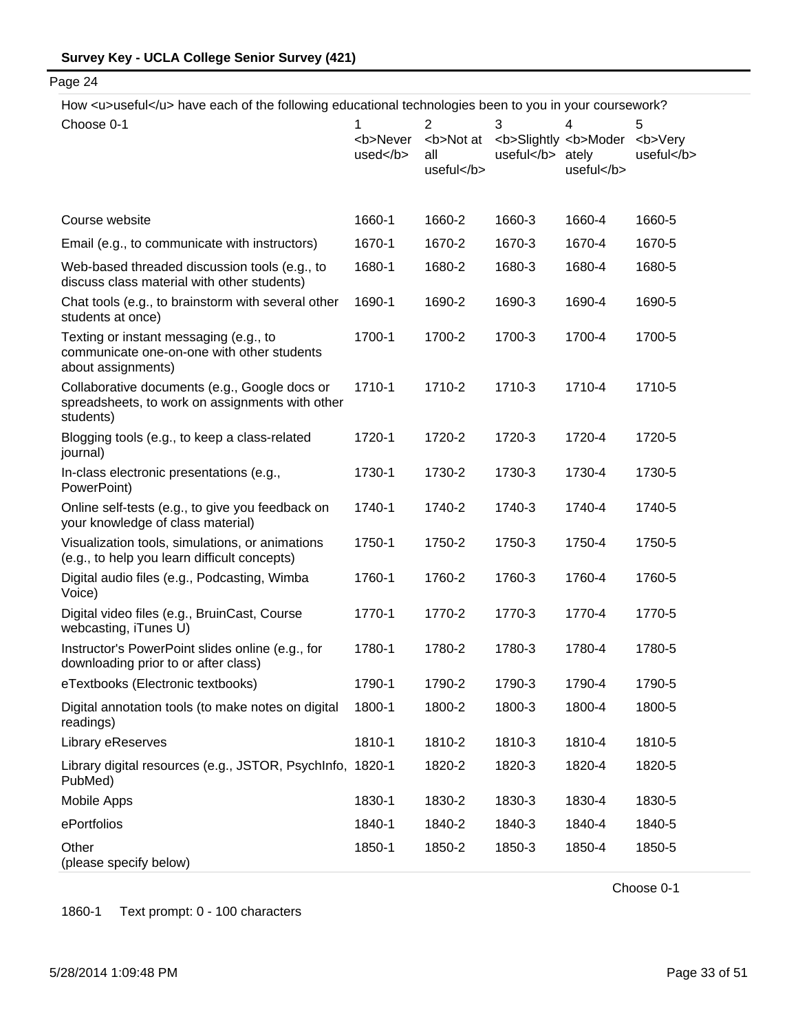Page 24

How <u>useful</u> have each of the following educational technologies been to you in your coursework?

| Choose 0-1 | 1 <b>Never used</b> | 2 <b>Not at all useful</b> | 3 <b>Slightly useful</b> | 4 <b>Moderately useful</b> | 5 <b>Very useful</b> |
|---|---|---|---|---|---|
| Course website | 1660-1 | 1660-2 | 1660-3 | 1660-4 | 1660-5 |
| Email (e.g., to communicate with instructors) | 1670-1 | 1670-2 | 1670-3 | 1670-4 | 1670-5 |
| Web-based threaded discussion tools (e.g., to discuss class material with other students) | 1680-1 | 1680-2 | 1680-3 | 1680-4 | 1680-5 |
| Chat tools (e.g., to brainstorm with several other students at once) | 1690-1 | 1690-2 | 1690-3 | 1690-4 | 1690-5 |
| Texting or instant messaging (e.g., to communicate one-on-one with other students about assignments) | 1700-1 | 1700-2 | 1700-3 | 1700-4 | 1700-5 |
| Collaborative documents (e.g., Google docs or spreadsheets, to work on assignments with other students) | 1710-1 | 1710-2 | 1710-3 | 1710-4 | 1710-5 |
| Blogging tools (e.g., to keep a class-related journal) | 1720-1 | 1720-2 | 1720-3 | 1720-4 | 1720-5 |
| In-class electronic presentations (e.g., PowerPoint) | 1730-1 | 1730-2 | 1730-3 | 1730-4 | 1730-5 |
| Online self-tests (e.g., to give you feedback on your knowledge of class material) | 1740-1 | 1740-2 | 1740-3 | 1740-4 | 1740-5 |
| Visualization tools, simulations, or animations (e.g., to help you learn difficult concepts) | 1750-1 | 1750-2 | 1750-3 | 1750-4 | 1750-5 |
| Digital audio files (e.g., Podcasting, Wimba Voice) | 1760-1 | 1760-2 | 1760-3 | 1760-4 | 1760-5 |
| Digital video files (e.g., BruinCast, Course webcasting, iTunes U) | 1770-1 | 1770-2 | 1770-3 | 1770-4 | 1770-5 |
| Instructor's PowerPoint slides online (e.g., for downloading prior to or after class) | 1780-1 | 1780-2 | 1780-3 | 1780-4 | 1780-5 |
| eTextbooks (Electronic textbooks) | 1790-1 | 1790-2 | 1790-3 | 1790-4 | 1790-5 |
| Digital annotation tools (to make notes on digital readings) | 1800-1 | 1800-2 | 1800-3 | 1800-4 | 1800-5 |
| Library eReserves | 1810-1 | 1810-2 | 1810-3 | 1810-4 | 1810-5 |
| Library digital resources (e.g., JSTOR, PsychInfo, PubMed) | 1820-1 | 1820-2 | 1820-3 | 1820-4 | 1820-5 |
| Mobile Apps | 1830-1 | 1830-2 | 1830-3 | 1830-4 | 1830-5 |
| ePortfolios | 1840-1 | 1840-2 | 1840-3 | 1840-4 | 1840-5 |
| Other (please specify below) | 1850-1 | 1850-2 | 1850-3 | 1850-4 | 1850-5 |

Choose 0-1

1860-1 Text prompt: 0 - 100 characters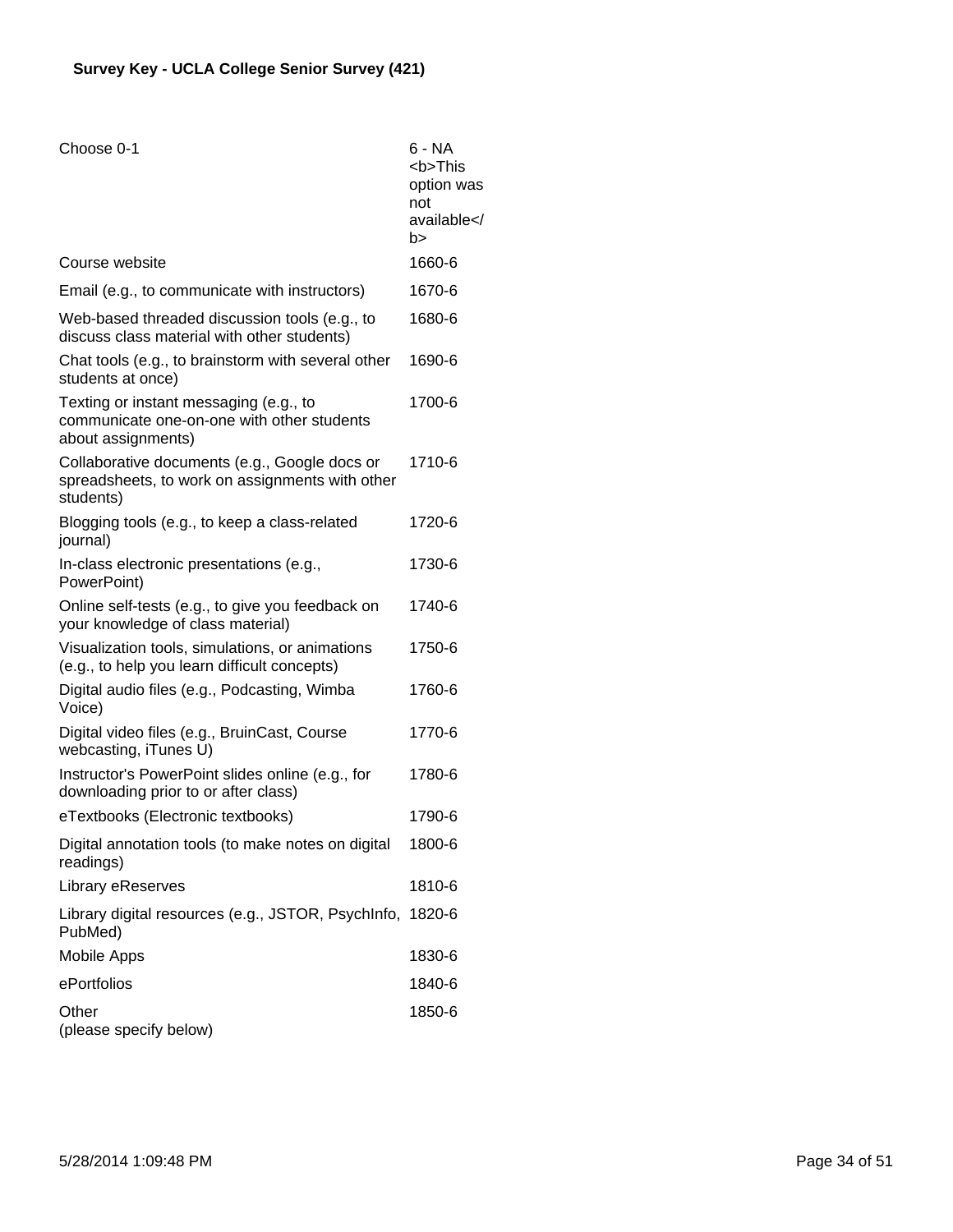**Survey Key - UCLA College Senior Survey (421)**

| Choose 0-1 | 6 - NA <b>This option was not available</b> |
|---|---|
| Course website | 1660-6 |
| Email (e.g., to communicate with instructors) | 1670-6 |
| Web-based threaded discussion tools (e.g., to discuss class material with other students) | 1680-6 |
| Chat tools (e.g., to brainstorm with several other students at once) | 1690-6 |
| Texting or instant messaging (e.g., to communicate one-on-one with other students about assignments) | 1700-6 |
| Collaborative documents (e.g., Google docs or spreadsheets, to work on assignments with other students) | 1710-6 |
| Blogging tools (e.g., to keep a class-related journal) | 1720-6 |
| In-class electronic presentations (e.g., PowerPoint) | 1730-6 |
| Online self-tests (e.g., to give you feedback on your knowledge of class material) | 1740-6 |
| Visualization tools, simulations, or animations (e.g., to help you learn difficult concepts) | 1750-6 |
| Digital audio files (e.g., Podcasting, Wimba Voice) | 1760-6 |
| Digital video files (e.g., BruinCast, Course webcasting, iTunes U) | 1770-6 |
| Instructor's PowerPoint slides online (e.g., for downloading prior to or after class) | 1780-6 |
| eTextbooks (Electronic textbooks) | 1790-6 |
| Digital annotation tools (to make notes on digital readings) | 1800-6 |
| Library eReserves | 1810-6 |
| Library digital resources (e.g., JSTOR, PsychInfo, PubMed) | 1820-6 |
| Mobile Apps | 1830-6 |
| ePortfolios | 1840-6 |
| Other (please specify below) | 1850-6 |

5/28/2014 1:09:48 PM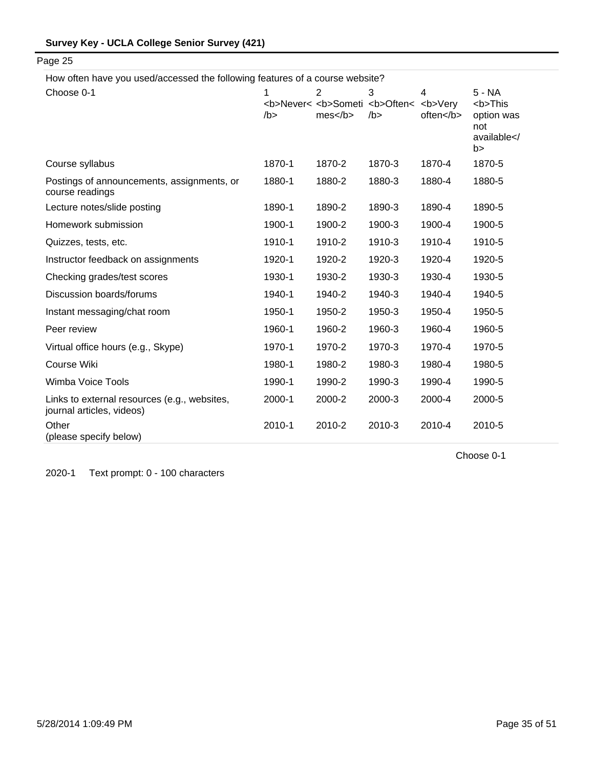Page 25

How often have you used/accessed the following features of a course website?

| Choose 0-1 | 1 <b>Never</b> | 2 <b>Sometimes</b> | 3 <b>Often</b> | 4 <b>Very often</b> | 5 - NA <b>This option was not available</b> |
|---|---|---|---|---|---|
| Course syllabus | 1870-1 | 1870-2 | 1870-3 | 1870-4 | 1870-5 |
| Postings of announcements, assignments, or course readings | 1880-1 | 1880-2 | 1880-3 | 1880-4 | 1880-5 |
| Lecture notes/slide posting | 1890-1 | 1890-2 | 1890-3 | 1890-4 | 1890-5 |
| Homework submission | 1900-1 | 1900-2 | 1900-3 | 1900-4 | 1900-5 |
| Quizzes, tests, etc. | 1910-1 | 1910-2 | 1910-3 | 1910-4 | 1910-5 |
| Instructor feedback on assignments | 1920-1 | 1920-2 | 1920-3 | 1920-4 | 1920-5 |
| Checking grades/test scores | 1930-1 | 1930-2 | 1930-3 | 1930-4 | 1930-5 |
| Discussion boards/forums | 1940-1 | 1940-2 | 1940-3 | 1940-4 | 1940-5 |
| Instant messaging/chat room | 1950-1 | 1950-2 | 1950-3 | 1950-4 | 1950-5 |
| Peer review | 1960-1 | 1960-2 | 1960-3 | 1960-4 | 1960-5 |
| Virtual office hours (e.g., Skype) | 1970-1 | 1970-2 | 1970-3 | 1970-4 | 1970-5 |
| Course Wiki | 1980-1 | 1980-2 | 1980-3 | 1980-4 | 1980-5 |
| Wimba Voice Tools | 1990-1 | 1990-2 | 1990-3 | 1990-4 | 1990-5 |
| Links to external resources (e.g., websites, journal articles, videos) | 2000-1 | 2000-2 | 2000-3 | 2000-4 | 2000-5 |
| Other (please specify below) | 2010-1 | 2010-2 | 2010-3 | 2010-4 | 2010-5 |

Choose 0-1

2020-1 Text prompt: 0 - 100 characters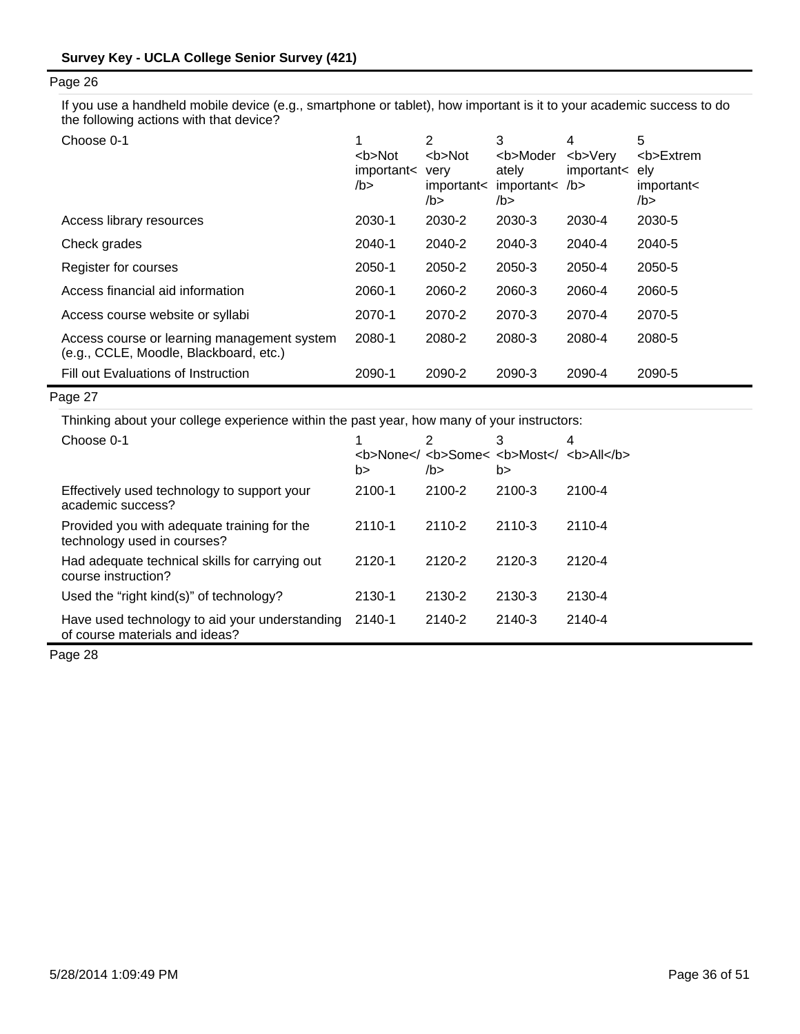Page 26

If you use a handheld mobile device (e.g., smartphone or tablet), how important is it to your academic success to do the following actions with that device?

| Choose 0-1 | 1 <b>Not important</b> | 2 <b>Not very important</b> | 3 <b>Moderately important</b> | 4 <b>Very important</b> | 5 <b>Extremely important</b> |
|---|---|---|---|---|---|
| Access library resources | 2030-1 | 2030-2 | 2030-3 | 2030-4 | 2030-5 |
| Check grades | 2040-1 | 2040-2 | 2040-3 | 2040-4 | 2040-5 |
| Register for courses | 2050-1 | 2050-2 | 2050-3 | 2050-4 | 2050-5 |
| Access financial aid information | 2060-1 | 2060-2 | 2060-3 | 2060-4 | 2060-5 |
| Access course website or syllabi | 2070-1 | 2070-2 | 2070-3 | 2070-4 | 2070-5 |
| Access course or learning management system (e.g., CCLE, Moodle, Blackboard, etc.) | 2080-1 | 2080-2 | 2080-3 | 2080-4 | 2080-5 |
| Fill out Evaluations of Instruction | 2090-1 | 2090-2 | 2090-3 | 2090-4 | 2090-5 |

Page 27

Thinking about your college experience within the past year, how many of your instructors:

| Choose 0-1 | 1 <b>None</b> | 2 <b>Some</b> | 3 <b>Most</b> | 4 <b>All</b> |
|---|---|---|---|---|
| Effectively used technology to support your academic success? | 2100-1 | 2100-2 | 2100-3 | 2100-4 |
| Provided you with adequate training for the technology used in courses? | 2110-1 | 2110-2 | 2110-3 | 2110-4 |
| Had adequate technical skills for carrying out course instruction? | 2120-1 | 2120-2 | 2120-3 | 2120-4 |
| Used the “right kind(s)” of technology? | 2130-1 | 2130-2 | 2130-3 | 2130-4 |
| Have used technology to aid your understanding of course materials and ideas? | 2140-1 | 2140-2 | 2140-3 | 2140-4 |

Page 28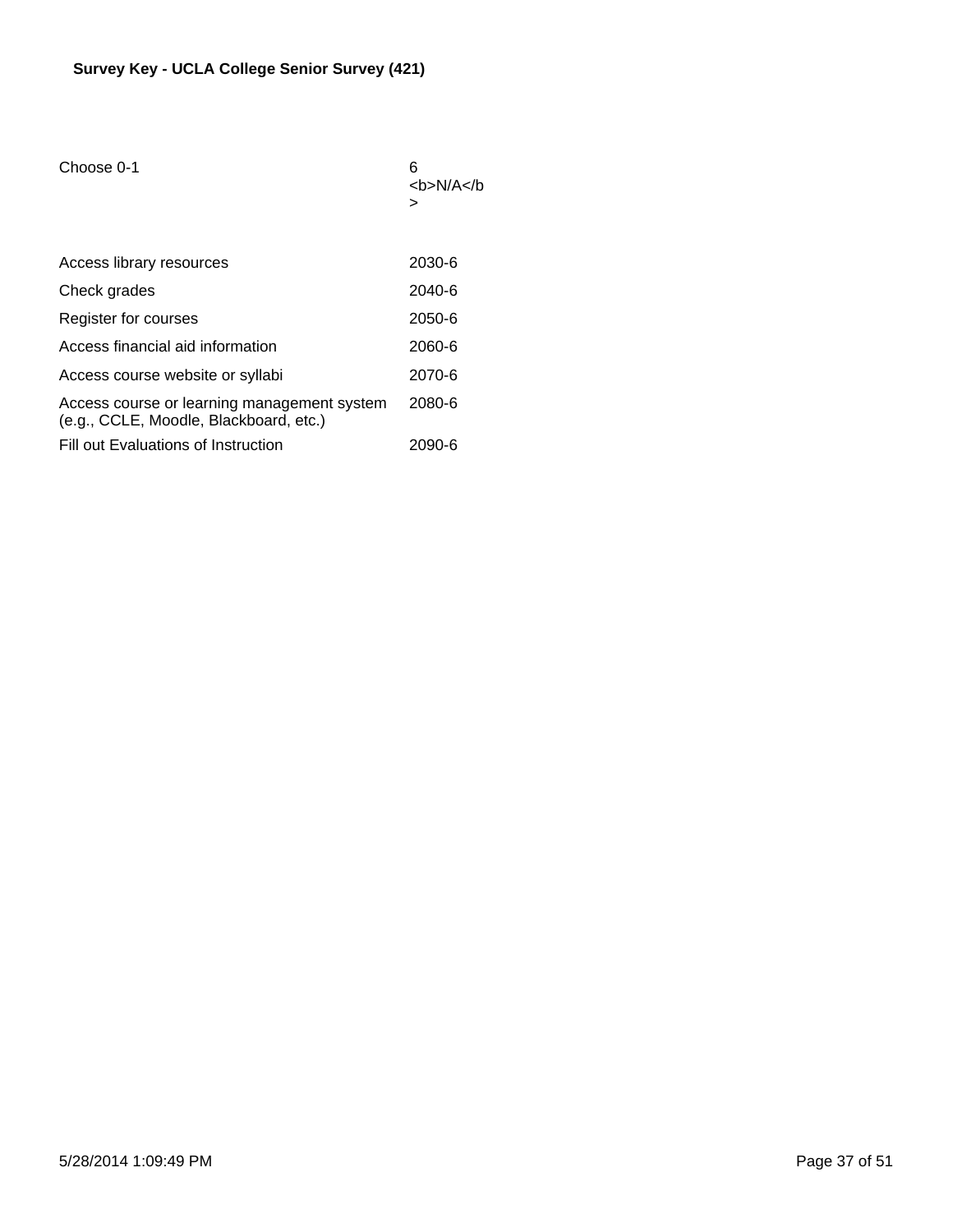**Survey Key - UCLA College Senior Survey (421)**

| | |
|---|---|
| Choose 0-1 | 6 <b>N/A</b> |
| Access library resources | 2030-6 |
| Check grades | 2040-6 |
| Register for courses | 2050-6 |
| Access financial aid information | 2060-6 |
| Access course website or syllabi | 2070-6 |
| Access course or learning management system (e.g., CCLE, Moodle, Blackboard, etc.) | 2080-6 |
| Fill out Evaluations of Instruction | 2090-6 |

5/28/2014 1:09:49 PM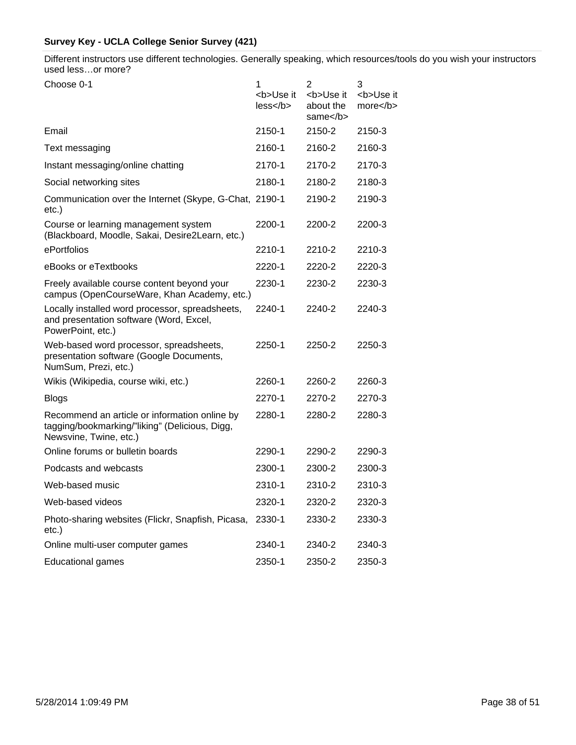**Survey Key - UCLA College Senior Survey (421)**

Different instructors use different technologies. Generally speaking, which resources/tools do you wish your instructors used less…or more?

| Choose 0-1 | 1 <b>Use it less</b> | 2 <b>Use it about the same</b> | 3 <b>Use it more</b> |
|---|---|---|---|
| Email | 2150-1 | 2150-2 | 2150-3 |
| Text messaging | 2160-1 | 2160-2 | 2160-3 |
| Instant messaging/online chatting | 2170-1 | 2170-2 | 2170-3 |
| Social networking sites | 2180-1 | 2180-2 | 2180-3 |
| Communication over the Internet (Skype, G-Chat, etc.) | 2190-1 | 2190-2 | 2190-3 |
| Course or learning management system (Blackboard, Moodle, Sakai, Desire2Learn, etc.) | 2200-1 | 2200-2 | 2200-3 |
| ePortfolios | 2210-1 | 2210-2 | 2210-3 |
| eBooks or eTextbooks | 2220-1 | 2220-2 | 2220-3 |
| Freely available course content beyond your campus (OpenCourseWare, Khan Academy, etc.) | 2230-1 | 2230-2 | 2230-3 |
| Locally installed word processor, spreadsheets, and presentation software (Word, Excel, PowerPoint, etc.) | 2240-1 | 2240-2 | 2240-3 |
| Web-based word processor, spreadsheets, presentation software (Google Documents, NumSum, Prezi, etc.) | 2250-1 | 2250-2 | 2250-3 |
| Wikis (Wikipedia, course wiki, etc.) | 2260-1 | 2260-2 | 2260-3 |
| Blogs | 2270-1 | 2270-2 | 2270-3 |
| Recommend an article or information online by tagging/bookmarking/"liking" (Delicious, Digg, Newsvine, Twine, etc.) | 2280-1 | 2280-2 | 2280-3 |
| Online forums or bulletin boards | 2290-1 | 2290-2 | 2290-3 |
| Podcasts and webcasts | 2300-1 | 2300-2 | 2300-3 |
| Web-based music | 2310-1 | 2310-2 | 2310-3 |
| Web-based videos | 2320-1 | 2320-2 | 2320-3 |
| Photo-sharing websites (Flickr, Snapfish, Picasa, etc.) | 2330-1 | 2330-2 | 2330-3 |
| Online multi-user computer games | 2340-1 | 2340-2 | 2340-3 |
| Educational games | 2350-1 | 2350-2 | 2350-3 |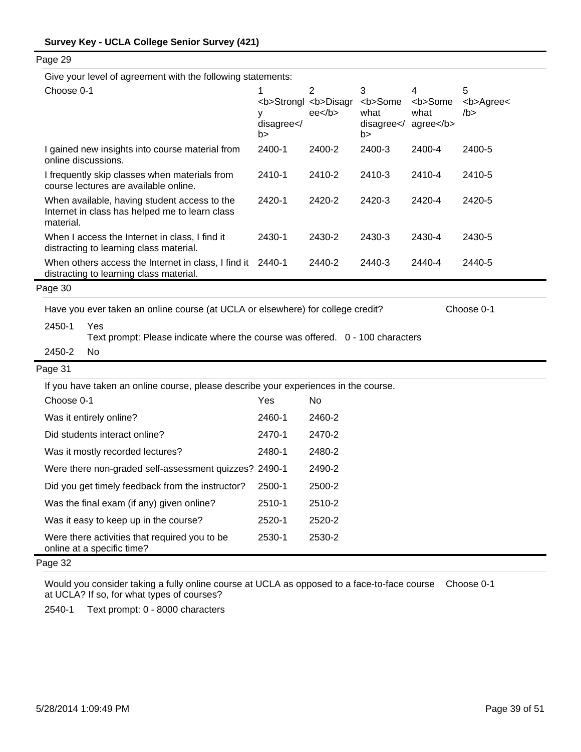**Survey Key - UCLA College Senior Survey (421)**

Page 29

Give your level of agreement with the following statements:

| Choose 0-1 | 1 <b>Strongly disagree</b> | 2 <b>Disagree</b> | 3 <b>Somewhat disagree</b> | 4 <b>Somewhat agree</b> | 5 <b>Agree</b> |
|---|---|---|---|---|---|
| I gained new insights into course material from online discussions. | 2400-1 | 2400-2 | 2400-3 | 2400-4 | 2400-5 |
| I frequently skip classes when materials from course lectures are available online. | 2410-1 | 2410-2 | 2410-3 | 2410-4 | 2410-5 |
| When available, having student access to the Internet in class has helped me to learn class material. | 2420-1 | 2420-2 | 2420-3 | 2420-4 | 2420-5 |
| When I access the Internet in class, I find it distracting to learning class material. | 2430-1 | 2430-2 | 2430-3 | 2430-4 | 2430-5 |
| When others access the Internet in class, I find it distracting to learning class material. | 2440-1 | 2440-2 | 2440-3 | 2440-4 | 2440-5 |

Page 30

Have you ever taken an online course (at UCLA or elsewhere) for college credit? Choose 0-1

2450-1 Yes
Text prompt: Please indicate where the course was offered. 0 - 100 characters

2450-2 No

Page 31

If you have taken an online course, please describe your experiences in the course.

| Choose 0-1 | Yes | No |
|---|---|---|
| Was it entirely online? | 2460-1 | 2460-2 |
| Did students interact online? | 2470-1 | 2470-2 |
| Was it mostly recorded lectures? | 2480-1 | 2480-2 |
| Were there non-graded self-assessment quizzes? | 2490-1 | 2490-2 |
| Did you get timely feedback from the instructor? | 2500-1 | 2500-2 |
| Was the final exam (if any) given online? | 2510-1 | 2510-2 |
| Was it easy to keep up in the course? | 2520-1 | 2520-2 |
| Were there activities that required you to be online at a specific time? | 2530-1 | 2530-2 |

Page 32

Would you consider taking a fully online course at UCLA as opposed to a face-to-face course at UCLA? If so, for what types of courses? Choose 0-1

2540-1 Text prompt: 0 - 8000 characters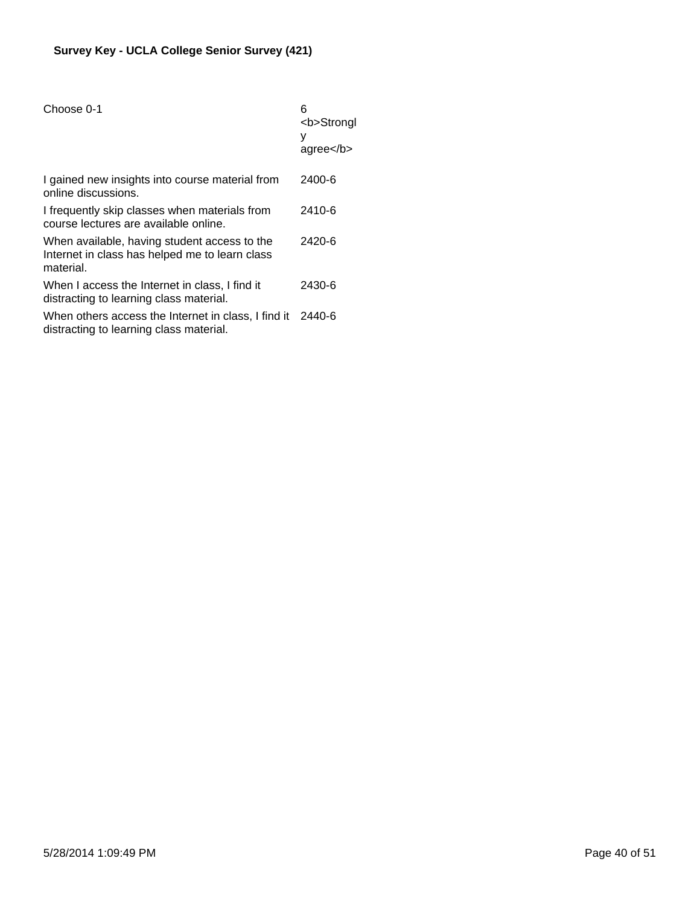**Survey Key - UCLA College Senior Survey (421)**

| Choose 0-1 | 6 <b>Strongly agree</b> |
| --- | --- |
| I gained new insights into course material from online discussions. | 2400-6 |
| I frequently skip classes when materials from course lectures are available online. | 2410-6 |
| When available, having student access to the Internet in class has helped me to learn class material. | 2420-6 |
| When I access the Internet in class, I find it distracting to learning class material. | 2430-6 |
| When others access the Internet in class, I find it distracting to learning class material. | 2440-6 |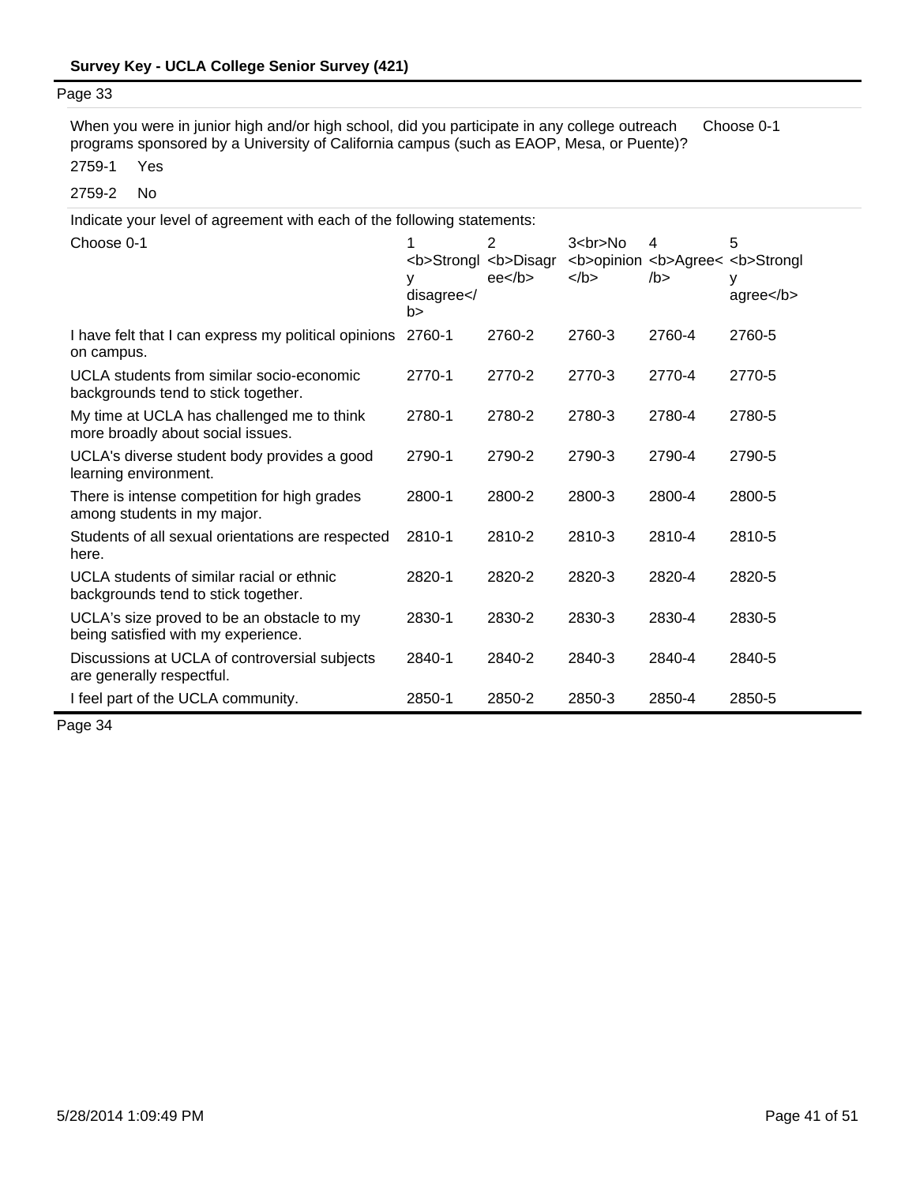Page 33

When you were in junior high and/or high school, did you participate in any college outreach programs sponsored by a University of California campus (such as EAOP, Mesa, or Puente)? Choose 0-1

2759-1 Yes

2759-2 No

Indicate your level of agreement with each of the following statements:

| Choose 0-1 | 1 <b>Strongly disagree</b> | 2 <b>Disagree</b> | 3<br>No <b>opinion</b> | 4 <b>Agree</b> | 5 <b>Strongly agree</b> |
|---|---|---|---|---|---|
| I have felt that I can express my political opinions on campus. | 2760-1 | 2760-2 | 2760-3 | 2760-4 | 2760-5 |
| UCLA students from similar socio-economic backgrounds tend to stick together. | 2770-1 | 2770-2 | 2770-3 | 2770-4 | 2770-5 |
| My time at UCLA has challenged me to think more broadly about social issues. | 2780-1 | 2780-2 | 2780-3 | 2780-4 | 2780-5 |
| UCLA's diverse student body provides a good learning environment. | 2790-1 | 2790-2 | 2790-3 | 2790-4 | 2790-5 |
| There is intense competition for high grades among students in my major. | 2800-1 | 2800-2 | 2800-3 | 2800-4 | 2800-5 |
| Students of all sexual orientations are respected here. | 2810-1 | 2810-2 | 2810-3 | 2810-4 | 2810-5 |
| UCLA students of similar racial or ethnic backgrounds tend to stick together. | 2820-1 | 2820-2 | 2820-3 | 2820-4 | 2820-5 |
| UCLA's size proved to be an obstacle to my being satisfied with my experience. | 2830-1 | 2830-2 | 2830-3 | 2830-4 | 2830-5 |
| Discussions at UCLA of controversial subjects are generally respectful. | 2840-1 | 2840-2 | 2840-3 | 2840-4 | 2840-5 |
| I feel part of the UCLA community. | 2850-1 | 2850-2 | 2850-3 | 2850-4 | 2850-5 |

Page 34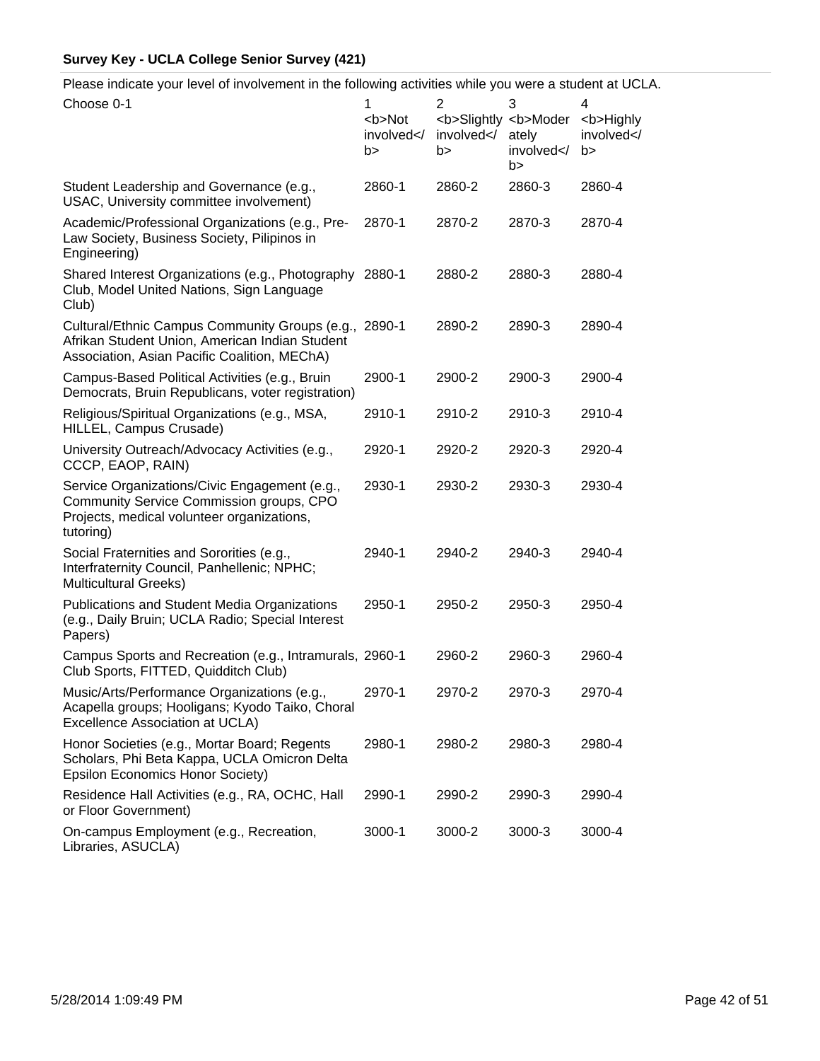**Survey Key - UCLA College Senior Survey (421)**

Please indicate your level of involvement in the following activities while you were a student at UCLA.

| Choose 0-1 | 1 <b>Not involved</b> | 2 <b>Slightly involved</b> | 3 <b>Moderately involved</b> | 4 <b>Highly involved</b> |
|---|---|---|---|---|
| Student Leadership and Governance (e.g., USAC, University committee involvement) | 2860-1 | 2860-2 | 2860-3 | 2860-4 |
| Academic/Professional Organizations (e.g., Pre-Law Society, Business Society, Pilipinos in Engineering) | 2870-1 | 2870-2 | 2870-3 | 2870-4 |
| Shared Interest Organizations (e.g., Photography Club, Model United Nations, Sign Language Club) | 2880-1 | 2880-2 | 2880-3 | 2880-4 |
| Cultural/Ethnic Campus Community Groups (e.g., Afrikan Student Union, American Indian Student Association, Asian Pacific Coalition, MEChA) | 2890-1 | 2890-2 | 2890-3 | 2890-4 |
| Campus-Based Political Activities (e.g., Bruin Democrats, Bruin Republicans, voter registration) | 2900-1 | 2900-2 | 2900-3 | 2900-4 |
| Religious/Spiritual Organizations (e.g., MSA, HILLEL, Campus Crusade) | 2910-1 | 2910-2 | 2910-3 | 2910-4 |
| University Outreach/Advocacy Activities (e.g., CCCP, EAOP, RAIN) | 2920-1 | 2920-2 | 2920-3 | 2920-4 |
| Service Organizations/Civic Engagement (e.g., Community Service Commission groups, CPO Projects, medical volunteer organizations, tutoring) | 2930-1 | 2930-2 | 2930-3 | 2930-4 |
| Social Fraternities and Sororities (e.g., Interfraternity Council, Panhellenic; NPHC; Multicultural Greeks) | 2940-1 | 2940-2 | 2940-3 | 2940-4 |
| Publications and Student Media Organizations (e.g., Daily Bruin; UCLA Radio; Special Interest Papers) | 2950-1 | 2950-2 | 2950-3 | 2950-4 |
| Campus Sports and Recreation (e.g., Intramurals, Club Sports, FITTED, Quidditch Club) | 2960-1 | 2960-2 | 2960-3 | 2960-4 |
| Music/Arts/Performance Organizations (e.g., Acapella groups; Hooligans; Kyodo Taiko, Choral Excellence Association at UCLA) | 2970-1 | 2970-2 | 2970-3 | 2970-4 |
| Honor Societies (e.g., Mortar Board; Regents Scholars, Phi Beta Kappa, UCLA Omicron Delta Epsilon Economics Honor Society) | 2980-1 | 2980-2 | 2980-3 | 2980-4 |
| Residence Hall Activities (e.g., RA, OCHC, Hall or Floor Government) | 2990-1 | 2990-2 | 2990-3 | 2990-4 |
| On-campus Employment (e.g., Recreation, Libraries, ASUCLA) | 3000-1 | 3000-2 | 3000-3 | 3000-4 |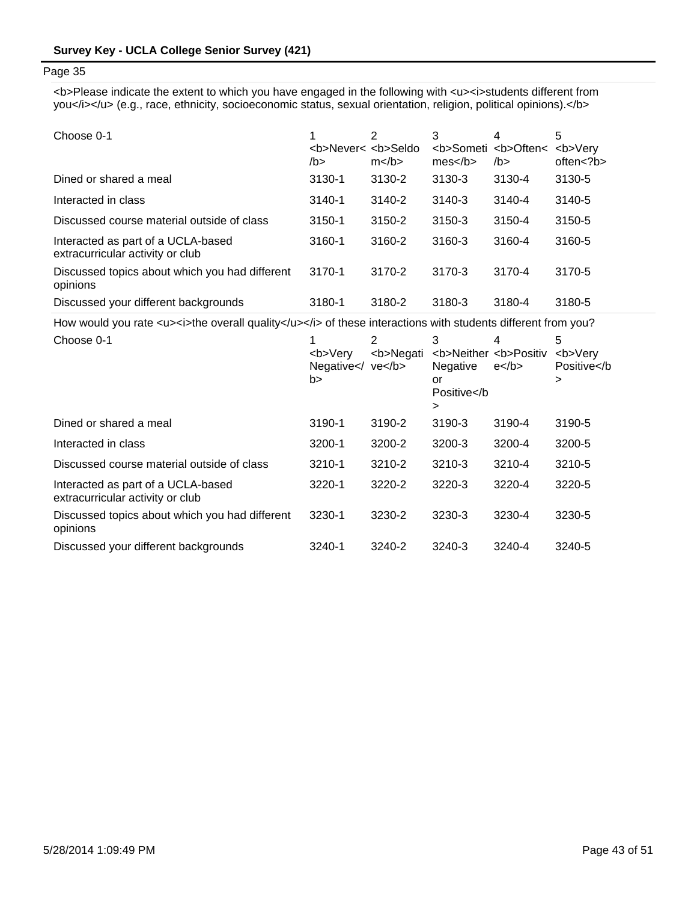Page 35

<b>Please indicate the extent to which you have engaged in the following with <u><i>students different from you</i></u> (e.g., race, ethnicity, socioeconomic status, sexual orientation, religion, political opinions).</b>

| Choose 0-1 | 1 <b>Never</b> | 2 <b>Seldom</b> | 3 <b>Sometimes</b> | 4 <b>Often</b> | 5 <b>Very often<?b> |
| --- | --- | --- | --- | --- | --- |
| Dined or shared a meal | 3130-1 | 3130-2 | 3130-3 | 3130-4 | 3130-5 |
| Interacted in class | 3140-1 | 3140-2 | 3140-3 | 3140-4 | 3140-5 |
| Discussed course material outside of class | 3150-1 | 3150-2 | 3150-3 | 3150-4 | 3150-5 |
| Interacted as part of a UCLA-based extracurricular activity or club | 3160-1 | 3160-2 | 3160-3 | 3160-4 | 3160-5 |
| Discussed topics about which you had different opinions | 3170-1 | 3170-2 | 3170-3 | 3170-4 | 3170-5 |
| Discussed your different backgrounds | 3180-1 | 3180-2 | 3180-3 | 3180-4 | 3180-5 |

How would you rate <u><i>the overall quality</u></i> of these interactions with students different from you?

| Choose 0-1 | 1 <b>Very Negative</b> | 2 <b>Negative</b> | 3 <b>Neither Negative or Positive</b> | 4 <b>Positive</b> | 5 <b>Very Positive</b> |
| --- | --- | --- | --- | --- | --- |
| Dined or shared a meal | 3190-1 | 3190-2 | 3190-3 | 3190-4 | 3190-5 |
| Interacted in class | 3200-1 | 3200-2 | 3200-3 | 3200-4 | 3200-5 |
| Discussed course material outside of class | 3210-1 | 3210-2 | 3210-3 | 3210-4 | 3210-5 |
| Interacted as part of a UCLA-based extracurricular activity or club | 3220-1 | 3220-2 | 3220-3 | 3220-4 | 3220-5 |
| Discussed topics about which you had different opinions | 3230-1 | 3230-2 | 3230-3 | 3230-4 | 3230-5 |
| Discussed your different backgrounds | 3240-1 | 3240-2 | 3240-3 | 3240-4 | 3240-5 |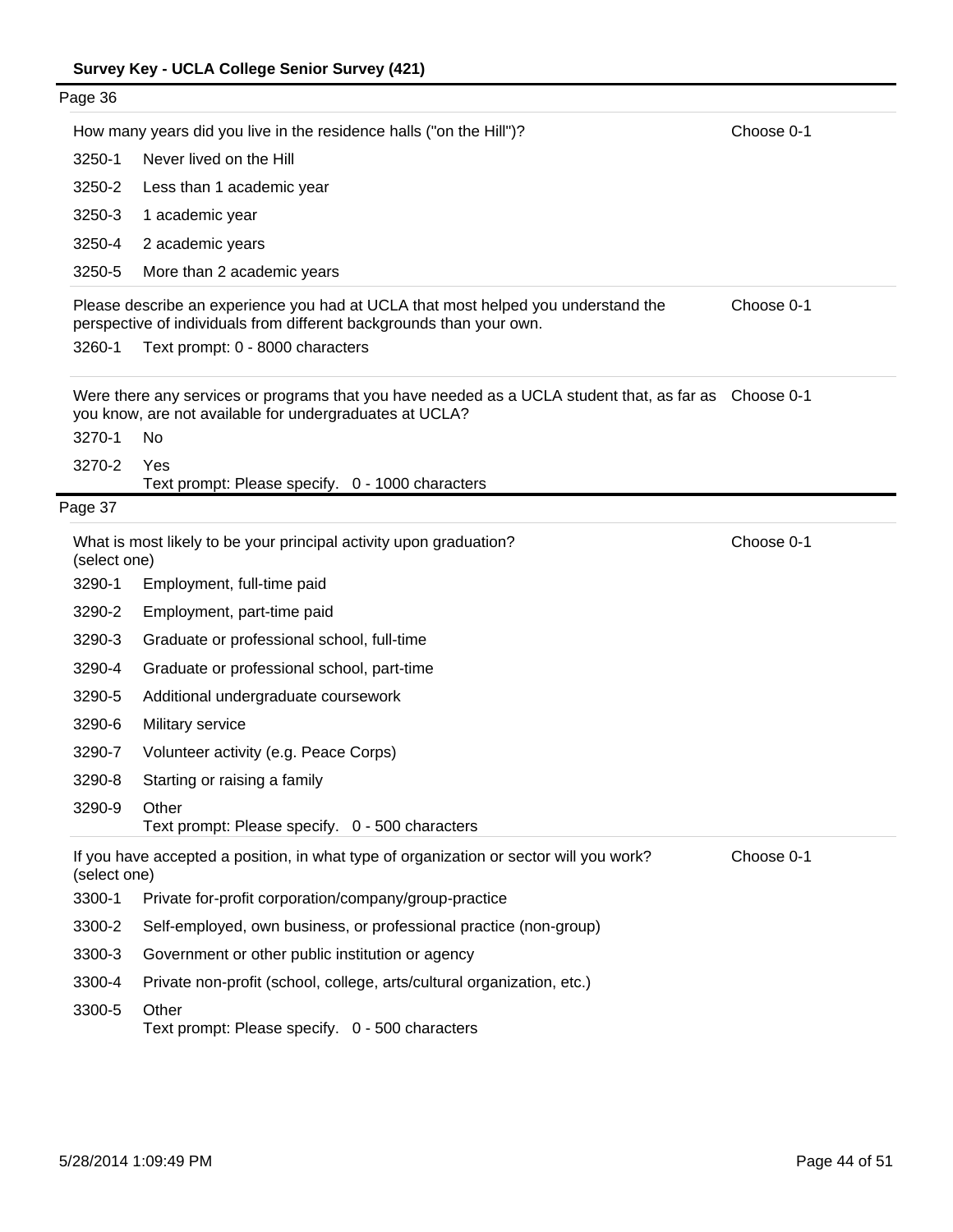Page 36

| | How many years did you live in the residence halls ("on the Hill")? | Choose 0-1 |
|---|---|---|
| 3250-1 | Never lived on the Hill | |
| 3250-2 | Less than 1 academic year | |
| 3250-3 | 1 academic year | |
| 3250-4 | 2 academic years | |
| 3250-5 | More than 2 academic years | |

| | Please describe an experience you had at UCLA that most helped you understand the perspective of individuals from different backgrounds than your own. | Choose 0-1 |
|---|---|---|
| 3260-1 | Text prompt: 0 - 8000 characters | |

| | Were there any services or programs that you have needed as a UCLA student that, as far as you know, are not available for undergraduates at UCLA? | Choose 0-1 |
|---|---|---|
| 3270-1 | No | |
| 3270-2 | Yes<br>Text prompt: Please specify. 0 - 1000 characters | |

Page 37

| | What is most likely to be your principal activity upon graduation? (select one) | Choose 0-1 |
|---|---|---|
| 3290-1 | Employment, full-time paid | |
| 3290-2 | Employment, part-time paid | |
| 3290-3 | Graduate or professional school, full-time | |
| 3290-4 | Graduate or professional school, part-time | |
| 3290-5 | Additional undergraduate coursework | |
| 3290-6 | Military service | |
| 3290-7 | Volunteer activity (e.g. Peace Corps) | |
| 3290-8 | Starting or raising a family | |
| 3290-9 | Other<br>Text prompt: Please specify. 0 - 500 characters | |

| | If you have accepted a position, in what type of organization or sector will you work? (select one) | Choose 0-1 |
|---|---|---|
| 3300-1 | Private for-profit corporation/company/group-practice | |
| 3300-2 | Self-employed, own business, or professional practice (non-group) | |
| 3300-3 | Government or other public institution or agency | |
| 3300-4 | Private non-profit (school, college, arts/cultural organization, etc.) | |
| 3300-5 | Other<br>Text prompt: Please specify. 0 - 500 characters | |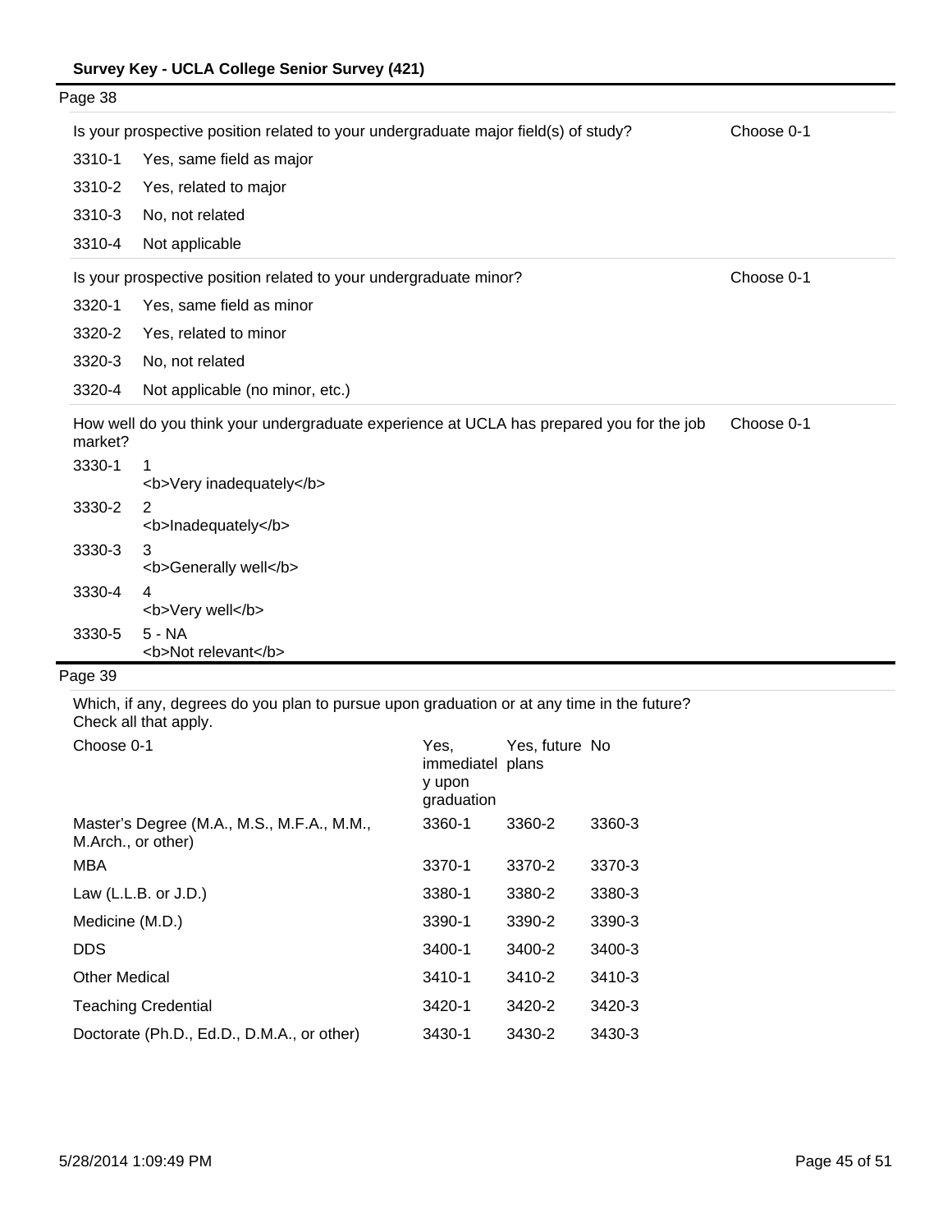Page 38

| Is your prospective position related to your undergraduate major field(s) of study? | | Choose 0-1 |
|---|---|---|
| 3310-1 | Yes, same field as major | |
| 3310-2 | Yes, related to major | |
| 3310-3 | No, not related | |
| 3310-4 | Not applicable | |

| Is your prospective position related to your undergraduate minor? | | Choose 0-1 |
|---|---|---|
| 3320-1 | Yes, same field as minor | |
| 3320-2 | Yes, related to minor | |
| 3320-3 | No, not related | |
| 3320-4 | Not applicable (no minor, etc.) | |

| How well do you think your undergraduate experience at UCLA has prepared you for the job market? | | Choose 0-1 |
|---|---|---|
| 3330-1 | 1 <b>Very inadequately</b> | |
| 3330-2 | 2 <b>Inadequately</b> | |
| 3330-3 | 3 <b>Generally well</b> | |
| 3330-4 | 4 <b>Very well</b> | |
| 3330-5 | 5 - NA <b>Not relevant</b> | |

Page 39

Which, if any, degrees do you plan to pursue upon graduation or at any time in the future? Check all that apply.

| Choose 0-1 | Yes, immediately upon graduation | Yes, future plans | No |
|---|---|---|---|
| Master's Degree (M.A., M.S., M.F.A., M.M., M.Arch., or other) | 3360-1 | 3360-2 | 3360-3 |
| MBA | 3370-1 | 3370-2 | 3370-3 |
| Law (L.L.B. or J.D.) | 3380-1 | 3380-2 | 3380-3 |
| Medicine (M.D.) | 3390-1 | 3390-2 | 3390-3 |
| DDS | 3400-1 | 3400-2 | 3400-3 |
| Other Medical | 3410-1 | 3410-2 | 3410-3 |
| Teaching Credential | 3420-1 | 3420-2 | 3420-3 |
| Doctorate (Ph.D., Ed.D., D.M.A., or other) | 3430-1 | 3430-2 | 3430-3 |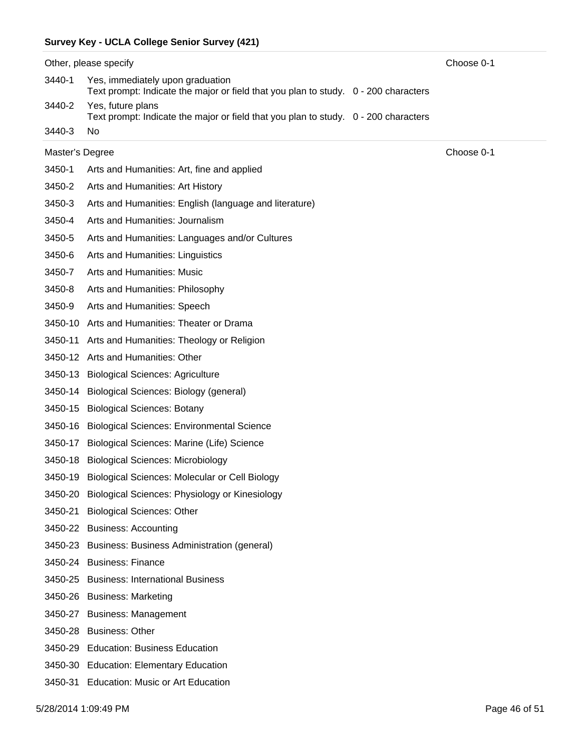**Survey Key - UCLA College Senior Survey (421)**

| Other, please specify | | Choose 0-1 |
|---|---|---|
| 3440-1 | Yes, immediately upon graduation<br>Text prompt: Indicate the major or field that you plan to study. 0 - 200 characters | |
| 3440-2 | Yes, future plans<br>Text prompt: Indicate the major or field that you plan to study. 0 - 200 characters | |
| 3440-3 | No | |

| Master's Degree | | Choose 0-1 |
|---|---|---|
| 3450-1 | Arts and Humanities: Art, fine and applied | |
| 3450-2 | Arts and Humanities: Art History | |
| 3450-3 | Arts and Humanities: English (language and literature) | |
| 3450-4 | Arts and Humanities: Journalism | |
| 3450-5 | Arts and Humanities: Languages and/or Cultures | |
| 3450-6 | Arts and Humanities: Linguistics | |
| 3450-7 | Arts and Humanities: Music | |
| 3450-8 | Arts and Humanities: Philosophy | |
| 3450-9 | Arts and Humanities: Speech | |
| 3450-10 | Arts and Humanities: Theater or Drama | |
| 3450-11 | Arts and Humanities: Theology or Religion | |
| 3450-12 | Arts and Humanities: Other | |
| 3450-13 | Biological Sciences: Agriculture | |
| 3450-14 | Biological Sciences: Biology (general) | |
| 3450-15 | Biological Sciences: Botany | |
| 3450-16 | Biological Sciences: Environmental Science | |
| 3450-17 | Biological Sciences: Marine (Life) Science | |
| 3450-18 | Biological Sciences: Microbiology | |
| 3450-19 | Biological Sciences: Molecular or Cell Biology | |
| 3450-20 | Biological Sciences: Physiology or Kinesiology | |
| 3450-21 | Biological Sciences: Other | |
| 3450-22 | Business: Accounting | |
| 3450-23 | Business: Business Administration (general) | |
| 3450-24 | Business: Finance | |
| 3450-25 | Business: International Business | |
| 3450-26 | Business: Marketing | |
| 3450-27 | Business: Management | |
| 3450-28 | Business: Other | |
| 3450-29 | Education: Business Education | |
| 3450-30 | Education: Elementary Education | |
| 3450-31 | Education: Music or Art Education | |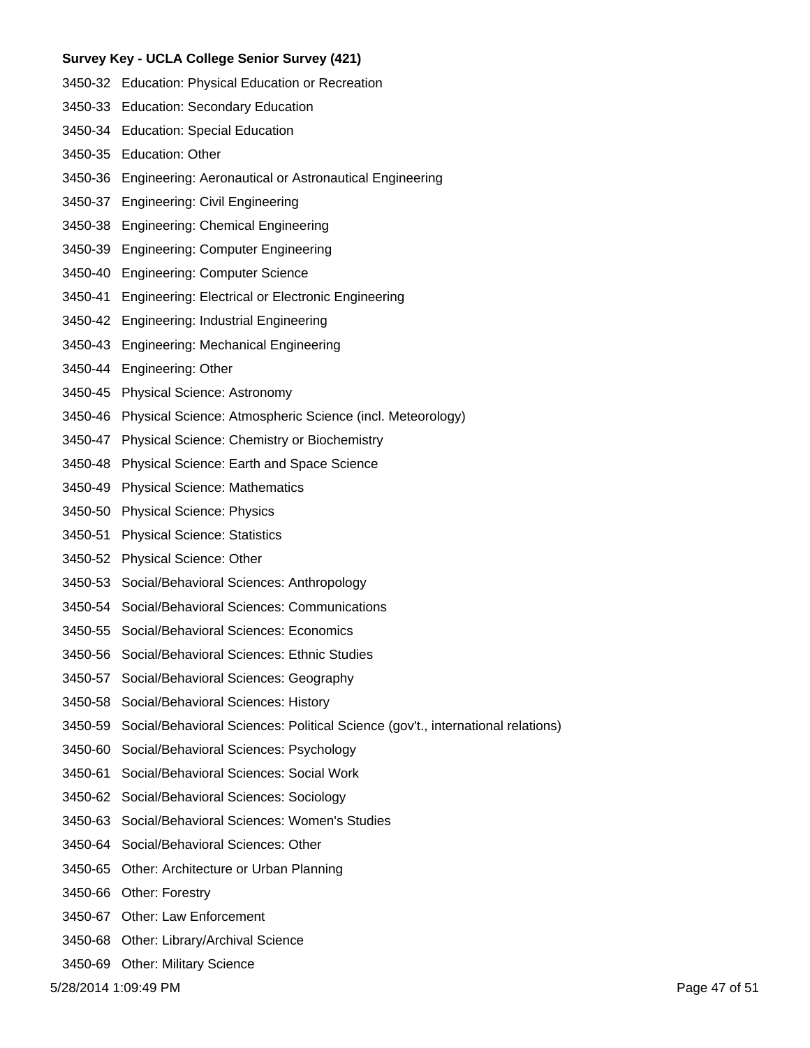**Survey Key - UCLA College Senior Survey (421)**

3450-32 Education: Physical Education or Recreation

3450-33 Education: Secondary Education

3450-34 Education: Special Education

3450-35 Education: Other

3450-36 Engineering: Aeronautical or Astronautical Engineering

3450-37 Engineering: Civil Engineering

3450-38 Engineering: Chemical Engineering

3450-39 Engineering: Computer Engineering

3450-40 Engineering: Computer Science

3450-41 Engineering: Electrical or Electronic Engineering

3450-42 Engineering: Industrial Engineering

3450-43 Engineering: Mechanical Engineering

3450-44 Engineering: Other

3450-45 Physical Science: Astronomy

3450-46 Physical Science: Atmospheric Science (incl. Meteorology)

3450-47 Physical Science: Chemistry or Biochemistry

3450-48 Physical Science: Earth and Space Science

3450-49 Physical Science: Mathematics

3450-50 Physical Science: Physics

3450-51 Physical Science: Statistics

3450-52 Physical Science: Other

3450-53 Social/Behavioral Sciences: Anthropology

3450-54 Social/Behavioral Sciences: Communications

3450-55 Social/Behavioral Sciences: Economics

3450-56 Social/Behavioral Sciences: Ethnic Studies

3450-57 Social/Behavioral Sciences: Geography

3450-58 Social/Behavioral Sciences: History

3450-59 Social/Behavioral Sciences: Political Science (gov't., international relations)

3450-60 Social/Behavioral Sciences: Psychology

3450-61 Social/Behavioral Sciences: Social Work

3450-62 Social/Behavioral Sciences: Sociology

3450-63 Social/Behavioral Sciences: Women's Studies

3450-64 Social/Behavioral Sciences: Other

3450-65 Other: Architecture or Urban Planning

3450-66 Other: Forestry

3450-67 Other: Law Enforcement

3450-68 Other: Library/Archival Science

3450-69 Other: Military Science

5/28/2014 1:09:49 PM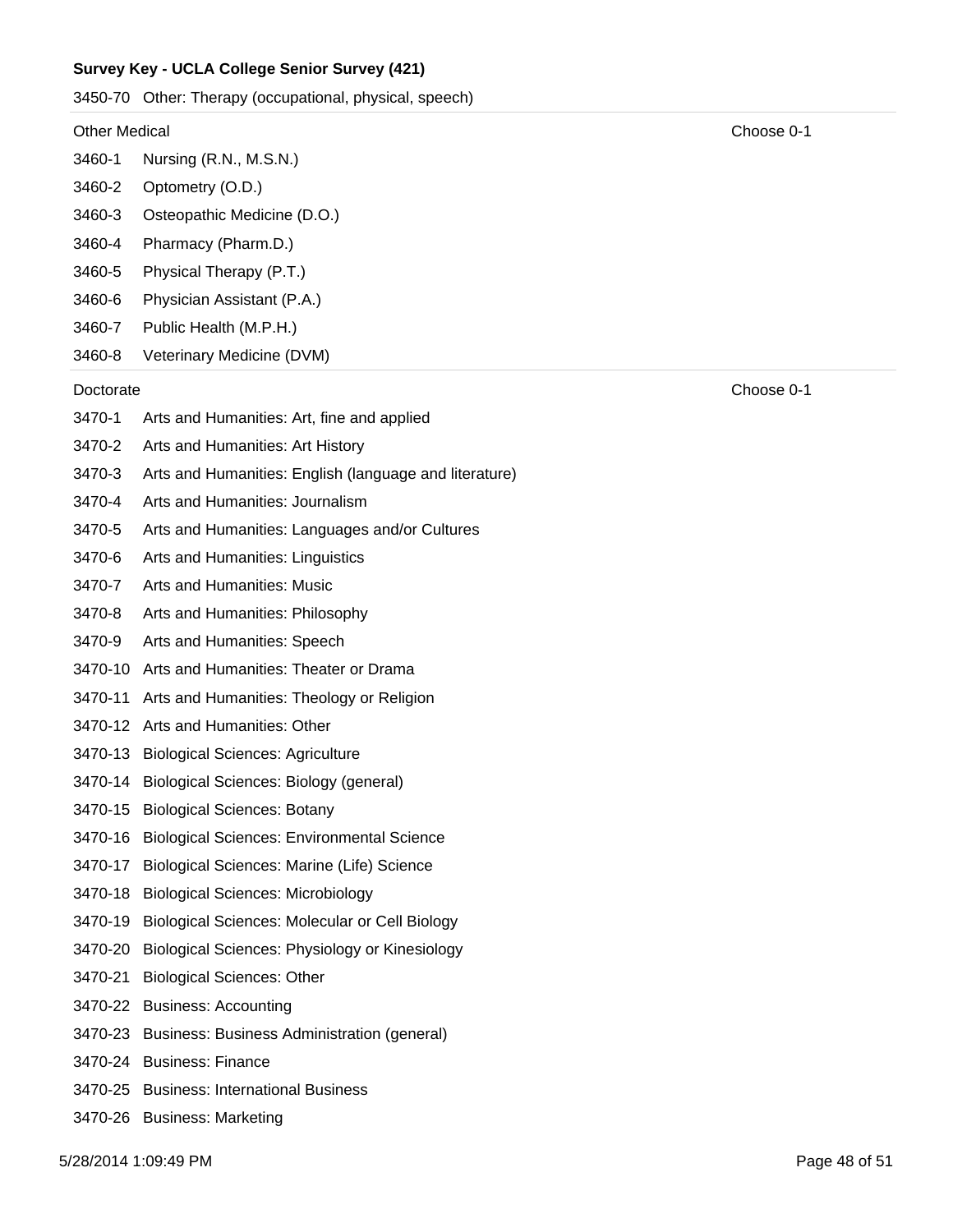3450-70 Other: Therapy (occupational, physical, speech)

| Other Medical | | Choose 0-1 |
|---|---|---|
| 3460-1 | Nursing (R.N., M.S.N.) | |
| 3460-2 | Optometry (O.D.) | |
| 3460-3 | Osteopathic Medicine (D.O.) | |
| 3460-4 | Pharmacy (Pharm.D.) | |
| 3460-5 | Physical Therapy (P.T.) | |
| 3460-6 | Physician Assistant (P.A.) | |
| 3460-7 | Public Health (M.P.H.) | |
| 3460-8 | Veterinary Medicine (DVM) | |

| Doctorate | | Choose 0-1 |
|---|---|---|
| 3470-1 | Arts and Humanities: Art, fine and applied | |
| 3470-2 | Arts and Humanities: Art History | |
| 3470-3 | Arts and Humanities: English (language and literature) | |
| 3470-4 | Arts and Humanities: Journalism | |
| 3470-5 | Arts and Humanities: Languages and/or Cultures | |
| 3470-6 | Arts and Humanities: Linguistics | |
| 3470-7 | Arts and Humanities: Music | |
| 3470-8 | Arts and Humanities: Philosophy | |
| 3470-9 | Arts and Humanities: Speech | |
| 3470-10 | Arts and Humanities: Theater or Drama | |
| 3470-11 | Arts and Humanities: Theology or Religion | |
| 3470-12 | Arts and Humanities: Other | |
| 3470-13 | Biological Sciences: Agriculture | |
| 3470-14 | Biological Sciences: Biology (general) | |
| 3470-15 | Biological Sciences: Botany | |
| 3470-16 | Biological Sciences: Environmental Science | |
| 3470-17 | Biological Sciences: Marine (Life) Science | |
| 3470-18 | Biological Sciences: Microbiology | |
| 3470-19 | Biological Sciences: Molecular or Cell Biology | |
| 3470-20 | Biological Sciences: Physiology or Kinesiology | |
| 3470-21 | Biological Sciences: Other | |
| 3470-22 | Business: Accounting | |
| 3470-23 | Business: Business Administration (general) | |
| 3470-24 | Business: Finance | |
| 3470-25 | Business: International Business | |
| 3470-26 | Business: Marketing | |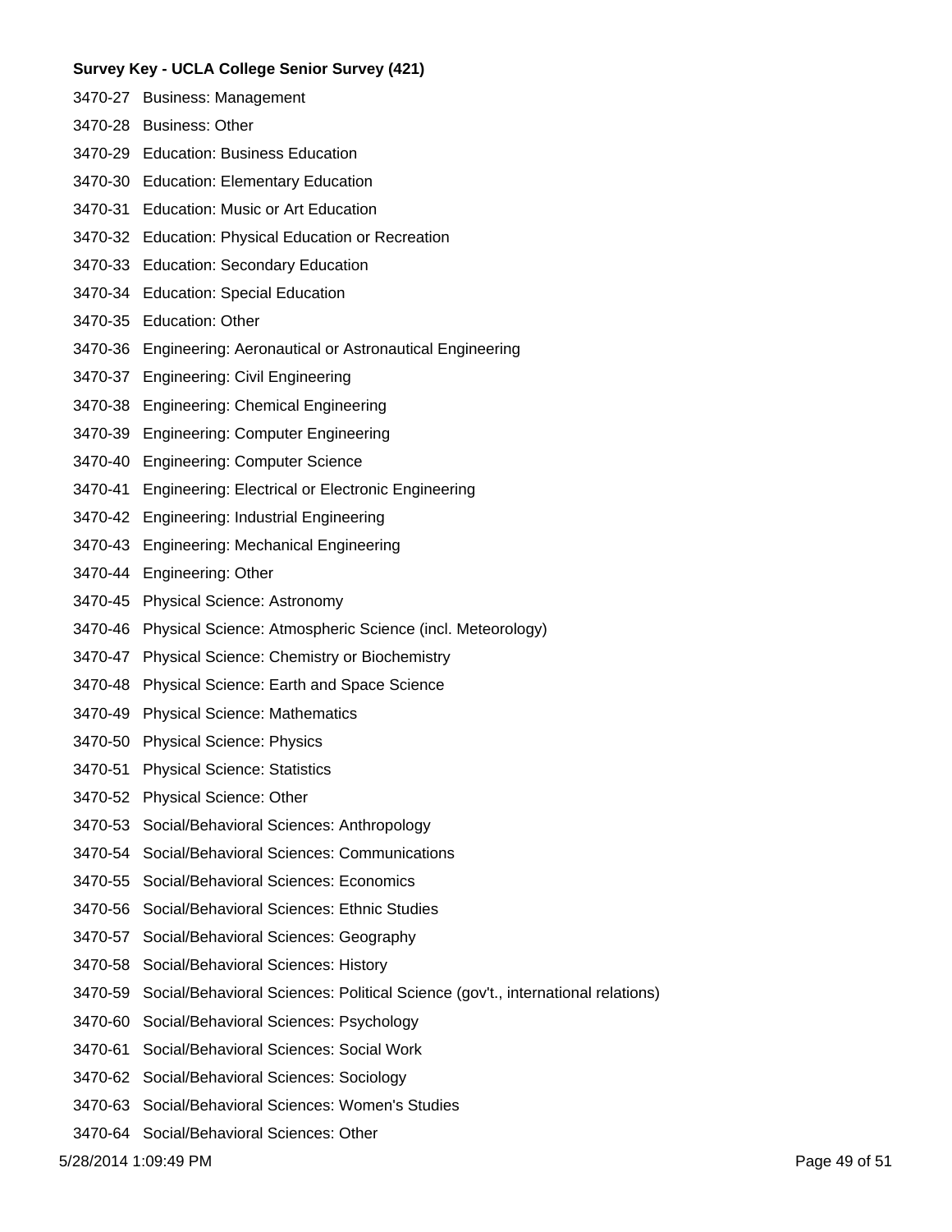**Survey Key - UCLA College Senior Survey (421)**

3470-27 Business: Management

3470-28 Business: Other

3470-29 Education: Business Education

3470-30 Education: Elementary Education

3470-31 Education: Music or Art Education

3470-32 Education: Physical Education or Recreation

3470-33 Education: Secondary Education

3470-34 Education: Special Education

3470-35 Education: Other

3470-36 Engineering: Aeronautical or Astronautical Engineering

3470-37 Engineering: Civil Engineering

3470-38 Engineering: Chemical Engineering

3470-39 Engineering: Computer Engineering

3470-40 Engineering: Computer Science

3470-41 Engineering: Electrical or Electronic Engineering

3470-42 Engineering: Industrial Engineering

3470-43 Engineering: Mechanical Engineering

3470-44 Engineering: Other

3470-45 Physical Science: Astronomy

3470-46 Physical Science: Atmospheric Science (incl. Meteorology)

3470-47 Physical Science: Chemistry or Biochemistry

3470-48 Physical Science: Earth and Space Science

3470-49 Physical Science: Mathematics

3470-50 Physical Science: Physics

3470-51 Physical Science: Statistics

3470-52 Physical Science: Other

3470-53 Social/Behavioral Sciences: Anthropology

3470-54 Social/Behavioral Sciences: Communications

3470-55 Social/Behavioral Sciences: Economics

3470-56 Social/Behavioral Sciences: Ethnic Studies

3470-57 Social/Behavioral Sciences: Geography

3470-58 Social/Behavioral Sciences: History

3470-59 Social/Behavioral Sciences: Political Science (gov't., international relations)

3470-60 Social/Behavioral Sciences: Psychology

3470-61 Social/Behavioral Sciences: Social Work

3470-62 Social/Behavioral Sciences: Sociology

3470-63 Social/Behavioral Sciences: Women's Studies

3470-64 Social/Behavioral Sciences: Other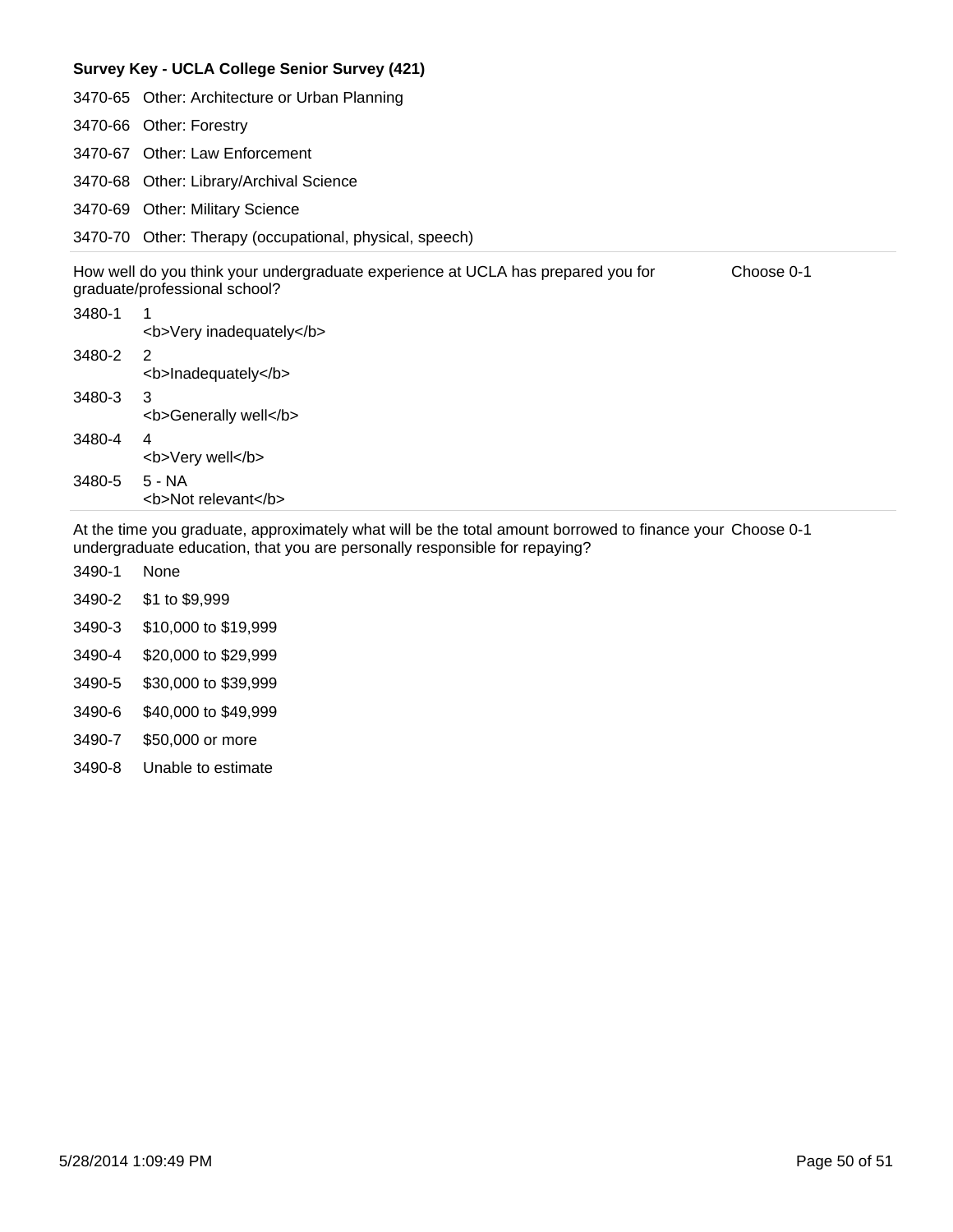**Survey Key - UCLA College Senior Survey (421)**

| | |
|---|---|
| 3470-65 | Other: Architecture or Urban Planning |
| 3470-66 | Other: Forestry |
| 3470-67 | Other: Law Enforcement |
| 3470-68 | Other: Library/Archival Science |
| 3470-69 | Other: Military Science |
| 3470-70 | Other: Therapy (occupational, physical, speech) |

How well do you think your undergraduate experience at UCLA has prepared you for graduate/professional school? — Choose 0-1

| | |
|---|---|
| 3480-1 | 1 <b>Very inadequately</b> |
| 3480-2 | 2 <b>Inadequately</b> |
| 3480-3 | 3 <b>Generally well</b> |
| 3480-4 | 4 <b>Very well</b> |
| 3480-5 | 5 - NA <b>Not relevant</b> |

At the time you graduate, approximately what will be the total amount borrowed to finance your undergraduate education, that you are personally responsible for repaying? — Choose 0-1

| | |
|---|---|
| 3490-1 | None |
| 3490-2 | $1 to $9,999 |
| 3490-3 | $10,000 to $19,999 |
| 3490-4 | $20,000 to $29,999 |
| 3490-5 | $30,000 to $39,999 |
| 3490-6 | $40,000 to $49,999 |
| 3490-7 | $50,000 or more |
| 3490-8 | Unable to estimate |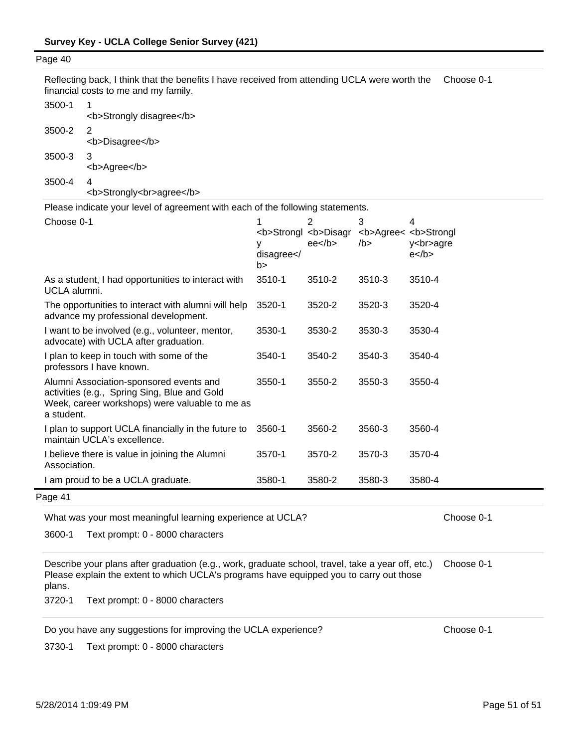Page 40

Reflecting back, I think that the benefits I have received from attending UCLA were worth the financial costs to me and my family. Choose 0-1

| | |
|---|---|
| 3500-1 | 1<br><b>Strongly disagree</b> |
| 3500-2 | 2<br><b>Disagree</b> |
| 3500-3 | 3<br><b>Agree</b> |
| 3500-4 | 4<br><b>Strongly<br>agree</b> |

Please indicate your level of agreement with each of the following statements.

| Choose 0-1 | 1 <b>Strongly disagree</b> | 2 <b>Disagree</b> | 3 <b>Agree</b> | 4 <b>Strongly<br>agree</b> |
|---|---|---|---|---|
| As a student, I had opportunities to interact with UCLA alumni. | 3510-1 | 3510-2 | 3510-3 | 3510-4 |
| The opportunities to interact with alumni will help advance my professional development. | 3520-1 | 3520-2 | 3520-3 | 3520-4 |
| I want to be involved (e.g., volunteer, mentor, advocate) with UCLA after graduation. | 3530-1 | 3530-2 | 3530-3 | 3530-4 |
| I plan to keep in touch with some of the professors I have known. | 3540-1 | 3540-2 | 3540-3 | 3540-4 |
| Alumni Association-sponsored events and activities (e.g., Spring Sing, Blue and Gold Week, career workshops) were valuable to me as a student. | 3550-1 | 3550-2 | 3550-3 | 3550-4 |
| I plan to support UCLA financially in the future to maintain UCLA's excellence. | 3560-1 | 3560-2 | 3560-3 | 3560-4 |
| I believe there is value in joining the Alumni Association. | 3570-1 | 3570-2 | 3570-3 | 3570-4 |
| I am proud to be a UCLA graduate. | 3580-1 | 3580-2 | 3580-3 | 3580-4 |

Page 41

What was your most meaningful learning experience at UCLA? Choose 0-1

3600-1 Text prompt: 0 - 8000 characters

Describe your plans after graduation (e.g., work, graduate school, travel, take a year off, etc.) Please explain the extent to which UCLA's programs have equipped you to carry out those plans. Choose 0-1

3720-1 Text prompt: 0 - 8000 characters

Do you have any suggestions for improving the UCLA experience? Choose 0-1

3730-1 Text prompt: 0 - 8000 characters